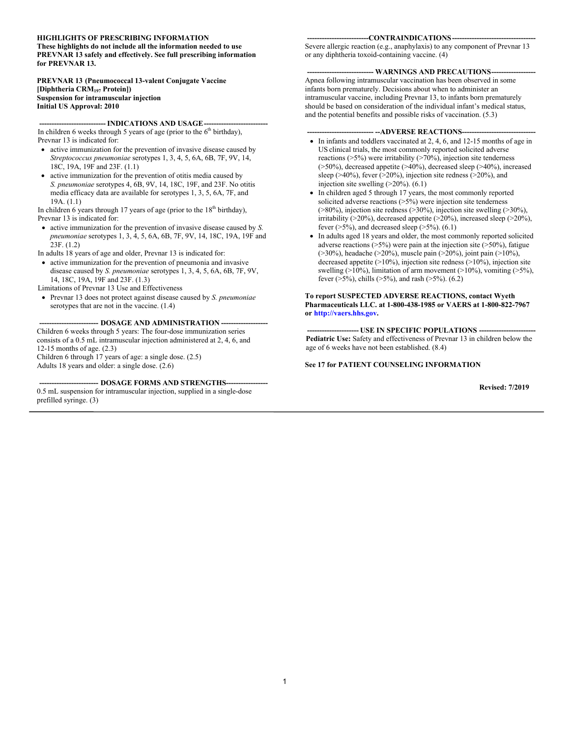**HIGHLIGHTS OF PRESCRIBING INFORMATION**
**These highlights do not include all the information needed to use PREVNAR 13 safely and effectively. See full prescribing information for PREVNAR 13.**

**PREVNAR 13 (Pneumococcal 13-valent Conjugate Vaccine [Diphtheria $CRM_{197}$ Protein])**
**Suspension for intramuscular injection**
**Initial US Approval: 2010**

## INDICATIONS AND USAGE

In children 6 weeks through 5 years of age (prior to the 6th birthday), Prevnar 13 is indicated for:

- active immunization for the prevention of invasive disease caused by *Streptococcus pneumoniae* serotypes 1, 3, 4, 5, 6A, 6B, 7F, 9V, 14, 18C, 19A, 19F and 23F. (1.1)
- active immunization for the prevention of otitis media caused by *S. pneumoniae* serotypes 4, 6B, 9V, 14, 18C, 19F, and 23F. No otitis media efficacy data are available for serotypes 1, 3, 5, 6A, 7F, and 19A. (1.1)

In children 6 years through 17 years of age (prior to the 18th birthday), Prevnar 13 is indicated for:

- active immunization for the prevention of invasive disease caused by *S. pneumoniae* serotypes 1, 3, 4, 5, 6A, 6B, 7F, 9V, 14, 18C, 19A, 19F and 23F. (1.2)

In adults 18 years of age and older, Prevnar 13 is indicated for:

- active immunization for the prevention of pneumonia and invasive disease caused by *S. pneumoniae* serotypes 1, 3, 4, 5, 6A, 6B, 7F, 9V, 14, 18C, 19A, 19F and 23F. (1.3)

Limitations of Prevnar 13 Use and Effectiveness

- Prevnar 13 does not protect against disease caused by *S. pneumoniae* serotypes that are not in the vaccine. (1.4)

## DOSAGE AND ADMINISTRATION

Children 6 weeks through 5 years: The four-dose immunization series consists of a 0.5 mL intramuscular injection administered at 2, 4, 6, and 12-15 months of age. (2.3)
Children 6 through 17 years of age: a single dose. (2.5)
Adults 18 years and older: a single dose. (2.6)

## DOSAGE FORMS AND STRENGTHS

0.5 mL suspension for intramuscular injection, supplied in a single-dose prefilled syringe. (3)

## CONTRAINDICATIONS

Severe allergic reaction (e.g., anaphylaxis) to any component of Prevnar 13 or any diphtheria toxoid-containing vaccine. (4)

## WARNINGS AND PRECAUTIONS

Apnea following intramuscular vaccination has been observed in some infants born prematurely. Decisions about when to administer an intramuscular vaccine, including Prevnar 13, to infants born prematurely should be based on consideration of the individual infant's medical status, and the potential benefits and possible risks of vaccination. (5.3)

## ADVERSE REACTIONS

- In infants and toddlers vaccinated at 2, 4, 6, and 12-15 months of age in US clinical trials, the most commonly reported solicited adverse reactions (>5%) were irritability (>70%), injection site tenderness (>50%), decreased appetite (>40%), decreased sleep (>40%), increased sleep (>40%), fever (>20%), injection site redness (>20%), and injection site swelling (>20%). (6.1)
- In children aged 5 through 17 years, the most commonly reported solicited adverse reactions (>5%) were injection site tenderness (>80%), injection site redness (>30%), injection site swelling (>30%), irritability (>20%), decreased appetite (>20%), increased sleep (>20%), fever (>5%), and decreased sleep (>5%). (6.1)
- In adults aged 18 years and older, the most commonly reported solicited adverse reactions (>5%) were pain at the injection site (>50%), fatigue (>30%), headache (>20%), muscle pain (>20%), joint pain (>10%), decreased appetite (>10%), injection site redness (>10%), injection site swelling (>10%), limitation of arm movement (>10%), vomiting (>5%), fever (>5%), chills (>5%), and rash (>5%). (6.2)

**To report SUSPECTED ADVERSE REACTIONS, contact Wyeth Pharmaceuticals LLC. at 1-800-438-1985 or VAERS at 1-800-822-7967 or http://vaers.hhs.gov.**

## USE IN SPECIFIC POPULATIONS

**Pediatric Use:** Safety and effectiveness of Prevnar 13 in children below the age of 6 weeks have not been established. (8.4)

**See 17 for PATIENT COUNSELING INFORMATION**

**Revised: 7/2019**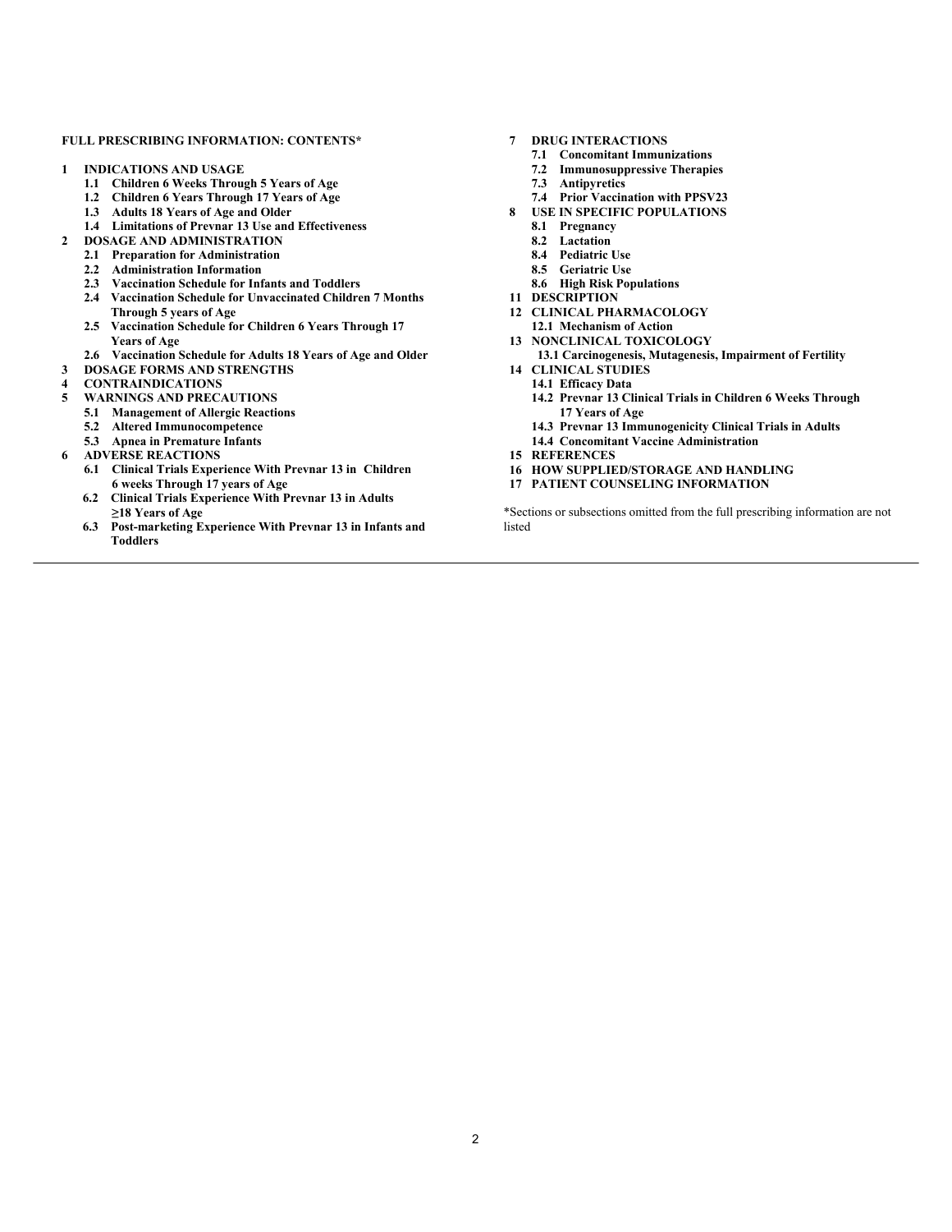**FULL PRESCRIBING INFORMATION: CONTENTS***

**1 INDICATIONS AND USAGE**
- **1.1 Children 6 Weeks Through 5 Years of Age**
- **1.2 Children 6 Years Through 17 Years of Age**
- **1.3 Adults 18 Years of Age and Older**
- **1.4 Limitations of Prevnar 13 Use and Effectiveness**

**2 DOSAGE AND ADMINISTRATION**
- **2.1 Preparation for Administration**
- **2.2 Administration Information**
- **2.3 Vaccination Schedule for Infants and Toddlers**
- **2.4 Vaccination Schedule for Unvaccinated Children 7 Months Through 5 years of Age**
- **2.5 Vaccination Schedule for Children 6 Years Through 17 Years of Age**
- **2.6 Vaccination Schedule for Adults 18 Years of Age and Older**

**3 DOSAGE FORMS AND STRENGTHS**

**4 CONTRAINDICATIONS**

**5 WARNINGS AND PRECAUTIONS**
- **5.1 Management of Allergic Reactions**
- **5.2 Altered Immunocompetence**
- **5.3 Apnea in Premature Infants**

**6 ADVERSE REACTIONS**
- **6.1 Clinical Trials Experience With Prevnar 13 in Children 6 weeks Through 17 years of Age**
- **6.2 Clinical Trials Experience With Prevnar 13 in Adults ≥18 Years of Age**
- **6.3 Post-marketing Experience With Prevnar 13 in Infants and Toddlers**

**7 DRUG INTERACTIONS**
- **7.1 Concomitant Immunizations**
- **7.2 Immunosuppressive Therapies**
- **7.3 Antipyretics**
- **7.4 Prior Vaccination with PPSV23**

**8 USE IN SPECIFIC POPULATIONS**
- **8.1 Pregnancy**
- **8.2 Lactation**
- **8.4 Pediatric Use**
- **8.5 Geriatric Use**
- **8.6 High Risk Populations**

**11 DESCRIPTION**

**12 CLINICAL PHARMACOLOGY**
- **12.1 Mechanism of Action**

**13 NONCLINICAL TOXICOLOGY**
- **13.1 Carcinogenesis, Mutagenesis, Impairment of Fertility**

**14 CLINICAL STUDIES**
- **14.1 Efficacy Data**
- **14.2 Prevnar 13 Clinical Trials in Children 6 Weeks Through 17 Years of Age**
- **14.3 Prevnar 13 Immunogenicity Clinical Trials in Adults**
- **14.4 Concomitant Vaccine Administration**

**15 REFERENCES**

**16 HOW SUPPLIED/STORAGE AND HANDLING**

**17 PATIENT COUNSELING INFORMATION**

*Sections or subsections omitted from the full prescribing information are not listed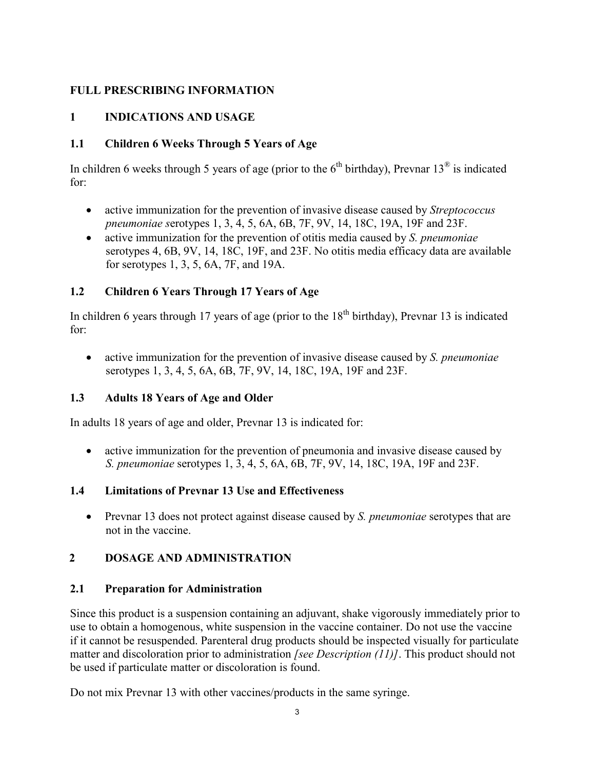# FULL PRESCRIBING INFORMATION

## 1 INDICATIONS AND USAGE

### 1.1 Children 6 Weeks Through 5 Years of Age

In children 6 weeks through 5 years of age (prior to the 6th birthday), Prevnar 13® is indicated for:

- active immunization for the prevention of invasive disease caused by *Streptococcus pneumoniae s*erotypes 1, 3, 4, 5, 6A, 6B, 7F, 9V, 14, 18C, 19A, 19F and 23F.
- active immunization for the prevention of otitis media caused by *S. pneumoniae* serotypes 4, 6B, 9V, 14, 18C, 19F, and 23F. No otitis media efficacy data are available for serotypes 1, 3, 5, 6A, 7F, and 19A.

### 1.2 Children 6 Years Through 17 Years of Age

In children 6 years through 17 years of age (prior to the 18th birthday), Prevnar 13 is indicated for:

- active immunization for the prevention of invasive disease caused by *S. pneumoniae* serotypes 1, 3, 4, 5, 6A, 6B, 7F, 9V, 14, 18C, 19A, 19F and 23F.

### 1.3 Adults 18 Years of Age and Older

In adults 18 years of age and older, Prevnar 13 is indicated for:

- active immunization for the prevention of pneumonia and invasive disease caused by *S. pneumoniae* serotypes 1, 3, 4, 5, 6A, 6B, 7F, 9V, 14, 18C, 19A, 19F and 23F.

### 1.4 Limitations of Prevnar 13 Use and Effectiveness

- Prevnar 13 does not protect against disease caused by *S. pneumoniae* serotypes that are not in the vaccine.

## 2 DOSAGE AND ADMINISTRATION

### 2.1 Preparation for Administration

Since this product is a suspension containing an adjuvant, shake vigorously immediately prior to use to obtain a homogenous, white suspension in the vaccine container. Do not use the vaccine if it cannot be resuspended. Parenteral drug products should be inspected visually for particulate matter and discoloration prior to administration *[see Description (11)]*. This product should not be used if particulate matter or discoloration is found.

Do not mix Prevnar 13 with other vaccines/products in the same syringe.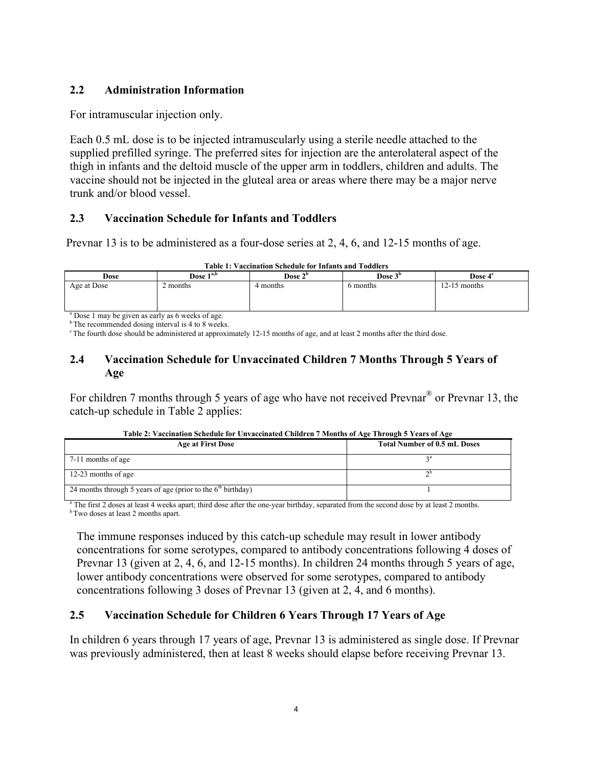## 2.2 Administration Information

For intramuscular injection only.

Each 0.5 mL dose is to be injected intramuscularly using a sterile needle attached to the supplied prefilled syringe. The preferred sites for injection are the anterolateral aspect of the thigh in infants and the deltoid muscle of the upper arm in toddlers, children and adults. The vaccine should not be injected in the gluteal area or areas where there may be a major nerve trunk and/or blood vessel.

## 2.3 Vaccination Schedule for Infants and Toddlers

Prevnar 13 is to be administered as a four-dose series at 2, 4, 6, and 12-15 months of age.

**Table 1: Vaccination Schedule for Infants and Toddlers**

| Dose | Dose 1[a,b] | Dose 2[b] | Dose 3[b] | Dose 4[c] |
|---|---|---|---|---|
| Age at Dose | 2 months | 4 months | 6 months | 12-15 months |

[a] Dose 1 may be given as early as 6 weeks of age.
[b] The recommended dosing interval is 4 to 8 weeks.
[c] The fourth dose should be administered at approximately 12-15 months of age, and at least 2 months after the third dose.

## 2.4 Vaccination Schedule for Unvaccinated Children 7 Months Through 5 Years of Age

For children 7 months through 5 years of age who have not received Prevnar® or Prevnar 13, the catch-up schedule in Table 2 applies:

**Table 2: Vaccination Schedule for Unvaccinated Children 7 Months of Age Through 5 Years of Age**

| Age at First Dose | Total Number of 0.5 mL Doses |
|---|---|
| 7-11 months of age | 3[a] |
| 12-23 months of age | 2[b] |
| 24 months through 5 years of age (prior to the 6th birthday) | 1 |

[a] The first 2 doses at least 4 weeks apart; third dose after the one-year birthday, separated from the second dose by at least 2 months.
[b] Two doses at least 2 months apart.

The immune responses induced by this catch-up schedule may result in lower antibody concentrations for some serotypes, compared to antibody concentrations following 4 doses of Prevnar 13 (given at 2, 4, 6, and 12-15 months). In children 24 months through 5 years of age, lower antibody concentrations were observed for some serotypes, compared to antibody concentrations following 3 doses of Prevnar 13 (given at 2, 4, and 6 months).

## 2.5 Vaccination Schedule for Children 6 Years Through 17 Years of Age

In children 6 years through 17 years of age, Prevnar 13 is administered as single dose. If Prevnar was previously administered, then at least 8 weeks should elapse before receiving Prevnar 13.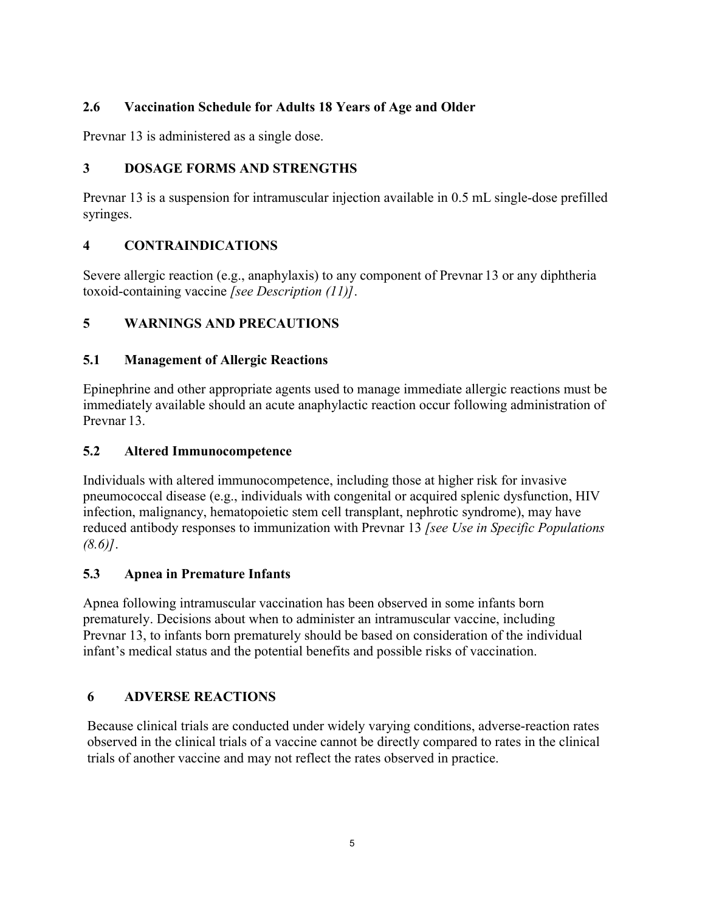### 2.6 Vaccination Schedule for Adults 18 Years of Age and Older

Prevnar 13 is administered as a single dose.

## 3 DOSAGE FORMS AND STRENGTHS

Prevnar 13 is a suspension for intramuscular injection available in 0.5 mL single-dose prefilled syringes.

## 4 CONTRAINDICATIONS

Severe allergic reaction (e.g., anaphylaxis) to any component of Prevnar 13 or any diphtheria toxoid-containing vaccine *[see Description (11)]*.

## 5 WARNINGS AND PRECAUTIONS

### 5.1 Management of Allergic Reactions

Epinephrine and other appropriate agents used to manage immediate allergic reactions must be immediately available should an acute anaphylactic reaction occur following administration of Prevnar 13.

### 5.2 Altered Immunocompetence

Individuals with altered immunocompetence, including those at higher risk for invasive pneumococcal disease (e.g., individuals with congenital or acquired splenic dysfunction, HIV infection, malignancy, hematopoietic stem cell transplant, nephrotic syndrome), may have reduced antibody responses to immunization with Prevnar 13 *[see Use in Specific Populations (8.6)]*.

### 5.3 Apnea in Premature Infants

Apnea following intramuscular vaccination has been observed in some infants born prematurely. Decisions about when to administer an intramuscular vaccine, including Prevnar 13, to infants born prematurely should be based on consideration of the individual infant's medical status and the potential benefits and possible risks of vaccination.

## 6 ADVERSE REACTIONS

Because clinical trials are conducted under widely varying conditions, adverse-reaction rates observed in the clinical trials of a vaccine cannot be directly compared to rates in the clinical trials of another vaccine and may not reflect the rates observed in practice.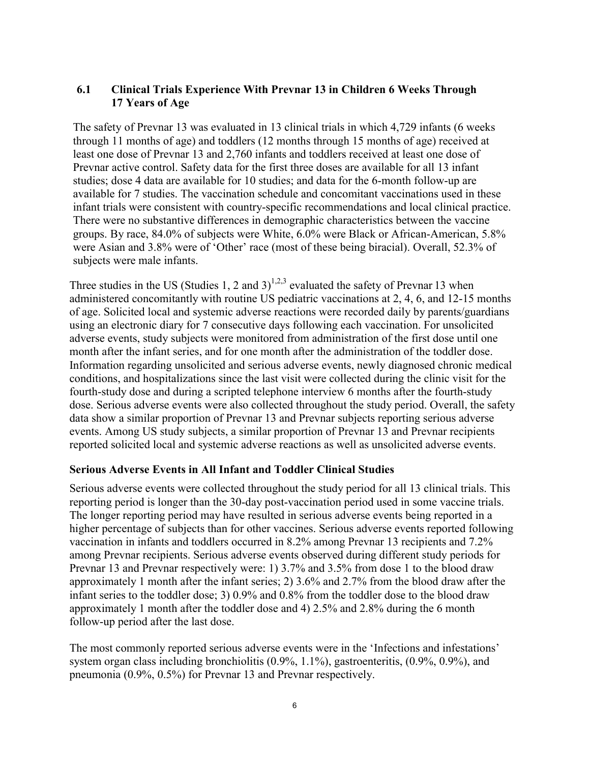### 6.1 Clinical Trials Experience With Prevnar 13 in Children 6 Weeks Through 17 Years of Age

The safety of Prevnar 13 was evaluated in 13 clinical trials in which 4,729 infants (6 weeks through 11 months of age) and toddlers (12 months through 15 months of age) received at least one dose of Prevnar 13 and 2,760 infants and toddlers received at least one dose of Prevnar active control. Safety data for the first three doses are available for all 13 infant studies; dose 4 data are available for 10 studies; and data for the 6-month follow-up are available for 7 studies. The vaccination schedule and concomitant vaccinations used in these infant trials were consistent with country-specific recommendations and local clinical practice. There were no substantive differences in demographic characteristics between the vaccine groups. By race, 84.0% of subjects were White, 6.0% were Black or African-American, 5.8% were Asian and 3.8% were of 'Other' race (most of these being biracial). Overall, 52.3% of subjects were male infants.

Three studies in the US (Studies 1, 2 and 3)[1,2,3] evaluated the safety of Prevnar 13 when administered concomitantly with routine US pediatric vaccinations at 2, 4, 6, and 12-15 months of age. Solicited local and systemic adverse reactions were recorded daily by parents/guardians using an electronic diary for 7 consecutive days following each vaccination. For unsolicited adverse events, study subjects were monitored from administration of the first dose until one month after the infant series, and for one month after the administration of the toddler dose. Information regarding unsolicited and serious adverse events, newly diagnosed chronic medical conditions, and hospitalizations since the last visit were collected during the clinic visit for the fourth-study dose and during a scripted telephone interview 6 months after the fourth-study dose. Serious adverse events were also collected throughout the study period. Overall, the safety data show a similar proportion of Prevnar 13 and Prevnar subjects reporting serious adverse events. Among US study subjects, a similar proportion of Prevnar 13 and Prevnar recipients reported solicited local and systemic adverse reactions as well as unsolicited adverse events.

**Serious Adverse Events in All Infant and Toddler Clinical Studies**

Serious adverse events were collected throughout the study period for all 13 clinical trials. This reporting period is longer than the 30-day post-vaccination period used in some vaccine trials. The longer reporting period may have resulted in serious adverse events being reported in a higher percentage of subjects than for other vaccines. Serious adverse events reported following vaccination in infants and toddlers occurred in 8.2% among Prevnar 13 recipients and 7.2% among Prevnar recipients. Serious adverse events observed during different study periods for Prevnar 13 and Prevnar respectively were: 1) 3.7% and 3.5% from dose 1 to the blood draw approximately 1 month after the infant series; 2) 3.6% and 2.7% from the blood draw after the infant series to the toddler dose; 3) 0.9% and 0.8% from the toddler dose to the blood draw approximately 1 month after the toddler dose and 4) 2.5% and 2.8% during the 6 month follow-up period after the last dose.

The most commonly reported serious adverse events were in the 'Infections and infestations' system organ class including bronchiolitis (0.9%, 1.1%), gastroenteritis, (0.9%, 0.9%), and pneumonia (0.9%, 0.5%) for Prevnar 13 and Prevnar respectively.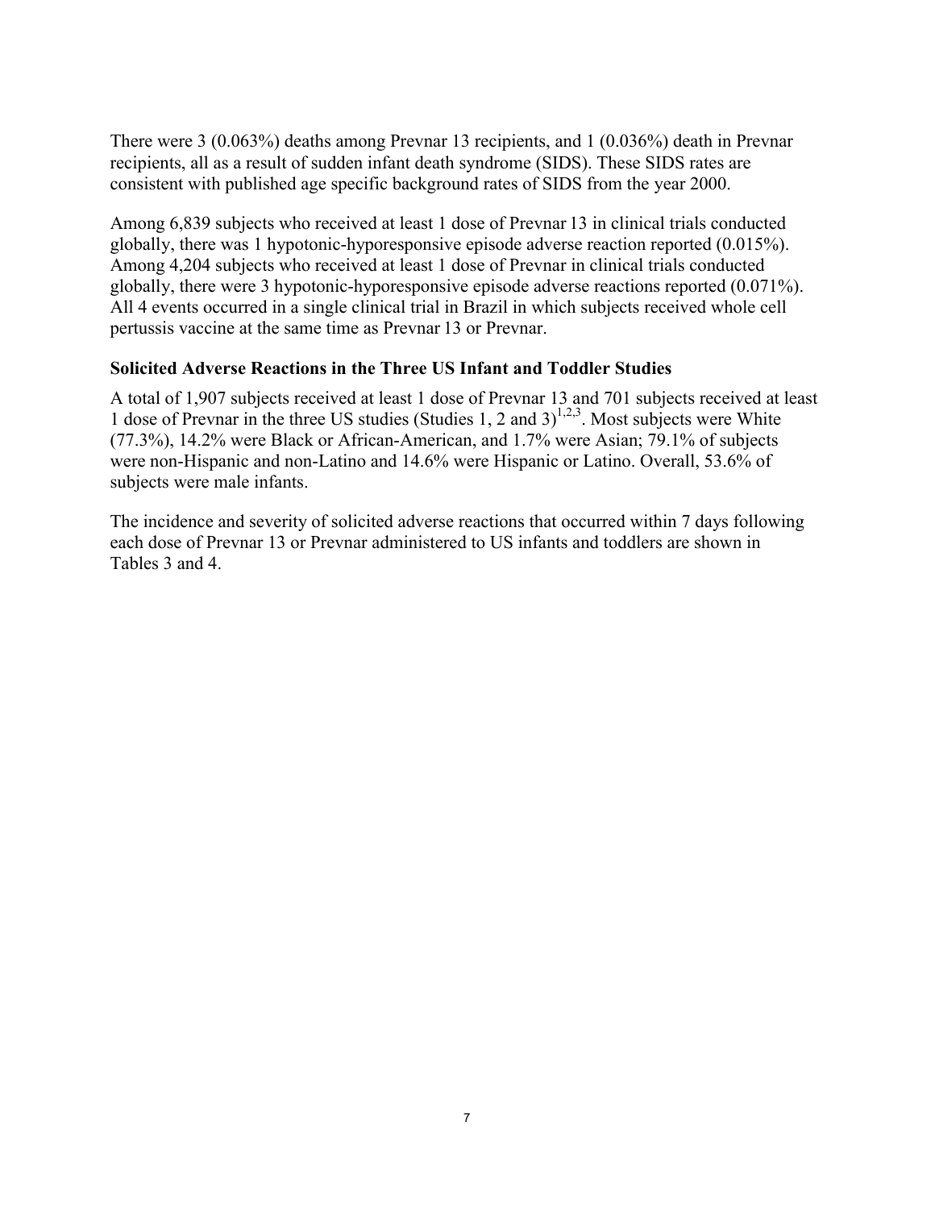There were 3 (0.063%) deaths among Prevnar 13 recipients, and 1 (0.036%) death in Prevnar recipients, all as a result of sudden infant death syndrome (SIDS). These SIDS rates are consistent with published age specific background rates of SIDS from the year 2000.

Among 6,839 subjects who received at least 1 dose of Prevnar 13 in clinical trials conducted globally, there was 1 hypotonic-hyporesponsive episode adverse reaction reported (0.015%). Among 4,204 subjects who received at least 1 dose of Prevnar in clinical trials conducted globally, there were 3 hypotonic-hyporesponsive episode adverse reactions reported (0.071%). All 4 events occurred in a single clinical trial in Brazil in which subjects received whole cell pertussis vaccine at the same time as Prevnar 13 or Prevnar.

### Solicited Adverse Reactions in the Three US Infant and Toddler Studies

A total of 1,907 subjects received at least 1 dose of Prevnar 13 and 701 subjects received at least 1 dose of Prevnar in the three US studies (Studies 1, 2 and 3)[1,2,3]. Most subjects were White (77.3%), 14.2% were Black or African-American, and 1.7% were Asian; 79.1% of subjects were non-Hispanic and non-Latino and 14.6% were Hispanic or Latino. Overall, 53.6% of subjects were male infants.

The incidence and severity of solicited adverse reactions that occurred within 7 days following each dose of Prevnar 13 or Prevnar administered to US infants and toddlers are shown in Tables 3 and 4.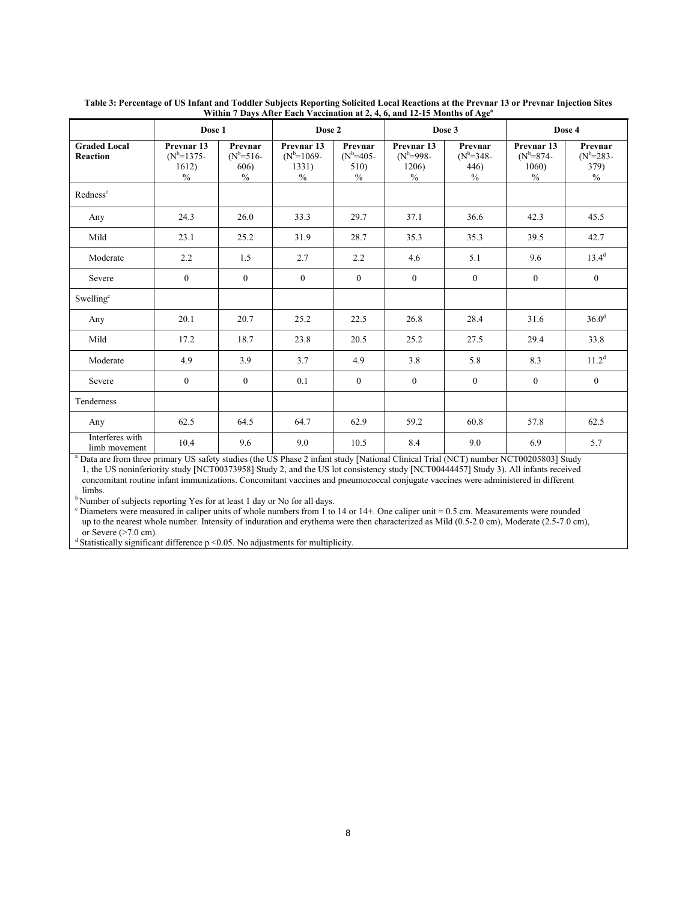**Table 3: Percentage of US Infant and Toddler Subjects Reporting Solicited Local Reactions at the Prevnar 13 or Prevnar Injection Sites Within 7 Days After Each Vaccination at 2, 4, 6, and 12-15 Months of Age[a]**

| | Dose 1 | | Dose 2 | | Dose 3 | | Dose 4 | |
|---|---|---|---|---|---|---|---|---|
| **Graded Local Reaction** | **Prevnar 13** ($N^b$=1375-1612) % | **Prevnar** ($N^b$=516-606) % | **Prevnar 13** ($N^b$=1069-1331) % | **Prevnar** ($N^b$=405-510) % | **Prevnar 13** ($N^b$=998-1206) % | **Prevnar** ($N^b$=348-446) % | **Prevnar 13** ($N^b$=874-1060) % | **Prevnar** ($N^b$=283-379) % |
| Redness[c] | | | | | | | | |
| Any | 24.3 | 26.0 | 33.3 | 29.7 | 37.1 | 36.6 | 42.3 | 45.5 |
| Mild | 23.1 | 25.2 | 31.9 | 28.7 | 35.3 | 35.3 | 39.5 | 42.7 |
| Moderate | 2.2 | 1.5 | 2.7 | 2.2 | 4.6 | 5.1 | 9.6 | 13.4[d] |
| Severe | 0 | 0 | 0 | 0 | 0 | 0 | 0 | 0 |
| Swelling[c] | | | | | | | | |
| Any | 20.1 | 20.7 | 25.2 | 22.5 | 26.8 | 28.4 | 31.6 | 36.0[d] |
| Mild | 17.2 | 18.7 | 23.8 | 20.5 | 25.2 | 27.5 | 29.4 | 33.8 |
| Moderate | 4.9 | 3.9 | 3.7 | 4.9 | 3.8 | 5.8 | 8.3 | 11.2[d] |
| Severe | 0 | 0 | 0.1 | 0 | 0 | 0 | 0 | 0 |
| Tenderness | | | | | | | | |
| Any | 62.5 | 64.5 | 64.7 | 62.9 | 59.2 | 60.8 | 57.8 | 62.5 |
| Interferes with limb movement | 10.4 | 9.6 | 9.0 | 10.5 | 8.4 | 9.0 | 6.9 | 5.7 |

[a] Data are from three primary US safety studies (the US Phase 2 infant study [National Clinical Trial (NCT) number NCT00205803] Study 1, the US noninferiority study [NCT00373958] Study 2, and the US lot consistency study [NCT00444457] Study 3). All infants received concomitant routine infant immunizations. Concomitant vaccines and pneumococcal conjugate vaccines were administered in different limbs.

[b] Number of subjects reporting Yes for at least 1 day or No for all days.

[c] Diameters were measured in caliper units of whole numbers from 1 to 14 or 14+. One caliper unit = 0.5 cm. Measurements were rounded up to the nearest whole number. Intensity of induration and erythema were then characterized as Mild (0.5-2.0 cm), Moderate (2.5-7.0 cm), or Severe (>7.0 cm).

[d] Statistically significant difference $p < 0.05$. No adjustments for multiplicity.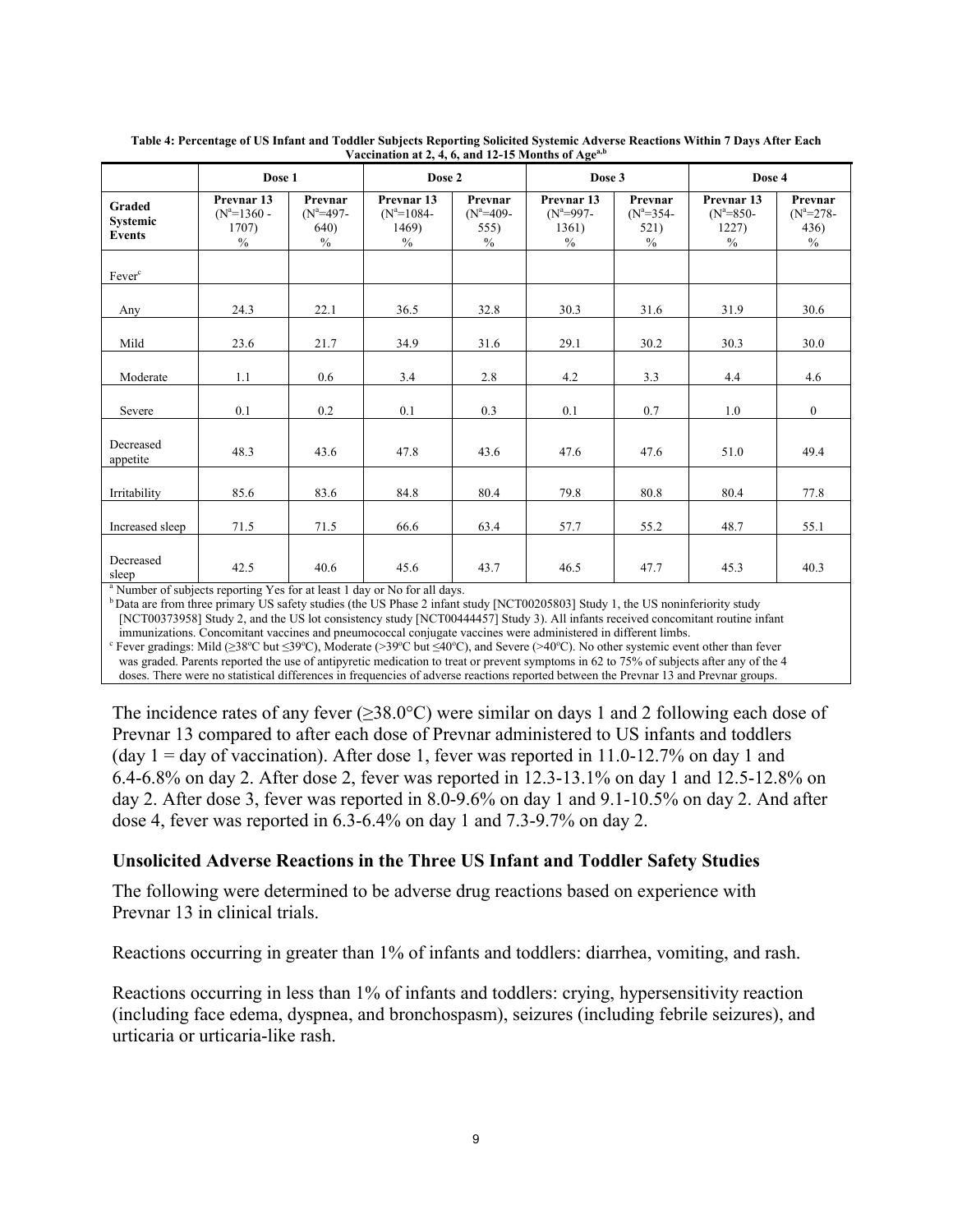**Table 4: Percentage of US Infant and Toddler Subjects Reporting Solicited Systemic Adverse Reactions Within 7 Days After Each Vaccination at 2, 4, 6, and 12-15 Months of Age[a,b]**

| | Dose 1 | | Dose 2 | | Dose 3 | | Dose 4 | |
|---|---|---|---|---|---|---|---|---|
| **Graded Systemic Events** | **Prevnar 13** (N[a]=1360 - 1707) % | **Prevnar** (N[a]=497- 640) % | **Prevnar 13** (N[a]=1084- 1469) % | **Prevnar** (N[a]=409- 555) % | **Prevnar 13** (N[a]=997- 1361) % | **Prevnar** (N[a]=354- 521) % | **Prevnar 13** (N[a]=850- 1227) % | **Prevnar** (N[a]=278- 436) % |
| Fever[c] | | | | | | | | |
| Any | 24.3 | 22.1 | 36.5 | 32.8 | 30.3 | 31.6 | 31.9 | 30.6 |
| Mild | 23.6 | 21.7 | 34.9 | 31.6 | 29.1 | 30.2 | 30.3 | 30.0 |
| Moderate | 1.1 | 0.6 | 3.4 | 2.8 | 4.2 | 3.3 | 4.4 | 4.6 |
| Severe | 0.1 | 0.2 | 0.1 | 0.3 | 0.1 | 0.7 | 1.0 | 0 |
| Decreased appetite | 48.3 | 43.6 | 47.8 | 43.6 | 47.6 | 47.6 | 51.0 | 49.4 |
| Irritability | 85.6 | 83.6 | 84.8 | 80.4 | 79.8 | 80.8 | 80.4 | 77.8 |
| Increased sleep | 71.5 | 71.5 | 66.6 | 63.4 | 57.7 | 55.2 | 48.7 | 55.1 |
| Decreased sleep | 42.5 | 40.6 | 45.6 | 43.7 | 46.5 | 47.7 | 45.3 | 40.3 |

[a] Number of subjects reporting Yes for at least 1 day or No for all days.

[b] Data are from three primary US safety studies (the US Phase 2 infant study [NCT00205803] Study 1, the US noninferiority study [NCT00373958] Study 2, and the US lot consistency study [NCT00444457] Study 3). All infants received concomitant routine infant immunizations. Concomitant vaccines and pneumococcal conjugate vaccines were administered in different limbs.

[c] Fever gradings: Mild (≥38ºC but ≤39ºC), Moderate (>39ºC but ≤40ºC), and Severe (>40ºC). No other systemic event other than fever was graded. Parents reported the use of antipyretic medication to treat or prevent symptoms in 62 to 75% of subjects after any of the 4 doses. There were no statistical differences in frequencies of adverse reactions reported between the Prevnar 13 and Prevnar groups.

The incidence rates of any fever (≥38.0°C) were similar on days 1 and 2 following each dose of Prevnar 13 compared to after each dose of Prevnar administered to US infants and toddlers (day 1 = day of vaccination). After dose 1, fever was reported in 11.0-12.7% on day 1 and 6.4-6.8% on day 2. After dose 2, fever was reported in 12.3-13.1% on day 1 and 12.5-12.8% on day 2. After dose 3, fever was reported in 8.0-9.6% on day 1 and 9.1-10.5% on day 2. And after dose 4, fever was reported in 6.3-6.4% on day 1 and 7.3-9.7% on day 2.

### Unsolicited Adverse Reactions in the Three US Infant and Toddler Safety Studies

The following were determined to be adverse drug reactions based on experience with Prevnar 13 in clinical trials.

Reactions occurring in greater than 1% of infants and toddlers: diarrhea, vomiting, and rash.

Reactions occurring in less than 1% of infants and toddlers: crying, hypersensitivity reaction (including face edema, dyspnea, and bronchospasm), seizures (including febrile seizures), and urticaria or urticaria-like rash.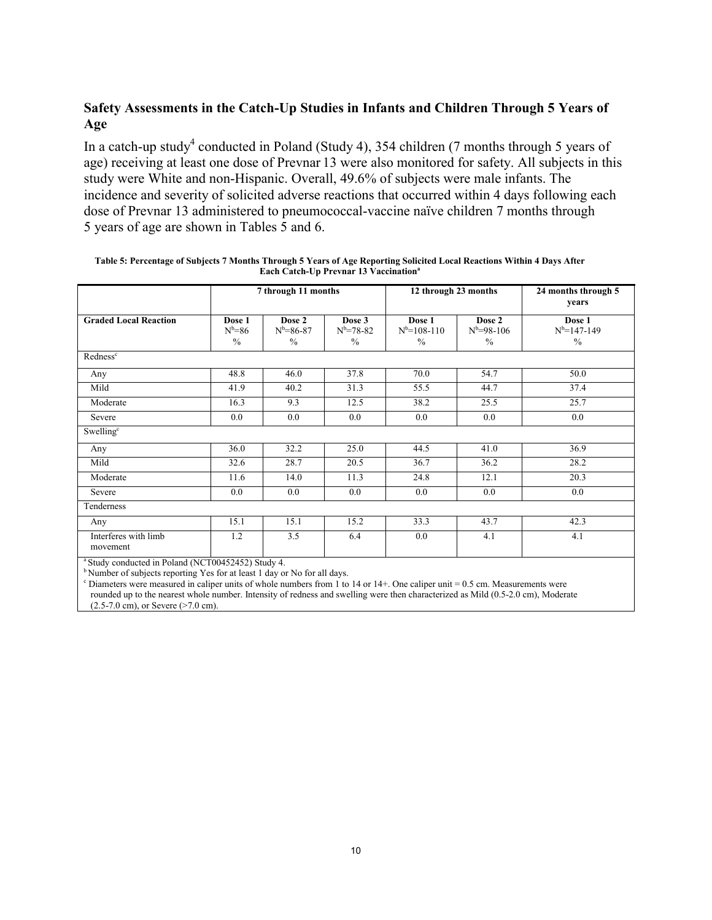## Safety Assessments in the Catch-Up Studies in Infants and Children Through 5 Years of Age

In a catch-up study[4] conducted in Poland (Study 4), 354 children (7 months through 5 years of age) receiving at least one dose of Prevnar 13 were also monitored for safety. All subjects in this study were White and non-Hispanic. Overall, 49.6% of subjects were male infants. The incidence and severity of solicited adverse reactions that occurred within 4 days following each dose of Prevnar 13 administered to pneumococcal-vaccine naïve children 7 months through 5 years of age are shown in Tables 5 and 6.

**Table 5: Percentage of Subjects 7 Months Through 5 Years of Age Reporting Solicited Local Reactions Within 4 Days After Each Catch-Up Prevnar 13 Vaccination[a]**

| | 7 through 11 months | | | 12 through 23 months | | 24 months through 5 years |
|---|---|---|---|---|---|---|
| **Graded Local Reaction** | **Dose 1** N[b]=86 % | **Dose 2** N[b]=86-87 % | **Dose 3** N[b]=78-82 % | **Dose 1** N[b]=108-110 % | **Dose 2** N[b]=98-106 % | **Dose 1** N[b]=147-149 % |
| Redness[c] | | | | | | |
| Any | 48.8 | 46.0 | 37.8 | 70.0 | 54.7 | 50.0 |
| Mild | 41.9 | 40.2 | 31.3 | 55.5 | 44.7 | 37.4 |
| Moderate | 16.3 | 9.3 | 12.5 | 38.2 | 25.5 | 25.7 |
| Severe | 0.0 | 0.0 | 0.0 | 0.0 | 0.0 | 0.0 |
| Swelling[c] | | | | | | |
| Any | 36.0 | 32.2 | 25.0 | 44.5 | 41.0 | 36.9 |
| Mild | 32.6 | 28.7 | 20.5 | 36.7 | 36.2 | 28.2 |
| Moderate | 11.6 | 14.0 | 11.3 | 24.8 | 12.1 | 20.3 |
| Severe | 0.0 | 0.0 | 0.0 | 0.0 | 0.0 | 0.0 |
| Tenderness | | | | | | |
| Any | 15.1 | 15.1 | 15.2 | 33.3 | 43.7 | 42.3 |
| Interferes with limb movement | 1.2 | 3.5 | 6.4 | 0.0 | 4.1 | 4.1 |

[a] Study conducted in Poland (NCT00452452) Study 4.
[b] Number of subjects reporting Yes for at least 1 day or No for all days.
[c] Diameters were measured in caliper units of whole numbers from 1 to 14 or 14+. One caliper unit = 0.5 cm. Measurements were rounded up to the nearest whole number. Intensity of redness and swelling were then characterized as Mild (0.5-2.0 cm), Moderate (2.5-7.0 cm), or Severe (>7.0 cm).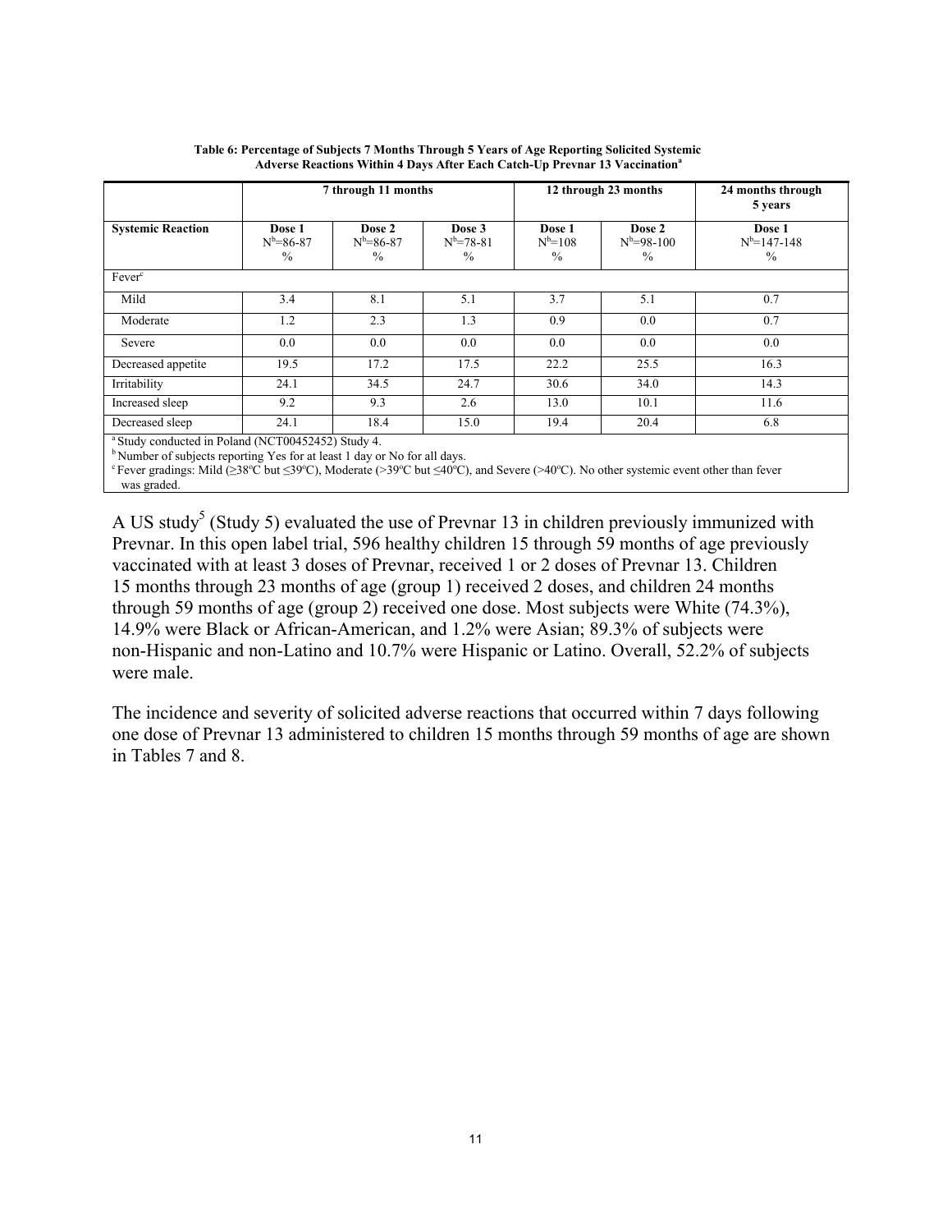**Table 6: Percentage of Subjects 7 Months Through 5 Years of Age Reporting Solicited Systemic Adverse Reactions Within 4 Days After Each Catch-Up Prevnar 13 Vaccination[a]**

| | 7 through 11 months | | | 12 through 23 months | | 24 months through 5 years |
|---|---|---|---|---|---|---|
| **Systemic Reaction** | **Dose 1** N[b]=86-87 % | **Dose 2** N[b]=86-87 % | **Dose 3** N[b]=78-81 % | **Dose 1** N[b]=108 % | **Dose 2** N[b]=98-100 % | **Dose 1** N[b]=147-148 % |
| Fever[c] | | | | | | |
| Mild | 3.4 | 8.1 | 5.1 | 3.7 | 5.1 | 0.7 |
| Moderate | 1.2 | 2.3 | 1.3 | 0.9 | 0.0 | 0.7 |
| Severe | 0.0 | 0.0 | 0.0 | 0.0 | 0.0 | 0.0 |
| Decreased appetite | 19.5 | 17.2 | 17.5 | 22.2 | 25.5 | 16.3 |
| Irritability | 24.1 | 34.5 | 24.7 | 30.6 | 34.0 | 14.3 |
| Increased sleep | 9.2 | 9.3 | 2.6 | 13.0 | 10.1 | 11.6 |
| Decreased sleep | 24.1 | 18.4 | 15.0 | 19.4 | 20.4 | 6.8 |

[a] Study conducted in Poland (NCT00452452) Study 4.
[b] Number of subjects reporting Yes for at least 1 day or No for all days.
[c] Fever gradings: Mild (≥38ºC but ≤39ºC), Moderate (>39ºC but ≤40ºC), and Severe (>40ºC). No other systemic event other than fever was graded.

A US study[5] (Study 5) evaluated the use of Prevnar 13 in children previously immunized with Prevnar. In this open label trial, 596 healthy children 15 through 59 months of age previously vaccinated with at least 3 doses of Prevnar, received 1 or 2 doses of Prevnar 13. Children 15 months through 23 months of age (group 1) received 2 doses, and children 24 months through 59 months of age (group 2) received one dose. Most subjects were White (74.3%), 14.9% were Black or African-American, and 1.2% were Asian; 89.3% of subjects were non-Hispanic and non-Latino and 10.7% were Hispanic or Latino. Overall, 52.2% of subjects were male.

The incidence and severity of solicited adverse reactions that occurred within 7 days following one dose of Prevnar 13 administered to children 15 months through 59 months of age are shown in Tables 7 and 8.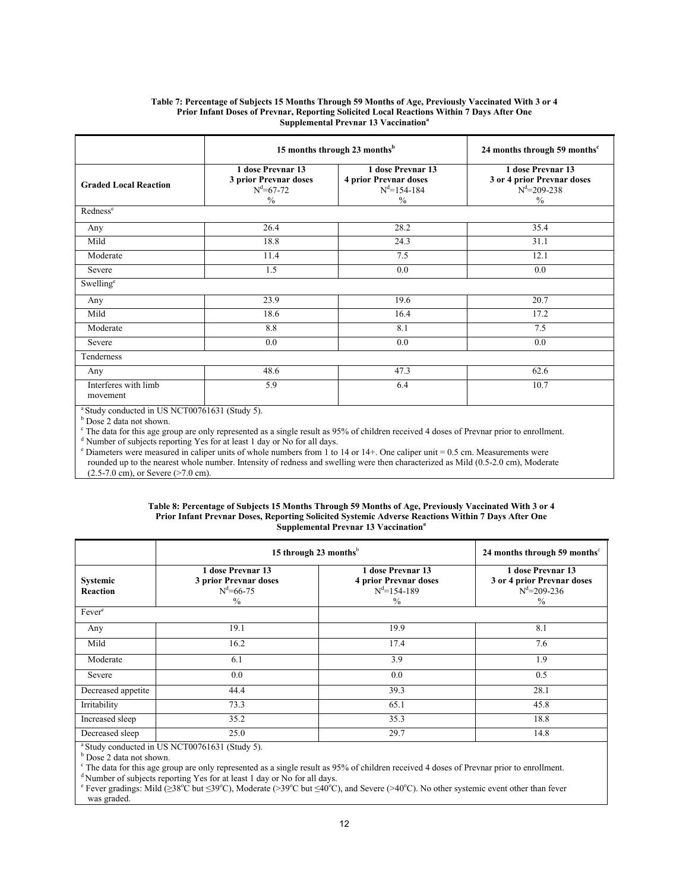**Table 7: Percentage of Subjects 15 Months Through 59 Months of Age, Previously Vaccinated With 3 or 4 Prior Infant Doses of Prevnar, Reporting Solicited Local Reactions Within 7 Days After One Supplemental Prevnar 13 Vaccination[a]**

| | 15 months through 23 months[b] | | 24 months through 59 months[c] |
|---|---|---|---|
| **Graded Local Reaction** | **1 dose Prevnar 13 3 prior Prevnar doses** N[d]=67-72 % | **1 dose Prevnar 13 4 prior Prevnar doses** N[d]=154-184 % | **1 dose Prevnar 13 3 or 4 prior Prevnar doses** N[d]=209-238 % |
| Redness[e] | | | |
| Any | 26.4 | 28.2 | 35.4 |
| Mild | 18.8 | 24.3 | 31.1 |
| Moderate | 11.4 | 7.5 | 12.1 |
| Severe | 1.5 | 0.0 | 0.0 |
| Swelling[e] | | | |
| Any | 23.9 | 19.6 | 20.7 |
| Mild | 18.6 | 16.4 | 17.2 |
| Moderate | 8.8 | 8.1 | 7.5 |
| Severe | 0.0 | 0.0 | 0.0 |
| Tenderness | | | |
| Any | 48.6 | 47.3 | 62.6 |
| Interferes with limb movement | 5.9 | 6.4 | 10.7 |

[a] Study conducted in US NCT00761631 (Study 5).
[b] Dose 2 data not shown.
[c] The data for this age group are only represented as a single result as 95% of children received 4 doses of Prevnar prior to enrollment.
[d] Number of subjects reporting Yes for at least 1 day or No for all days.
[e] Diameters were measured in caliper units of whole numbers from 1 to 14 or 14+. One caliper unit = 0.5 cm. Measurements were rounded up to the nearest whole number. Intensity of redness and swelling were then characterized as Mild (0.5-2.0 cm), Moderate (2.5-7.0 cm), or Severe (>7.0 cm).

**Table 8: Percentage of Subjects 15 Months Through 59 Months of Age, Previously Vaccinated With 3 or 4 Prior Infant Prevnar Doses, Reporting Solicited Systemic Adverse Reactions Within 7 Days After One Supplemental Prevnar 13 Vaccination[a]**

| | 15 through 23 months[b] | | 24 months through 59 months[c] |
|---|---|---|---|
| **Systemic Reaction** | **1 dose Prevnar 13 3 prior Prevnar doses** N[d]=66-75 % | **1 dose Prevnar 13 4 prior Prevnar doses** N[d]=154-189 % | **1 dose Prevnar 13 3 or 4 prior Prevnar doses** N[d]=209-236 % |
| Fever[e] | | | |
| Any | 19.1 | 19.9 | 8.1 |
| Mild | 16.2 | 17.4 | 7.6 |
| Moderate | 6.1 | 3.9 | 1.9 |
| Severe | 0.0 | 0.0 | 0.5 |
| Decreased appetite | 44.4 | 39.3 | 28.1 |
| Irritability | 73.3 | 65.1 | 45.8 |
| Increased sleep | 35.2 | 35.3 | 18.8 |
| Decreased sleep | 25.0 | 29.7 | 14.8 |

[a] Study conducted in US NCT00761631 (Study 5).
[b] Dose 2 data not shown.
[c] The data for this age group are only represented as a single result as 95% of children received 4 doses of Prevnar prior to enrollment.
[d] Number of subjects reporting Yes for at least 1 day or No for all days.
[e] Fever gradings: Mild (≥38°C but ≤39°C), Moderate (>39°C but ≤40°C), and Severe (>40°C). No other systemic event other than fever was graded.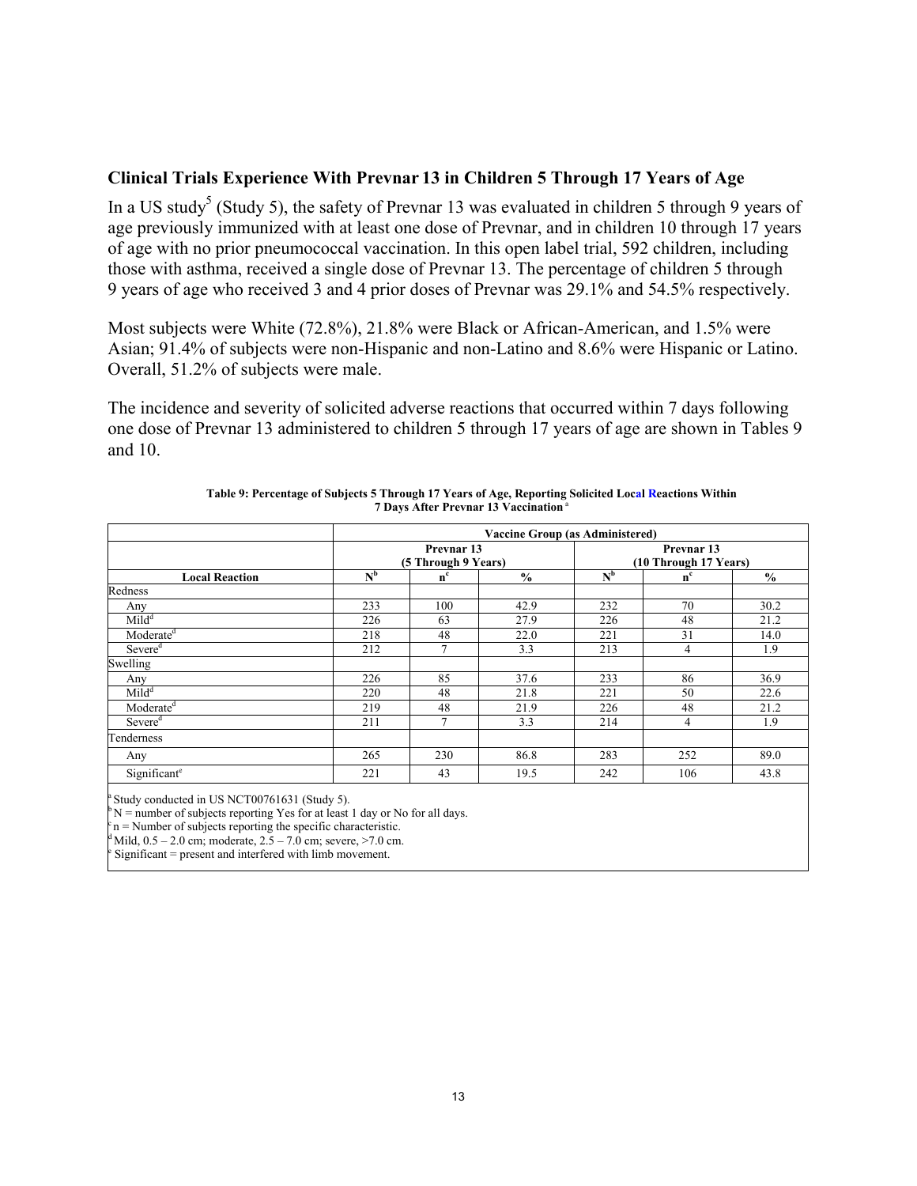## Clinical Trials Experience With Prevnar 13 in Children 5 Through 17 Years of Age

In a US study[5] (Study 5), the safety of Prevnar 13 was evaluated in children 5 through 9 years of age previously immunized with at least one dose of Prevnar, and in children 10 through 17 years of age with no prior pneumococcal vaccination. In this open label trial, 592 children, including those with asthma, received a single dose of Prevnar 13. The percentage of children 5 through 9 years of age who received 3 and 4 prior doses of Prevnar was 29.1% and 54.5% respectively.

Most subjects were White (72.8%), 21.8% were Black or African-American, and 1.5% were Asian; 91.4% of subjects were non-Hispanic and non-Latino and 8.6% were Hispanic or Latino. Overall, 51.2% of subjects were male.

The incidence and severity of solicited adverse reactions that occurred within 7 days following one dose of Prevnar 13 administered to children 5 through 17 years of age are shown in Tables 9 and 10.

**Table 9: Percentage of Subjects 5 Through 17 Years of Age, Reporting Solicited Local Reactions Within 7 Days After Prevnar 13 Vaccination [a]**

| | Vaccine Group (as Administered) | | | | | |
|---|---|---|---|---|---|---|
| | Prevnar 13 (5 Through 9 Years) | | | Prevnar 13 (10 Through 17 Years) | | |
| **Local Reaction** | **N[b]** | **n[c]** | **%** | **N[b]** | **n[c]** | **%** |
| Redness | | | | | | |
| Any | 233 | 100 | 42.9 | 232 | 70 | 30.2 |
| Mild[d] | 226 | 63 | 27.9 | 226 | 48 | 21.2 |
| Moderate[d] | 218 | 48 | 22.0 | 221 | 31 | 14.0 |
| Severe[d] | 212 | 7 | 3.3 | 213 | 4 | 1.9 |
| Swelling | | | | | | |
| Any | 226 | 85 | 37.6 | 233 | 86 | 36.9 |
| Mild[d] | 220 | 48 | 21.8 | 221 | 50 | 22.6 |
| Moderate[d] | 219 | 48 | 21.9 | 226 | 48 | 21.2 |
| Severe[d] | 211 | 7 | 3.3 | 214 | 4 | 1.9 |
| Tenderness | | | | | | |
| Any | 265 | 230 | 86.8 | 283 | 252 | 89.0 |
| Significant[e] | 221 | 43 | 19.5 | 242 | 106 | 43.8 |

[a] Study conducted in US NCT00761631 (Study 5).
[b] N = number of subjects reporting Yes for at least 1 day or No for all days.
[c] n = Number of subjects reporting the specific characteristic.
[d] Mild, 0.5 – 2.0 cm; moderate, 2.5 – 7.0 cm; severe, >7.0 cm.
[e] Significant = present and interfered with limb movement.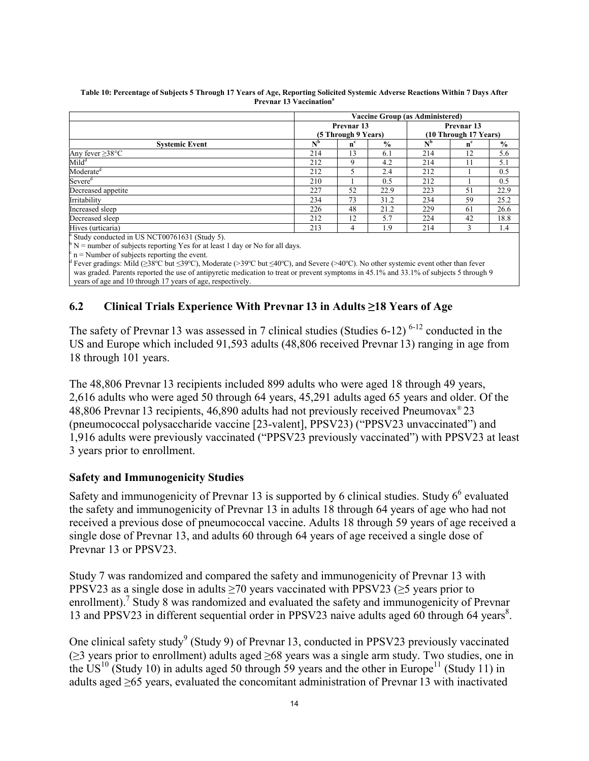**Table 10: Percentage of Subjects 5 Through 17 Years of Age, Reporting Solicited Systemic Adverse Reactions Within 7 Days After Prevnar 13 Vaccination[a]**

| | Vaccine Group (as Administered) | | | | | |
|---|---|---|---|---|---|---|
| | Prevnar 13 (5 Through 9 Years) | | | Prevnar 13 (10 Through 17 Years) | | |
| Systemic Event | N[b] | n[c] | % | N[b] | n[c] | % |
| Any fever ≥38°C | 214 | 13 | 6.1 | 214 | 12 | 5.6 |
| Mild[d] | 212 | 9 | 4.2 | 214 | 11 | 5.1 |
| Moderate[d] | 212 | 5 | 2.4 | 212 | 1 | 0.5 |
| Severe[d] | 210 | 1 | 0.5 | 212 | 1 | 0.5 |
| Decreased appetite | 227 | 52 | 22.9 | 223 | 51 | 22.9 |
| Irritability | 234 | 73 | 31.2 | 234 | 59 | 25.2 |
| Increased sleep | 226 | 48 | 21.2 | 229 | 61 | 26.6 |
| Decreased sleep | 212 | 12 | 5.7 | 224 | 42 | 18.8 |
| Hives (urticaria) | 213 | 4 | 1.9 | 214 | 3 | 1.4 |

[a] Study conducted in US NCT00761631 (Study 5).
[b] N = number of subjects reporting Yes for at least 1 day or No for all days.
[c] n = Number of subjects reporting the event.
[d] Fever gradings: Mild (≥38ºC but ≤39ºC), Moderate (>39ºC but ≤40ºC), and Severe (>40ºC). No other systemic event other than fever was graded. Parents reported the use of antipyretic medication to treat or prevent symptoms in 45.1% and 33.1% of subjects 5 through 9 years of age and 10 through 17 years of age, respectively.

## 6.2 Clinical Trials Experience With Prevnar 13 in Adults ≥18 Years of Age

The safety of Prevnar 13 was assessed in 7 clinical studies (Studies 6-12) [6-12] conducted in the US and Europe which included 91,593 adults (48,806 received Prevnar 13) ranging in age from 18 through 101 years.

The 48,806 Prevnar 13 recipients included 899 adults who were aged 18 through 49 years, 2,616 adults who were aged 50 through 64 years, 45,291 adults aged 65 years and older. Of the 48,806 Prevnar 13 recipients, 46,890 adults had not previously received Pneumovax® 23 (pneumococcal polysaccharide vaccine [23-valent], PPSV23) ("PPSV23 unvaccinated") and 1,916 adults were previously vaccinated ("PPSV23 previously vaccinated") with PPSV23 at least 3 years prior to enrollment.

### Safety and Immunogenicity Studies

Safety and immunogenicity of Prevnar 13 is supported by 6 clinical studies. Study 6[6] evaluated the safety and immunogenicity of Prevnar 13 in adults 18 through 64 years of age who had not received a previous dose of pneumococcal vaccine. Adults 18 through 59 years of age received a single dose of Prevnar 13, and adults 60 through 64 years of age received a single dose of Prevnar 13 or PPSV23.

Study 7 was randomized and compared the safety and immunogenicity of Prevnar 13 with PPSV23 as a single dose in adults ≥70 years vaccinated with PPSV23 (≥5 years prior to enrollment).[7] Study 8 was randomized and evaluated the safety and immunogenicity of Prevnar 13 and PPSV23 in different sequential order in PPSV23 naive adults aged 60 through 64 years[8].

One clinical safety study[9] (Study 9) of Prevnar 13, conducted in PPSV23 previously vaccinated (≥3 years prior to enrollment) adults aged ≥68 years was a single arm study. Two studies, one in the US[10] (Study 10) in adults aged 50 through 59 years and the other in Europe[11] (Study 11) in adults aged ≥65 years, evaluated the concomitant administration of Prevnar 13 with inactivated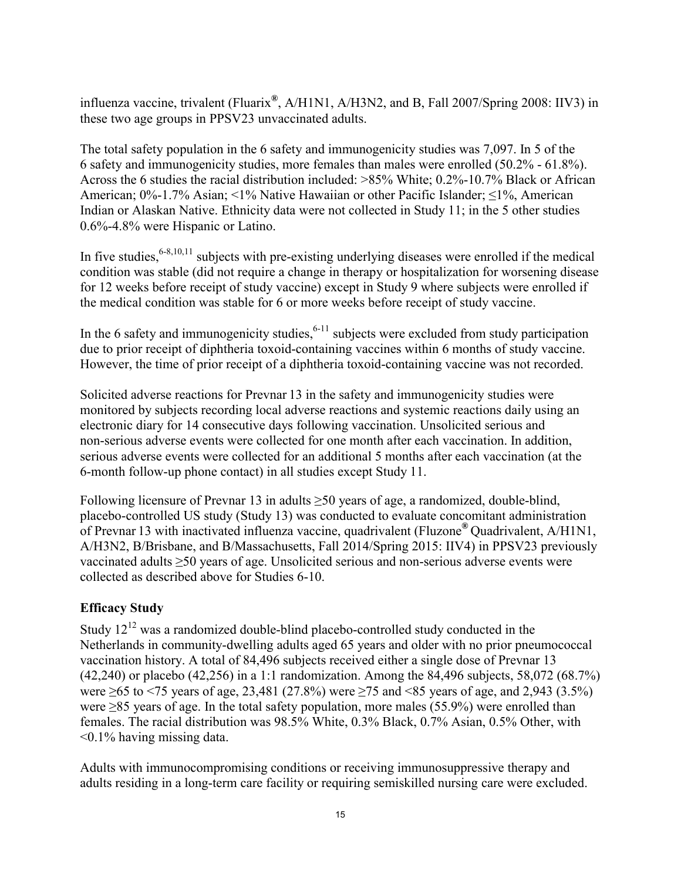influenza vaccine, trivalent (Fluarix®, A/H1N1, A/H3N2, and B, Fall 2007/Spring 2008: IIV3) in these two age groups in PPSV23 unvaccinated adults.

The total safety population in the 6 safety and immunogenicity studies was 7,097. In 5 of the 6 safety and immunogenicity studies, more females than males were enrolled (50.2% - 61.8%). Across the 6 studies the racial distribution included: >85% White; 0.2%-10.7% Black or African American; 0%-1.7% Asian; <1% Native Hawaiian or other Pacific Islander; ≤1%, American Indian or Alaskan Native. Ethnicity data were not collected in Study 11; in the 5 other studies 0.6%-4.8% were Hispanic or Latino.

In five studies,[6-8,10,11] subjects with pre-existing underlying diseases were enrolled if the medical condition was stable (did not require a change in therapy or hospitalization for worsening disease for 12 weeks before receipt of study vaccine) except in Study 9 where subjects were enrolled if the medical condition was stable for 6 or more weeks before receipt of study vaccine.

In the 6 safety and immunogenicity studies,[6-11] subjects were excluded from study participation due to prior receipt of diphtheria toxoid-containing vaccines within 6 months of study vaccine. However, the time of prior receipt of a diphtheria toxoid-containing vaccine was not recorded.

Solicited adverse reactions for Prevnar 13 in the safety and immunogenicity studies were monitored by subjects recording local adverse reactions and systemic reactions daily using an electronic diary for 14 consecutive days following vaccination. Unsolicited serious and non-serious adverse events were collected for one month after each vaccination. In addition, serious adverse events were collected for an additional 5 months after each vaccination (at the 6-month follow-up phone contact) in all studies except Study 11.

Following licensure of Prevnar 13 in adults ≥50 years of age, a randomized, double-blind, placebo-controlled US study (Study 13) was conducted to evaluate concomitant administration of Prevnar 13 with inactivated influenza vaccine, quadrivalent (Fluzone® Quadrivalent, A/H1N1, A/H3N2, B/Brisbane, and B/Massachusetts, Fall 2014/Spring 2015: IIV4) in PPSV23 previously vaccinated adults ≥50 years of age. Unsolicited serious and non-serious adverse events were collected as described above for Studies 6-10.

### Efficacy Study

Study 12[12] was a randomized double-blind placebo-controlled study conducted in the Netherlands in community-dwelling adults aged 65 years and older with no prior pneumococcal vaccination history. A total of 84,496 subjects received either a single dose of Prevnar 13 (42,240) or placebo (42,256) in a 1:1 randomization. Among the 84,496 subjects, 58,072 (68.7%) were ≥65 to <75 years of age, 23,481 (27.8%) were ≥75 and <85 years of age, and 2,943 (3.5%) were ≥85 years of age. In the total safety population, more males (55.9%) were enrolled than females. The racial distribution was 98.5% White, 0.3% Black, 0.7% Asian, 0.5% Other, with <0.1% having missing data.

Adults with immunocompromising conditions or receiving immunosuppressive therapy and adults residing in a long-term care facility or requiring semiskilled nursing care were excluded.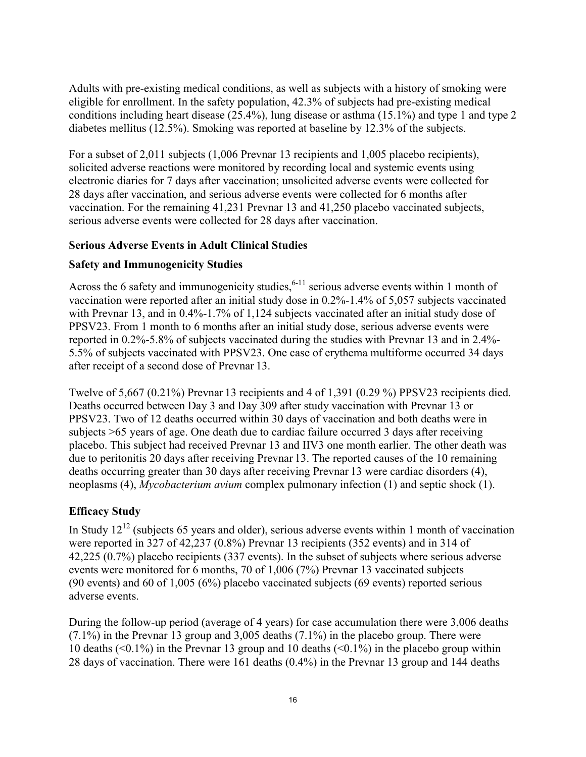Adults with pre-existing medical conditions, as well as subjects with a history of smoking were eligible for enrollment. In the safety population, 42.3% of subjects had pre-existing medical conditions including heart disease (25.4%), lung disease or asthma (15.1%) and type 1 and type 2 diabetes mellitus (12.5%). Smoking was reported at baseline by 12.3% of the subjects.

For a subset of 2,011 subjects (1,006 Prevnar 13 recipients and 1,005 placebo recipients), solicited adverse reactions were monitored by recording local and systemic events using electronic diaries for 7 days after vaccination; unsolicited adverse events were collected for 28 days after vaccination, and serious adverse events were collected for 6 months after vaccination. For the remaining 41,231 Prevnar 13 and 41,250 placebo vaccinated subjects, serious adverse events were collected for 28 days after vaccination.

**Serious Adverse Events in Adult Clinical Studies**

**Safety and Immunogenicity Studies**

Across the 6 safety and immunogenicity studies,[6-11] serious adverse events within 1 month of vaccination were reported after an initial study dose in 0.2%-1.4% of 5,057 subjects vaccinated with Prevnar 13, and in 0.4%-1.7% of 1,124 subjects vaccinated after an initial study dose of PPSV23. From 1 month to 6 months after an initial study dose, serious adverse events were reported in 0.2%-5.8% of subjects vaccinated during the studies with Prevnar 13 and in 2.4%-5.5% of subjects vaccinated with PPSV23. One case of erythema multiforme occurred 34 days after receipt of a second dose of Prevnar 13.

Twelve of 5,667 (0.21%) Prevnar 13 recipients and 4 of 1,391 (0.29 %) PPSV23 recipients died. Deaths occurred between Day 3 and Day 309 after study vaccination with Prevnar 13 or PPSV23. Two of 12 deaths occurred within 30 days of vaccination and both deaths were in subjects >65 years of age. One death due to cardiac failure occurred 3 days after receiving placebo. This subject had received Prevnar 13 and IIV3 one month earlier. The other death was due to peritonitis 20 days after receiving Prevnar 13. The reported causes of the 10 remaining deaths occurring greater than 30 days after receiving Prevnar 13 were cardiac disorders (4), neoplasms (4), *Mycobacterium avium* complex pulmonary infection (1) and septic shock (1).

**Efficacy Study**

In Study 12[12] (subjects 65 years and older), serious adverse events within 1 month of vaccination were reported in 327 of 42,237 (0.8%) Prevnar 13 recipients (352 events) and in 314 of 42,225 (0.7%) placebo recipients (337 events). In the subset of subjects where serious adverse events were monitored for 6 months, 70 of 1,006 (7%) Prevnar 13 vaccinated subjects (90 events) and 60 of 1,005 (6%) placebo vaccinated subjects (69 events) reported serious adverse events.

During the follow-up period (average of 4 years) for case accumulation there were 3,006 deaths (7.1%) in the Prevnar 13 group and 3,005 deaths (7.1%) in the placebo group. There were 10 deaths (<0.1%) in the Prevnar 13 group and 10 deaths (<0.1%) in the placebo group within 28 days of vaccination. There were 161 deaths (0.4%) in the Prevnar 13 group and 144 deaths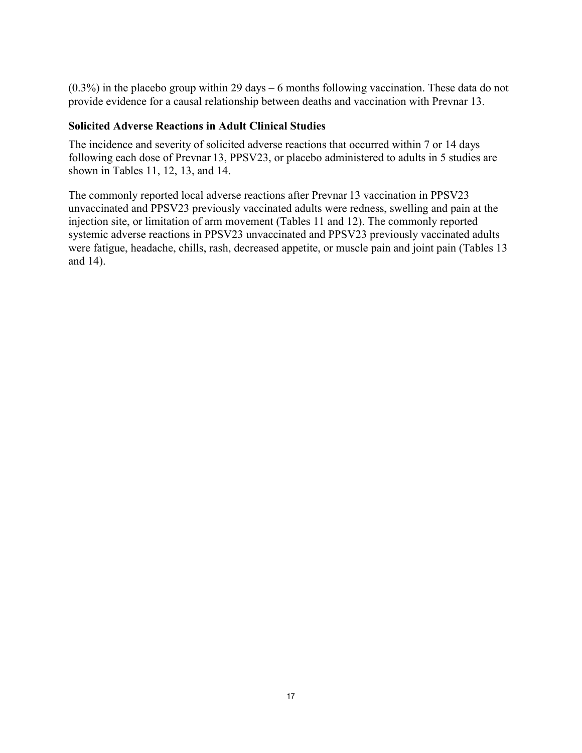(0.3%) in the placebo group within 29 days – 6 months following vaccination. These data do not provide evidence for a causal relationship between deaths and vaccination with Prevnar 13.

**Solicited Adverse Reactions in Adult Clinical Studies**

The incidence and severity of solicited adverse reactions that occurred within 7 or 14 days following each dose of Prevnar 13, PPSV23, or placebo administered to adults in 5 studies are shown in Tables 11, 12, 13, and 14.

The commonly reported local adverse reactions after Prevnar 13 vaccination in PPSV23 unvaccinated and PPSV23 previously vaccinated adults were redness, swelling and pain at the injection site, or limitation of arm movement (Tables 11 and 12). The commonly reported systemic adverse reactions in PPSV23 unvaccinated and PPSV23 previously vaccinated adults were fatigue, headache, chills, rash, decreased appetite, or muscle pain and joint pain (Tables 13 and 14).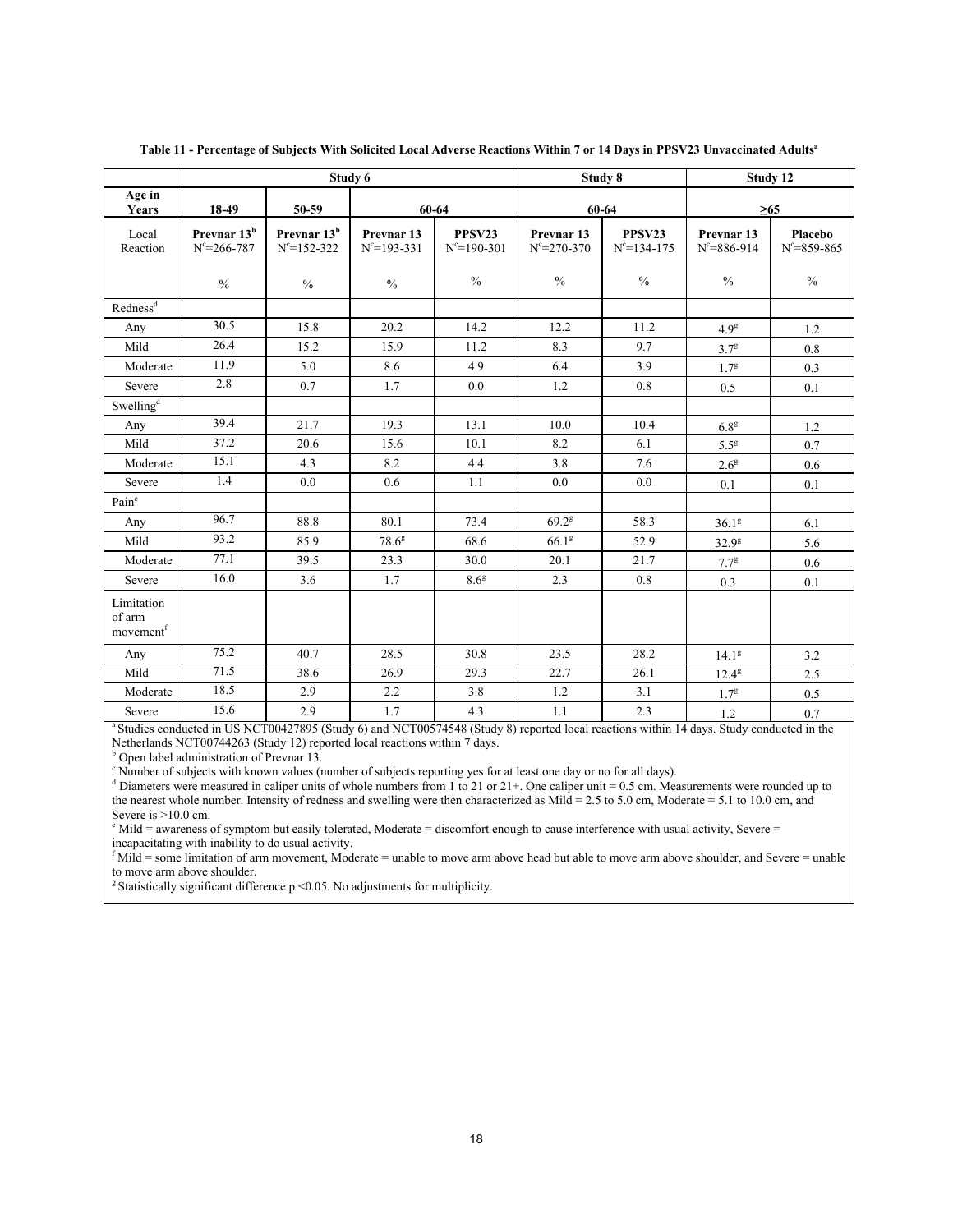**Table 11 - Percentage of Subjects With Solicited Local Adverse Reactions Within 7 or 14 Days in PPSV23 Unvaccinated Adults[a]**

| | Study 6 | | | | Study 8 | | Study 12 | |
|---|---|---|---|---|---|---|---|---|
| **Age in Years** | **18-49** | **50-59** | **60-64** | | **60-64** | | **≥65** | |
| Local Reaction | **Prevnar 13[b]** N[c]=266-787 | **Prevnar 13[b]** N[c]=152-322 | **Prevnar 13** N[c]=193-331 | **PPSV23** N[c]=190-301 | **Prevnar 13** N[c]=270-370 | **PPSV23** N[c]=134-175 | **Prevnar 13** N[c]=886-914 | **Placebo** N[c]=859-865 |
| | % | % | % | % | % | % | % | % |
| Redness[d] | | | | | | | | |
| Any | 30.5 | 15.8 | 20.2 | 14.2 | 12.2 | 11.2 | 4.9[g] | 1.2 |
| Mild | 26.4 | 15.2 | 15.9 | 11.2 | 8.3 | 9.7 | 3.7[g] | 0.8 |
| Moderate | 11.9 | 5.0 | 8.6 | 4.9 | 6.4 | 3.9 | 1.7[g] | 0.3 |
| Severe | 2.8 | 0.7 | 1.7 | 0.0 | 1.2 | 0.8 | 0.5 | 0.1 |
| Swelling[d] | | | | | | | | |
| Any | 39.4 | 21.7 | 19.3 | 13.1 | 10.0 | 10.4 | 6.8[g] | 1.2 |
| Mild | 37.2 | 20.6 | 15.6 | 10.1 | 8.2 | 6.1 | 5.5[g] | 0.7 |
| Moderate | 15.1 | 4.3 | 8.2 | 4.4 | 3.8 | 7.6 | 2.6[g] | 0.6 |
| Severe | 1.4 | 0.0 | 0.6 | 1.1 | 0.0 | 0.0 | 0.1 | 0.1 |
| Pain[e] | | | | | | | | |
| Any | 96.7 | 88.8 | 80.1 | 73.4 | 69.2[g] | 58.3 | 36.1[g] | 6.1 |
| Mild | 93.2 | 85.9 | 78.6[g] | 68.6 | 66.1[g] | 52.9 | 32.9[g] | 5.6 |
| Moderate | 77.1 | 39.5 | 23.3 | 30.0 | 20.1 | 21.7 | 7.7[g] | 0.6 |
| Severe | 16.0 | 3.6 | 1.7 | 8.6[g] | 2.3 | 0.8 | 0.3 | 0.1 |
| Limitation of arm movement[f] | | | | | | | | |
| Any | 75.2 | 40.7 | 28.5 | 30.8 | 23.5 | 28.2 | 14.1[g] | 3.2 |
| Mild | 71.5 | 38.6 | 26.9 | 29.3 | 22.7 | 26.1 | 12.4[g] | 2.5 |
| Moderate | 18.5 | 2.9 | 2.2 | 3.8 | 1.2 | 3.1 | 1.7[g] | 0.5 |
| Severe | 15.6 | 2.9 | 1.7 | 4.3 | 1.1 | 2.3 | 1.2 | 0.7 |

[a] Studies conducted in US NCT00427895 (Study 6) and NCT00574548 (Study 8) reported local reactions within 14 days. Study conducted in the Netherlands NCT00744263 (Study 12) reported local reactions within 7 days.
[b] Open label administration of Prevnar 13.
[c] Number of subjects with known values (number of subjects reporting yes for at least one day or no for all days).
[d] Diameters were measured in caliper units of whole numbers from 1 to 21 or 21+. One caliper unit = 0.5 cm. Measurements were rounded up to the nearest whole number. Intensity of redness and swelling were then characterized as Mild = 2.5 to 5.0 cm, Moderate = 5.1 to 10.0 cm, and Severe is >10.0 cm.
[e] Mild = awareness of symptom but easily tolerated, Moderate = discomfort enough to cause interference with usual activity, Severe = incapacitating with inability to do usual activity.
[f] Mild = some limitation of arm movement, Moderate = unable to move arm above head but able to move arm above shoulder, and Severe = unable to move arm above shoulder.
[g] Statistically significant difference $p < 0.05$. No adjustments for multiplicity.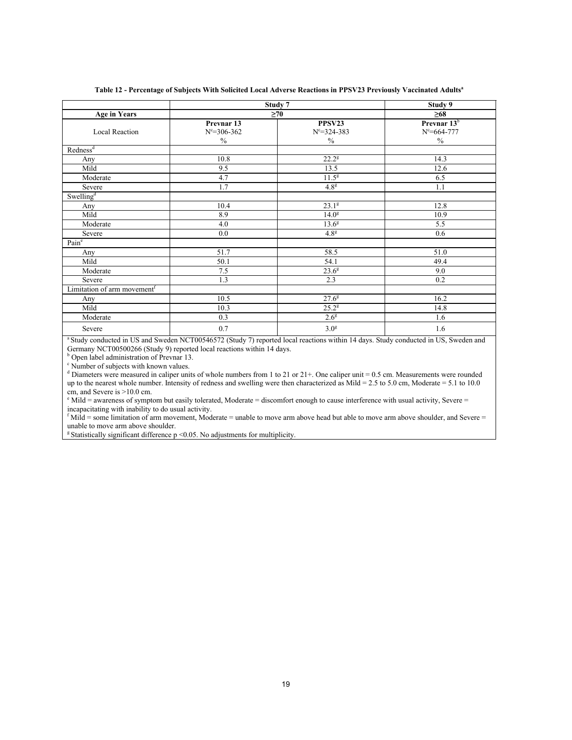**Table 12 - Percentage of Subjects With Solicited Local Adverse Reactions in PPSV23 Previously Vaccinated Adults[a]**

| | Study 7 | | Study 9 |
|---|---|---|---|
| **Age in Years** | **≥70** | | **≥68** |
| Local Reaction | **Prevnar 13**<br>N[c]=306-362<br>% | **PPSV23**<br>N[c]=324-383<br>% | **Prevnar 13[b]**<br>N[c]=664-777<br>% |
| Redness[d] | | | |
| Any | 10.8 | 22.2[g] | 14.3 |
| Mild | 9.5 | 13.5 | 12.6 |
| Moderate | 4.7 | 11.5[g] | 6.5 |
| Severe | 1.7 | 4.8[g] | 1.1 |
| Swelling[d] | | | |
| Any | 10.4 | 23.1[g] | 12.8 |
| Mild | 8.9 | 14.0[g] | 10.9 |
| Moderate | 4.0 | 13.6[g] | 5.5 |
| Severe | 0.0 | 4.8[g] | 0.6 |
| Pain[e] | | | |
| Any | 51.7 | 58.5 | 51.0 |
| Mild | 50.1 | 54.1 | 49.4 |
| Moderate | 7.5 | 23.6[g] | 9.0 |
| Severe | 1.3 | 2.3 | 0.2 |
| Limitation of arm movement[f] | | | |
| Any | 10.5 | 27.6[g] | 16.2 |
| Mild | 10.3 | 25.2[g] | 14.8 |
| Moderate | 0.3 | 2.6[g] | 1.6 |
| Severe | 0.7 | 3.0[g] | 1.6 |

[a] Study conducted in US and Sweden NCT00546572 (Study 7) reported local reactions within 14 days. Study conducted in US, Sweden and Germany NCT00500266 (Study 9) reported local reactions within 14 days.
[b] Open label administration of Prevnar 13.
[c] Number of subjects with known values.
[d] Diameters were measured in caliper units of whole numbers from 1 to 21 or 21+. One caliper unit = 0.5 cm. Measurements were rounded up to the nearest whole number. Intensity of redness and swelling were then characterized as Mild = 2.5 to 5.0 cm, Moderate = 5.1 to 10.0 cm, and Severe is >10.0 cm.
[e] Mild = awareness of symptom but easily tolerated, Moderate = discomfort enough to cause interference with usual activity, Severe = incapacitating with inability to do usual activity.
[f] Mild = some limitation of arm movement, Moderate = unable to move arm above head but able to move arm above shoulder, and Severe = unable to move arm above shoulder.
[g] Statistically significant difference $p < 0.05$. No adjustments for multiplicity.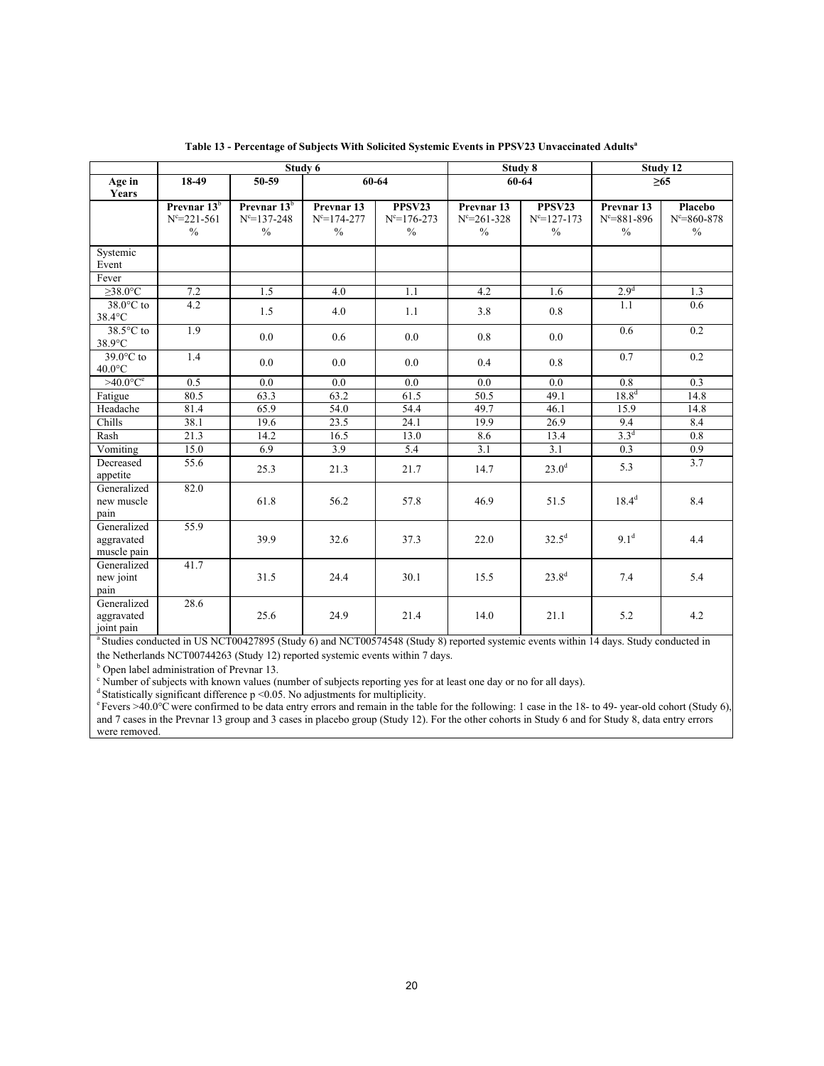**Table 13 - Percentage of Subjects With Solicited Systemic Events in PPSV23 Unvaccinated Adults[a]**

| | Study 6 | | | | Study 8 | | Study 12 | |
|---|---|---|---|---|---|---|---|---|
| Age in Years | 18-49 | 50-59 | 60-64 | | 60-64 | | ≥65 | |
| | Prevnar 13[b] N[c]=221-561 % | Prevnar 13[b] N[c]=137-248 % | Prevnar 13 N[c]=174-277 % | PPSV23 N[c]=176-273 % | Prevnar 13 N[c]=261-328 % | PPSV23 N[c]=127-173 % | Prevnar 13 N[c]=881-896 % | Placebo N[c]=860-878 % |
| Systemic Event | | | | | | | | |
| Fever | | | | | | | | |
| ≥38.0°C | 7.2 | 1.5 | 4.0 | 1.1 | 4.2 | 1.6 | 2.9[d] | 1.3 |
| 38.0°C to 38.4°C | 4.2 | 1.5 | 4.0 | 1.1 | 3.8 | 0.8 | 1.1 | 0.6 |
| 38.5°C to 38.9°C | 1.9 | 0.0 | 0.6 | 0.0 | 0.8 | 0.0 | 0.6 | 0.2 |
| 39.0°C to 40.0°C | 1.4 | 0.0 | 0.0 | 0.0 | 0.4 | 0.8 | 0.7 | 0.2 |
| >40.0°C[e] | 0.5 | 0.0 | 0.0 | 0.0 | 0.0 | 0.0 | 0.8 | 0.3 |
| Fatigue | 80.5 | 63.3 | 63.2 | 61.5 | 50.5 | 49.1 | 18.8[d] | 14.8 |
| Headache | 81.4 | 65.9 | 54.0 | 54.4 | 49.7 | 46.1 | 15.9 | 14.8 |
| Chills | 38.1 | 19.6 | 23.5 | 24.1 | 19.9 | 26.9 | 9.4 | 8.4 |
| Rash | 21.3 | 14.2 | 16.5 | 13.0 | 8.6 | 13.4 | 3.3[d] | 0.8 |
| Vomiting | 15.0 | 6.9 | 3.9 | 5.4 | 3.1 | 3.1 | 0.3 | 0.9 |
| Decreased appetite | 55.6 | 25.3 | 21.3 | 21.7 | 14.7 | 23.0[d] | 5.3 | 3.7 |
| Generalized new muscle pain | 82.0 | 61.8 | 56.2 | 57.8 | 46.9 | 51.5 | 18.4[d] | 8.4 |
| Generalized aggravated muscle pain | 55.9 | 39.9 | 32.6 | 37.3 | 22.0 | 32.5[d] | 9.1[d] | 4.4 |
| Generalized new joint pain | 41.7 | 31.5 | 24.4 | 30.1 | 15.5 | 23.8[d] | 7.4 | 5.4 |
| Generalized aggravated joint pain | 28.6 | 25.6 | 24.9 | 21.4 | 14.0 | 21.1 | 5.2 | 4.2 |

[a] Studies conducted in US NCT00427895 (Study 6) and NCT00574548 (Study 8) reported systemic events within 14 days. Study conducted in the Netherlands NCT00744263 (Study 12) reported systemic events within 7 days.

[b] Open label administration of Prevnar 13.

[c] Number of subjects with known values (number of subjects reporting yes for at least one day or no for all days).

[d] Statistically significant difference $p < 0.05$. No adjustments for multiplicity.

[e] Fevers >40.0°C were confirmed to be data entry errors and remain in the table for the following: 1 case in the 18- to 49- year-old cohort (Study 6), and 7 cases in the Prevnar 13 group and 3 cases in placebo group (Study 12). For the other cohorts in Study 6 and for Study 8, data entry errors were removed.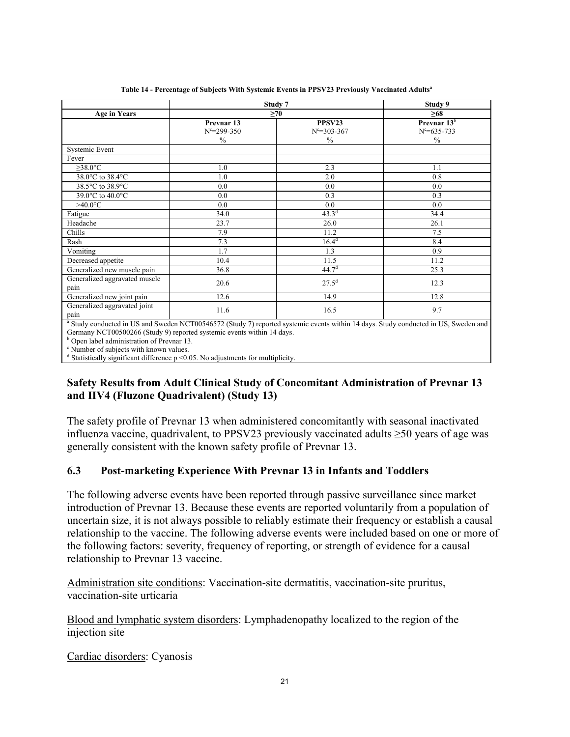**Table 14 - Percentage of Subjects With Systemic Events in PPSV23 Previously Vaccinated Adults[a]**

| | Study 7 | | Study 9 |
|---|---|---|---|
| **Age in Years** | **≥70** | | **≥68** |
| | **Prevnar 13** N[c]=299-350 % | **PPSV23** N[c]=303-367 % | **Prevnar 13**[b] N[c]=635-733 % |
| Systemic Event | | | |
| Fever | | | |
| ≥38.0°C | 1.0 | 2.3 | 1.1 |
| 38.0°C to 38.4°C | 1.0 | 2.0 | 0.8 |
| 38.5°C to 38.9°C | 0.0 | 0.0 | 0.0 |
| 39.0°C to 40.0°C | 0.0 | 0.3 | 0.3 |
| >40.0°C | 0.0 | 0.0 | 0.0 |
| Fatigue | 34.0 | 43.3[d] | 34.4 |
| Headache | 23.7 | 26.0 | 26.1 |
| Chills | 7.9 | 11.2 | 7.5 |
| Rash | 7.3 | 16.4[d] | 8.4 |
| Vomiting | 1.7 | 1.3 | 0.9 |
| Decreased appetite | 10.4 | 11.5 | 11.2 |
| Generalized new muscle pain | 36.8 | 44.7[d] | 25.3 |
| Generalized aggravated muscle pain | 20.6 | 27.5[d] | 12.3 |
| Generalized new joint pain | 12.6 | 14.9 | 12.8 |
| Generalized aggravated joint pain | 11.6 | 16.5 | 9.7 |

[a] Study conducted in US and Sweden NCT00546572 (Study 7) reported systemic events within 14 days. Study conducted in US, Sweden and Germany NCT00500266 (Study 9) reported systemic events within 14 days.
[b] Open label administration of Prevnar 13.
[c] Number of subjects with known values.
[d] Statistically significant difference $p < 0.05$. No adjustments for multiplicity.

### Safety Results from Adult Clinical Study of Concomitant Administration of Prevnar 13 and IIV4 (Fluzone Quadrivalent) (Study 13)

The safety profile of Prevnar 13 when administered concomitantly with seasonal inactivated influenza vaccine, quadrivalent, to PPSV23 previously vaccinated adults ≥50 years of age was generally consistent with the known safety profile of Prevnar 13.

## 6.3 Post-marketing Experience With Prevnar 13 in Infants and Toddlers

The following adverse events have been reported through passive surveillance since market introduction of Prevnar 13. Because these events are reported voluntarily from a population of uncertain size, it is not always possible to reliably estimate their frequency or establish a causal relationship to the vaccine. The following adverse events were included based on one or more of the following factors: severity, frequency of reporting, or strength of evidence for a causal relationship to Prevnar 13 vaccine.

Administration site conditions: Vaccination-site dermatitis, vaccination-site pruritus, vaccination-site urticaria

Blood and lymphatic system disorders: Lymphadenopathy localized to the region of the injection site

Cardiac disorders: Cyanosis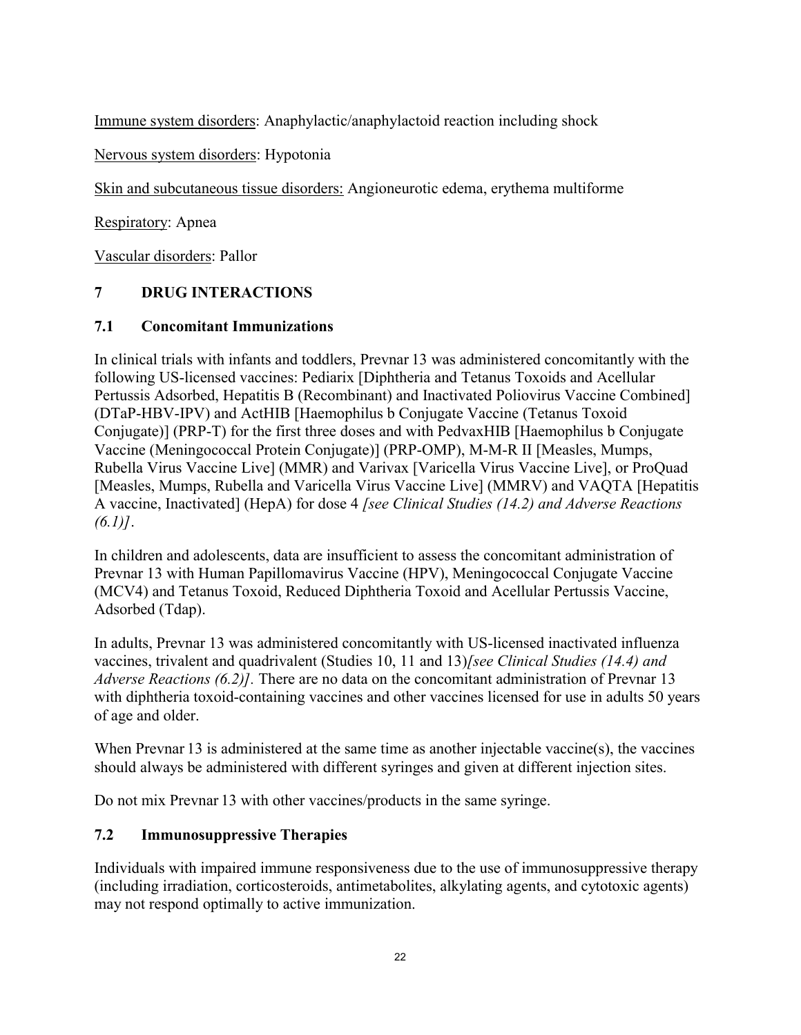Immune system disorders: Anaphylactic/anaphylactoid reaction including shock

Nervous system disorders: Hypotonia

Skin and subcutaneous tissue disorders: Angioneurotic edema, erythema multiforme

Respiratory: Apnea

Vascular disorders: Pallor

## 7 DRUG INTERACTIONS

### 7.1 Concomitant Immunizations

In clinical trials with infants and toddlers, Prevnar 13 was administered concomitantly with the following US-licensed vaccines: Pediarix [Diphtheria and Tetanus Toxoids and Acellular Pertussis Adsorbed, Hepatitis B (Recombinant) and Inactivated Poliovirus Vaccine Combined] (DTaP-HBV-IPV) and ActHIB [Haemophilus b Conjugate Vaccine (Tetanus Toxoid Conjugate)] (PRP-T) for the first three doses and with PedvaxHIB [Haemophilus b Conjugate Vaccine (Meningococcal Protein Conjugate)] (PRP-OMP), M-M-R II [Measles, Mumps, Rubella Virus Vaccine Live] (MMR) and Varivax [Varicella Virus Vaccine Live], or ProQuad [Measles, Mumps, Rubella and Varicella Virus Vaccine Live] (MMRV) and VAQTA [Hepatitis A vaccine, Inactivated] (HepA) for dose 4 *[see Clinical Studies (14.2) and Adverse Reactions (6.1)]*.

In children and adolescents, data are insufficient to assess the concomitant administration of Prevnar 13 with Human Papillomavirus Vaccine (HPV), Meningococcal Conjugate Vaccine (MCV4) and Tetanus Toxoid, Reduced Diphtheria Toxoid and Acellular Pertussis Vaccine, Adsorbed (Tdap).

In adults, Prevnar 13 was administered concomitantly with US-licensed inactivated influenza vaccines, trivalent and quadrivalent (Studies 10, 11 and 13)*[see Clinical Studies (14.4) and Adverse Reactions (6.2)].* There are no data on the concomitant administration of Prevnar 13 with diphtheria toxoid-containing vaccines and other vaccines licensed for use in adults 50 years of age and older.

When Prevnar 13 is administered at the same time as another injectable vaccine(s), the vaccines should always be administered with different syringes and given at different injection sites.

Do not mix Prevnar 13 with other vaccines/products in the same syringe.

### 7.2 Immunosuppressive Therapies

Individuals with impaired immune responsiveness due to the use of immunosuppressive therapy (including irradiation, corticosteroids, antimetabolites, alkylating agents, and cytotoxic agents) may not respond optimally to active immunization.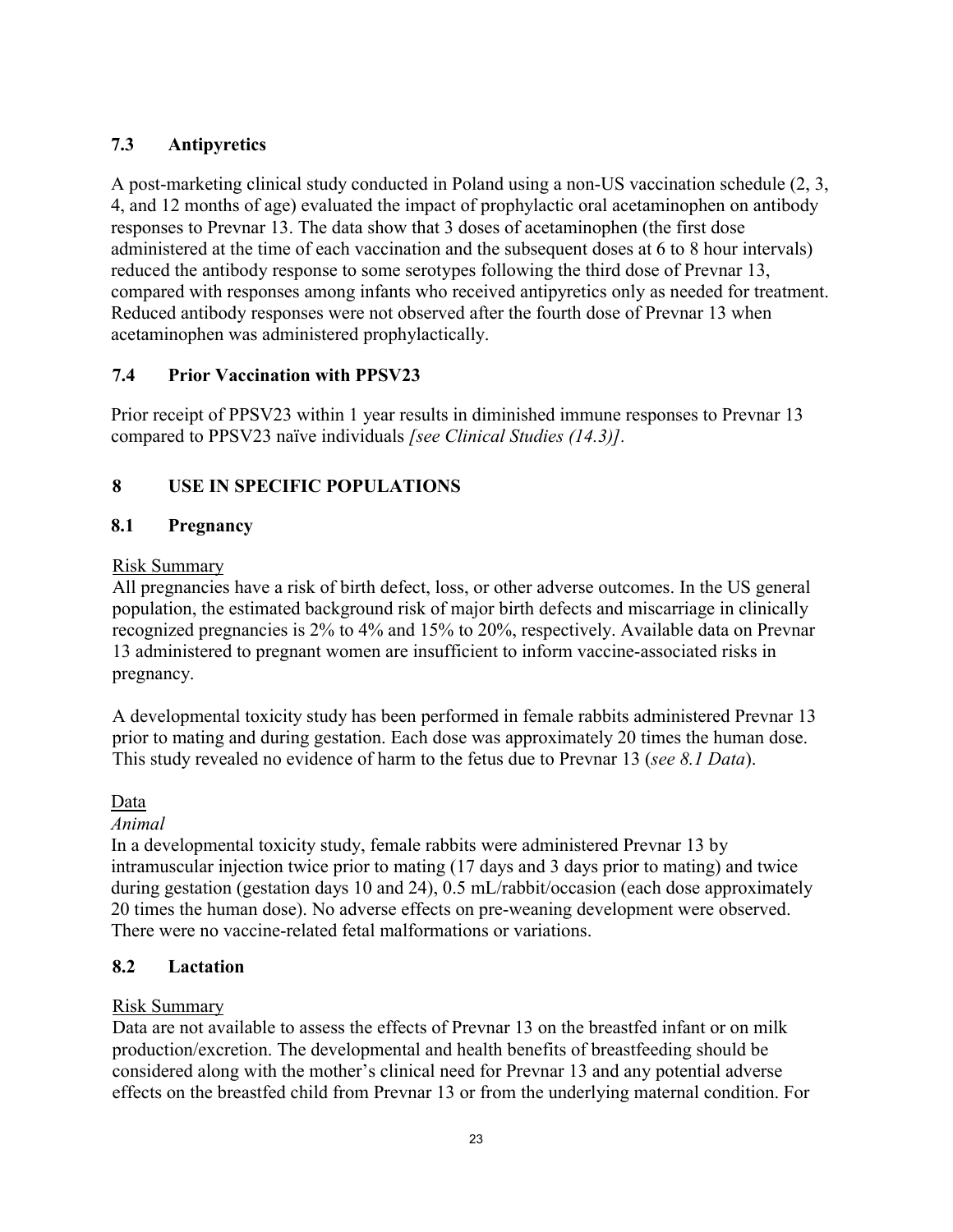## 7.3 Antipyretics

A post-marketing clinical study conducted in Poland using a non-US vaccination schedule (2, 3, 4, and 12 months of age) evaluated the impact of prophylactic oral acetaminophen on antibody responses to Prevnar 13. The data show that 3 doses of acetaminophen (the first dose administered at the time of each vaccination and the subsequent doses at 6 to 8 hour intervals) reduced the antibody response to some serotypes following the third dose of Prevnar 13, compared with responses among infants who received antipyretics only as needed for treatment. Reduced antibody responses were not observed after the fourth dose of Prevnar 13 when acetaminophen was administered prophylactically.

## 7.4 Prior Vaccination with PPSV23

Prior receipt of PPSV23 within 1 year results in diminished immune responses to Prevnar 13 compared to PPSV23 naïve individuals *[see Clinical Studies (14.3)]*.

# 8 USE IN SPECIFIC POPULATIONS

## 8.1 Pregnancy

Risk Summary

All pregnancies have a risk of birth defect, loss, or other adverse outcomes. In the US general population, the estimated background risk of major birth defects and miscarriage in clinically recognized pregnancies is 2% to 4% and 15% to 20%, respectively. Available data on Prevnar 13 administered to pregnant women are insufficient to inform vaccine-associated risks in pregnancy.

A developmental toxicity study has been performed in female rabbits administered Prevnar 13 prior to mating and during gestation. Each dose was approximately 20 times the human dose. This study revealed no evidence of harm to the fetus due to Prevnar 13 (*see 8.1 Data*).

Data

*Animal*

In a developmental toxicity study, female rabbits were administered Prevnar 13 by intramuscular injection twice prior to mating (17 days and 3 days prior to mating) and twice during gestation (gestation days 10 and 24), 0.5 mL/rabbit/occasion (each dose approximately 20 times the human dose). No adverse effects on pre-weaning development were observed. There were no vaccine-related fetal malformations or variations.

## 8.2 Lactation

Risk Summary

Data are not available to assess the effects of Prevnar 13 on the breastfed infant or on milk production/excretion. The developmental and health benefits of breastfeeding should be considered along with the mother's clinical need for Prevnar 13 and any potential adverse effects on the breastfed child from Prevnar 13 or from the underlying maternal condition. For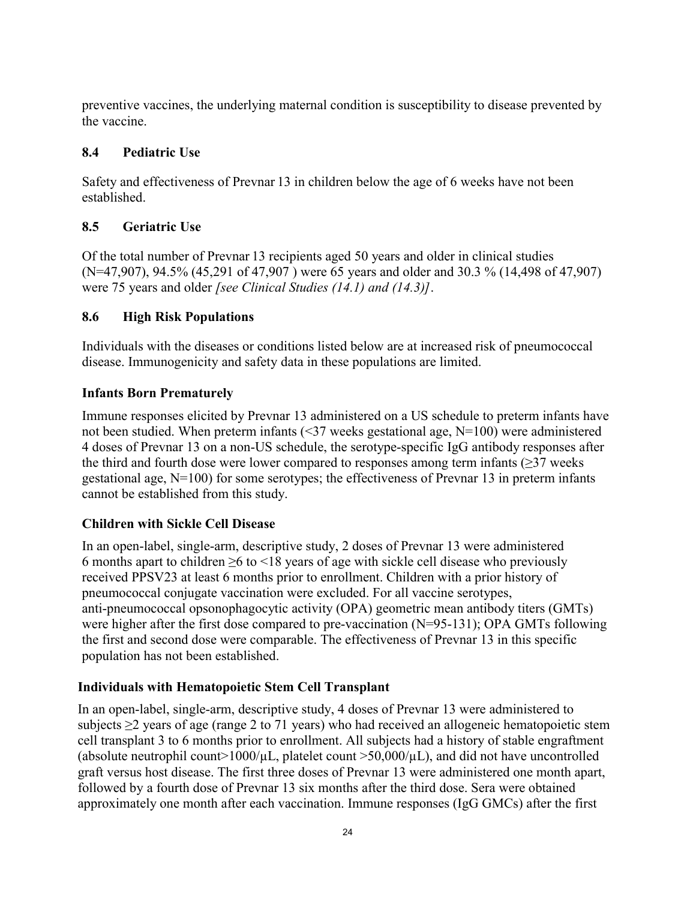preventive vaccines, the underlying maternal condition is susceptibility to disease prevented by the vaccine.

## 8.4 Pediatric Use

Safety and effectiveness of Prevnar 13 in children below the age of 6 weeks have not been established.

## 8.5 Geriatric Use

Of the total number of Prevnar 13 recipients aged 50 years and older in clinical studies (N=47,907), 94.5% (45,291 of 47,907 ) were 65 years and older and 30.3 % (14,498 of 47,907) were 75 years and older *[see Clinical Studies (14.1) and (14.3)]*.

## 8.6 High Risk Populations

Individuals with the diseases or conditions listed below are at increased risk of pneumococcal disease. Immunogenicity and safety data in these populations are limited.

### Infants Born Prematurely

Immune responses elicited by Prevnar 13 administered on a US schedule to preterm infants have not been studied. When preterm infants (<37 weeks gestational age, N=100) were administered 4 doses of Prevnar 13 on a non-US schedule, the serotype-specific IgG antibody responses after the third and fourth dose were lower compared to responses among term infants (≥37 weeks gestational age, N=100) for some serotypes; the effectiveness of Prevnar 13 in preterm infants cannot be established from this study.

### Children with Sickle Cell Disease

In an open-label, single-arm, descriptive study, 2 doses of Prevnar 13 were administered 6 months apart to children ≥6 to <18 years of age with sickle cell disease who previously received PPSV23 at least 6 months prior to enrollment. Children with a prior history of pneumococcal conjugate vaccination were excluded. For all vaccine serotypes, anti-pneumococcal opsonophagocytic activity (OPA) geometric mean antibody titers (GMTs) were higher after the first dose compared to pre-vaccination (N=95-131); OPA GMTs following the first and second dose were comparable. The effectiveness of Prevnar 13 in this specific population has not been established.

### Individuals with Hematopoietic Stem Cell Transplant

In an open-label, single-arm, descriptive study, 4 doses of Prevnar 13 were administered to subjects ≥2 years of age (range 2 to 71 years) who had received an allogeneic hematopoietic stem cell transplant 3 to 6 months prior to enrollment. All subjects had a history of stable engraftment (absolute neutrophil count>1000/μL, platelet count >50,000/μL), and did not have uncontrolled graft versus host disease. The first three doses of Prevnar 13 were administered one month apart, followed by a fourth dose of Prevnar 13 six months after the third dose. Sera were obtained approximately one month after each vaccination. Immune responses (IgG GMCs) after the first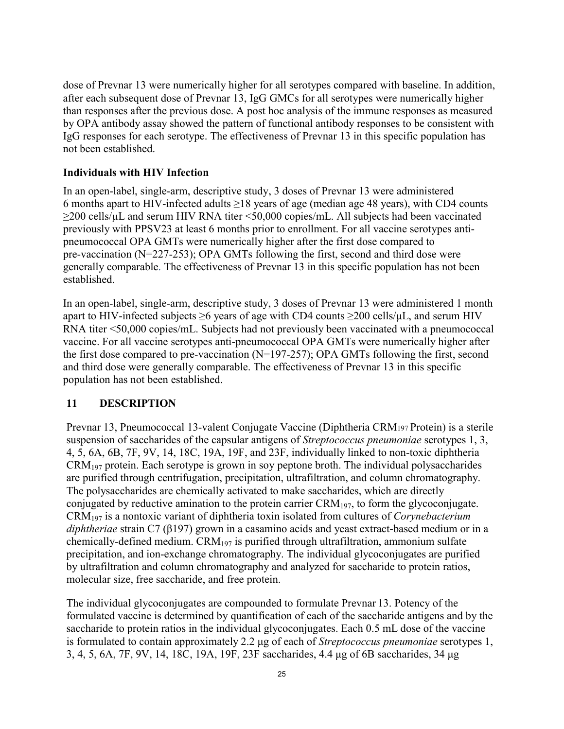dose of Prevnar 13 were numerically higher for all serotypes compared with baseline. In addition, after each subsequent dose of Prevnar 13, IgG GMCs for all serotypes were numerically higher than responses after the previous dose. A post hoc analysis of the immune responses as measured by OPA antibody assay showed the pattern of functional antibody responses to be consistent with IgG responses for each serotype. The effectiveness of Prevnar 13 in this specific population has not been established.

**Individuals with HIV Infection**

In an open-label, single-arm, descriptive study, 3 doses of Prevnar 13 were administered 6 months apart to HIV-infected adults ≥18 years of age (median age 48 years), with CD4 counts ≥200 cells/µL and serum HIV RNA titer <50,000 copies/mL. All subjects had been vaccinated previously with PPSV23 at least 6 months prior to enrollment. For all vaccine serotypes anti-pneumococcal OPA GMTs were numerically higher after the first dose compared to pre-vaccination (N=227-253); OPA GMTs following the first, second and third dose were generally comparable. The effectiveness of Prevnar 13 in this specific population has not been established.

In an open-label, single-arm, descriptive study, 3 doses of Prevnar 13 were administered 1 month apart to HIV-infected subjects ≥6 years of age with CD4 counts ≥200 cells/µL, and serum HIV RNA titer <50,000 copies/mL. Subjects had not previously been vaccinated with a pneumococcal vaccine. For all vaccine serotypes anti-pneumococcal OPA GMTs were numerically higher after the first dose compared to pre-vaccination (N=197-257); OPA GMTs following the first, second and third dose were generally comparable. The effectiveness of Prevnar 13 in this specific population has not been established.

## 11 DESCRIPTION

Prevnar 13, Pneumococcal 13-valent Conjugate Vaccine (Diphtheria $CRM_{197}$ Protein) is a sterile suspension of saccharides of the capsular antigens of *Streptococcus pneumoniae* serotypes 1, 3, 4, 5, 6A, 6B, 7F, 9V, 14, 18C, 19A, 19F, and 23F, individually linked to non-toxic diphtheria $CRM_{197}$ protein. Each serotype is grown in soy peptone broth. The individual polysaccharides are purified through centrifugation, precipitation, ultrafiltration, and column chromatography. The polysaccharides are chemically activated to make saccharides, which are directly conjugated by reductive amination to the protein carrier $CRM_{197}$, to form the glycoconjugate. $CRM_{197}$ is a nontoxic variant of diphtheria toxin isolated from cultures of *Corynebacterium diphtheriae* strain C7 (β197) grown in a casamino acids and yeast extract-based medium or in a chemically-defined medium. $CRM_{197}$ is purified through ultrafiltration, ammonium sulfate precipitation, and ion-exchange chromatography. The individual glycoconjugates are purified by ultrafiltration and column chromatography and analyzed for saccharide to protein ratios, molecular size, free saccharide, and free protein.

The individual glycoconjugates are compounded to formulate Prevnar 13. Potency of the formulated vaccine is determined by quantification of each of the saccharide antigens and by the saccharide to protein ratios in the individual glycoconjugates. Each 0.5 mL dose of the vaccine is formulated to contain approximately 2.2 µg of each of *Streptococcus pneumoniae* serotypes 1, 3, 4, 5, 6A, 7F, 9V, 14, 18C, 19A, 19F, 23F saccharides, 4.4 µg of 6B saccharides, 34 µg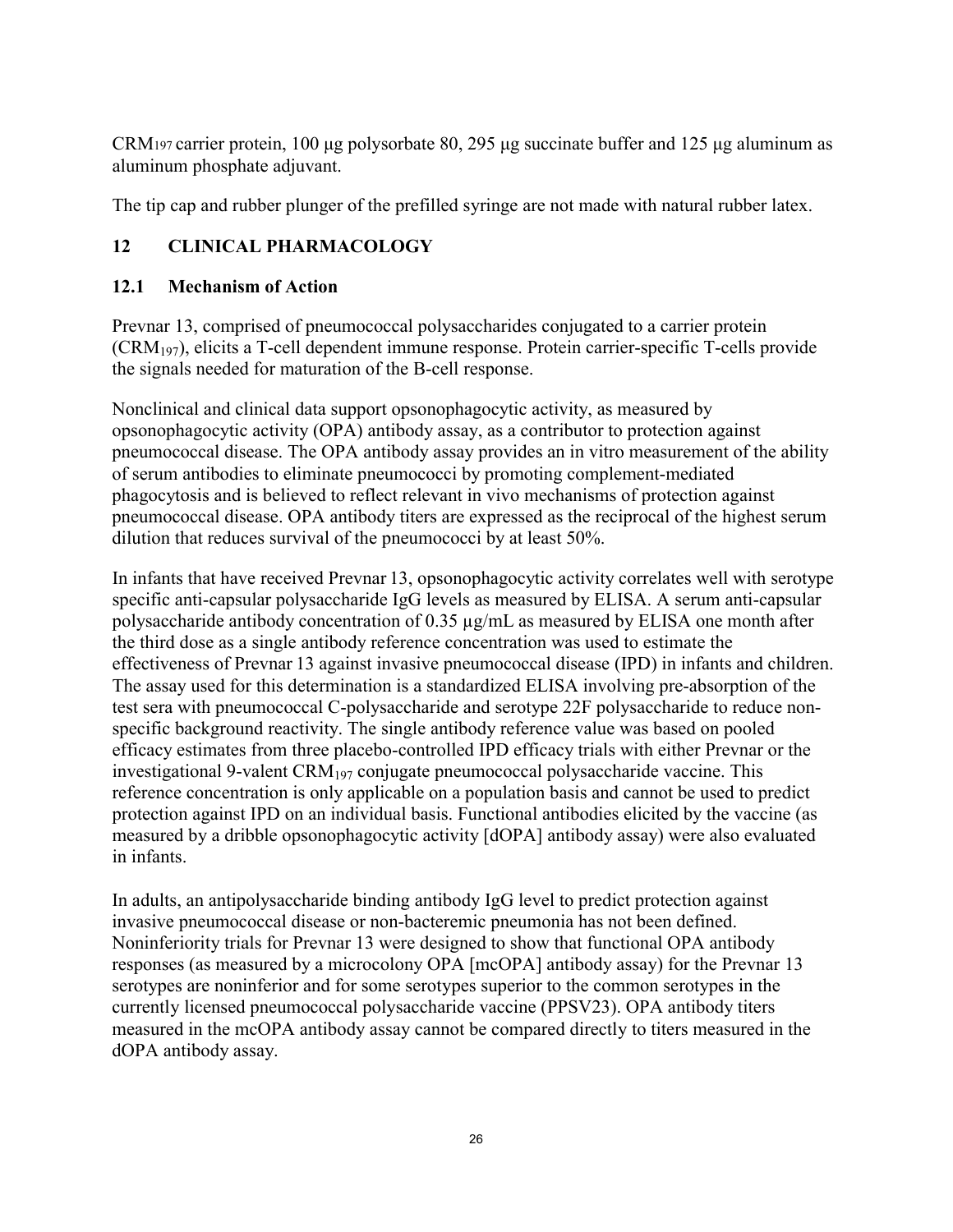$CRM_{197}$ carrier protein, 100 µg polysorbate 80, 295 µg succinate buffer and 125 µg aluminum as aluminum phosphate adjuvant.

The tip cap and rubber plunger of the prefilled syringe are not made with natural rubber latex.

## 12 CLINICAL PHARMACOLOGY

### 12.1 Mechanism of Action

Prevnar 13, comprised of pneumococcal polysaccharides conjugated to a carrier protein ($CRM_{197}$), elicits a T-cell dependent immune response. Protein carrier-specific T-cells provide the signals needed for maturation of the B-cell response.

Nonclinical and clinical data support opsonophagocytic activity, as measured by opsonophagocytic activity (OPA) antibody assay, as a contributor to protection against pneumococcal disease. The OPA antibody assay provides an in vitro measurement of the ability of serum antibodies to eliminate pneumococci by promoting complement-mediated phagocytosis and is believed to reflect relevant in vivo mechanisms of protection against pneumococcal disease. OPA antibody titers are expressed as the reciprocal of the highest serum dilution that reduces survival of the pneumococci by at least 50%.

In infants that have received Prevnar 13, opsonophagocytic activity correlates well with serotype specific anti-capsular polysaccharide IgG levels as measured by ELISA. A serum anti-capsular polysaccharide antibody concentration of 0.35 µg/mL as measured by ELISA one month after the third dose as a single antibody reference concentration was used to estimate the effectiveness of Prevnar 13 against invasive pneumococcal disease (IPD) in infants and children. The assay used for this determination is a standardized ELISA involving pre-absorption of the test sera with pneumococcal C-polysaccharide and serotype 22F polysaccharide to reduce non-specific background reactivity. The single antibody reference value was based on pooled efficacy estimates from three placebo-controlled IPD efficacy trials with either Prevnar or the investigational 9-valent $CRM_{197}$ conjugate pneumococcal polysaccharide vaccine. This reference concentration is only applicable on a population basis and cannot be used to predict protection against IPD on an individual basis. Functional antibodies elicited by the vaccine (as measured by a dribble opsonophagocytic activity [dOPA] antibody assay) were also evaluated in infants.

In adults, an antipolysaccharide binding antibody IgG level to predict protection against invasive pneumococcal disease or non-bacteremic pneumonia has not been defined. Noninferiority trials for Prevnar 13 were designed to show that functional OPA antibody responses (as measured by a microcolony OPA [mcOPA] antibody assay) for the Prevnar 13 serotypes are noninferior and for some serotypes superior to the common serotypes in the currently licensed pneumococcal polysaccharide vaccine (PPSV23). OPA antibody titers measured in the mcOPA antibody assay cannot be compared directly to titers measured in the dOPA antibody assay.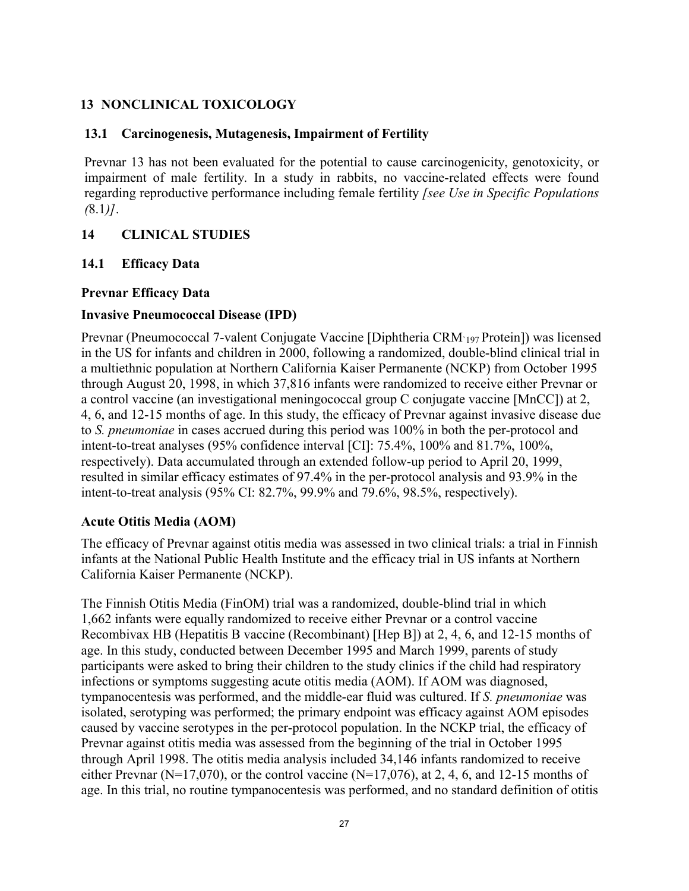## 13 NONCLINICAL TOXICOLOGY

### 13.1 Carcinogenesis, Mutagenesis, Impairment of Fertility

Prevnar 13 has not been evaluated for the potential to cause carcinogenicity, genotoxicity, or impairment of male fertility. In a study in rabbits, no vaccine-related effects were found regarding reproductive performance including female fertility *[see Use in Specific Populations (*8.1*)]*.

## 14 CLINICAL STUDIES

### 14.1 Efficacy Data

**Prevnar Efficacy Data**

**Invasive Pneumococcal Disease (IPD)**

Prevnar (Pneumococcal 7-valent Conjugate Vaccine [Diphtheria $CRM_{197}$ Protein]) was licensed in the US for infants and children in 2000, following a randomized, double-blind clinical trial in a multiethnic population at Northern California Kaiser Permanente (NCKP) from October 1995 through August 20, 1998, in which 37,816 infants were randomized to receive either Prevnar or a control vaccine (an investigational meningococcal group C conjugate vaccine [MnCC]) at 2, 4, 6, and 12-15 months of age. In this study, the efficacy of Prevnar against invasive disease due to *S. pneumoniae* in cases accrued during this period was 100% in both the per-protocol and intent-to-treat analyses (95% confidence interval [CI]: 75.4%, 100% and 81.7%, 100%, respectively). Data accumulated through an extended follow-up period to April 20, 1999, resulted in similar efficacy estimates of 97.4% in the per-protocol analysis and 93.9% in the intent-to-treat analysis (95% CI: 82.7%, 99.9% and 79.6%, 98.5%, respectively).

**Acute Otitis Media (AOM)**

The efficacy of Prevnar against otitis media was assessed in two clinical trials: a trial in Finnish infants at the National Public Health Institute and the efficacy trial in US infants at Northern California Kaiser Permanente (NCKP).

The Finnish Otitis Media (FinOM) trial was a randomized, double-blind trial in which 1,662 infants were equally randomized to receive either Prevnar or a control vaccine Recombivax HB (Hepatitis B vaccine (Recombinant) [Hep B]) at 2, 4, 6, and 12-15 months of age. In this study, conducted between December 1995 and March 1999, parents of study participants were asked to bring their children to the study clinics if the child had respiratory infections or symptoms suggesting acute otitis media (AOM). If AOM was diagnosed, tympanocentesis was performed, and the middle-ear fluid was cultured. If *S. pneumoniae* was isolated, serotyping was performed; the primary endpoint was efficacy against AOM episodes caused by vaccine serotypes in the per-protocol population. In the NCKP trial, the efficacy of Prevnar against otitis media was assessed from the beginning of the trial in October 1995 through April 1998. The otitis media analysis included 34,146 infants randomized to receive either Prevnar (N=17,070), or the control vaccine (N=17,076), at 2, 4, 6, and 12-15 months of age. In this trial, no routine tympanocentesis was performed, and no standard definition of otitis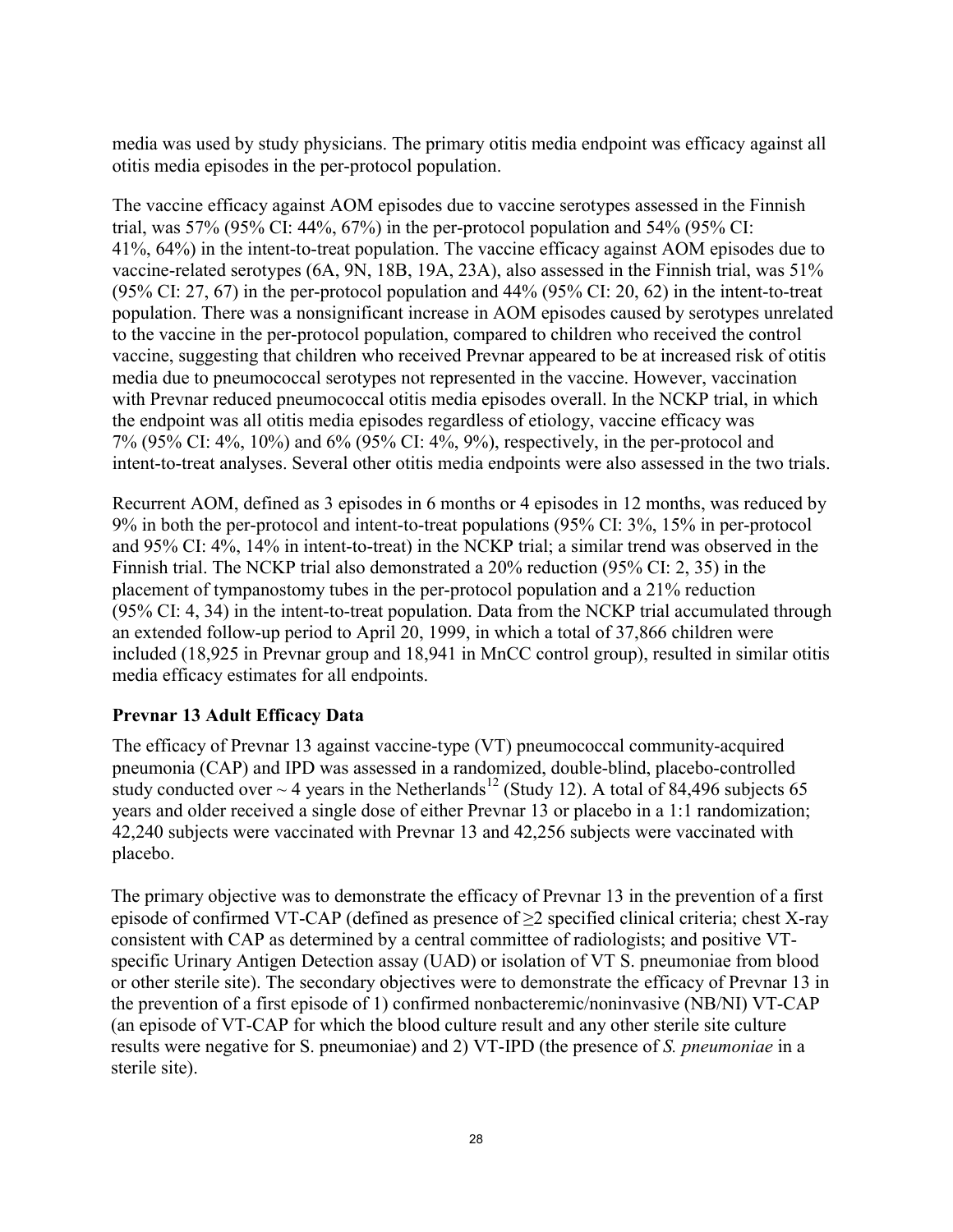media was used by study physicians. The primary otitis media endpoint was efficacy against all otitis media episodes in the per-protocol population.

The vaccine efficacy against AOM episodes due to vaccine serotypes assessed in the Finnish trial, was 57% (95% CI: 44%, 67%) in the per-protocol population and 54% (95% CI: 41%, 64%) in the intent-to-treat population. The vaccine efficacy against AOM episodes due to vaccine-related serotypes (6A, 9N, 18B, 19A, 23A), also assessed in the Finnish trial, was 51% (95% CI: 27, 67) in the per-protocol population and 44% (95% CI: 20, 62) in the intent-to-treat population. There was a nonsignificant increase in AOM episodes caused by serotypes unrelated to the vaccine in the per-protocol population, compared to children who received the control vaccine, suggesting that children who received Prevnar appeared to be at increased risk of otitis media due to pneumococcal serotypes not represented in the vaccine. However, vaccination with Prevnar reduced pneumococcal otitis media episodes overall. In the NCKP trial, in which the endpoint was all otitis media episodes regardless of etiology, vaccine efficacy was 7% (95% CI: 4%, 10%) and 6% (95% CI: 4%, 9%), respectively, in the per-protocol and intent-to-treat analyses. Several other otitis media endpoints were also assessed in the two trials.

Recurrent AOM, defined as 3 episodes in 6 months or 4 episodes in 12 months, was reduced by 9% in both the per-protocol and intent-to-treat populations (95% CI: 3%, 15% in per-protocol and 95% CI: 4%, 14% in intent-to-treat) in the NCKP trial; a similar trend was observed in the Finnish trial. The NCKP trial also demonstrated a 20% reduction (95% CI: 2, 35) in the placement of tympanostomy tubes in the per-protocol population and a 21% reduction (95% CI: 4, 34) in the intent-to-treat population. Data from the NCKP trial accumulated through an extended follow-up period to April 20, 1999, in which a total of 37,866 children were included (18,925 in Prevnar group and 18,941 in MnCC control group), resulted in similar otitis media efficacy estimates for all endpoints.

### Prevnar 13 Adult Efficacy Data

The efficacy of Prevnar 13 against vaccine-type (VT) pneumococcal community-acquired pneumonia (CAP) and IPD was assessed in a randomized, double-blind, placebo-controlled study conducted over ~ 4 years in the Netherlands[12] (Study 12). A total of 84,496 subjects 65 years and older received a single dose of either Prevnar 13 or placebo in a 1:1 randomization; 42,240 subjects were vaccinated with Prevnar 13 and 42,256 subjects were vaccinated with placebo.

The primary objective was to demonstrate the efficacy of Prevnar 13 in the prevention of a first episode of confirmed VT-CAP (defined as presence of ≥2 specified clinical criteria; chest X-ray consistent with CAP as determined by a central committee of radiologists; and positive VT-specific Urinary Antigen Detection assay (UAD) or isolation of VT S. pneumoniae from blood or other sterile site). The secondary objectives were to demonstrate the efficacy of Prevnar 13 in the prevention of a first episode of 1) confirmed nonbacteremic/noninvasive (NB/NI) VT-CAP (an episode of VT-CAP for which the blood culture result and any other sterile site culture results were negative for S. pneumoniae) and 2) VT-IPD (the presence of *S. pneumoniae* in a sterile site).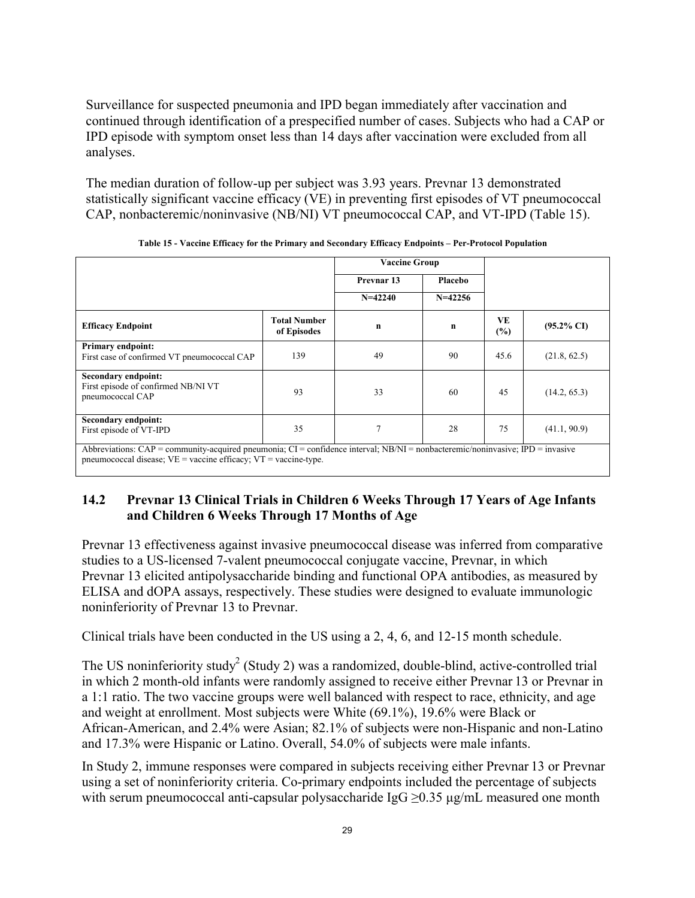Surveillance for suspected pneumonia and IPD began immediately after vaccination and continued through identification of a prespecified number of cases. Subjects who had a CAP or IPD episode with symptom onset less than 14 days after vaccination were excluded from all analyses.

The median duration of follow-up per subject was 3.93 years. Prevnar 13 demonstrated statistically significant vaccine efficacy (VE) in preventing first episodes of VT pneumococcal CAP, nonbacteremic/noninvasive (NB/NI) VT pneumococcal CAP, and VT-IPD (Table 15).

**Table 15 - Vaccine Efficacy for the Primary and Secondary Efficacy Endpoints – Per-Protocol Population**

| | | Vaccine Group | | | |
|---|---|---|---|---|---|
| | | Prevnar 13 | Placebo | | |
| | | N=42240 | N=42256 | | |
| **Efficacy Endpoint** | **Total Number of Episodes** | **n** | **n** | **VE (%)** | **(95.2% CI)** |
| **Primary endpoint:** First case of confirmed VT pneumococcal CAP | 139 | 49 | 90 | 45.6 | (21.8, 62.5) |
| **Secondary endpoint:** First episode of confirmed NB/NI VT pneumococcal CAP | 93 | 33 | 60 | 45 | (14.2, 65.3) |
| **Secondary endpoint:** First episode of VT-IPD | 35 | 7 | 28 | 75 | (41.1, 90.9) |

Abbreviations: CAP = community-acquired pneumonia; CI = confidence interval; NB/NI = nonbacteremic/noninvasive; IPD = invasive pneumococcal disease; VE = vaccine efficacy; VT = vaccine-type.

## 14.2 Prevnar 13 Clinical Trials in Children 6 Weeks Through 17 Years of Age Infants and Children 6 Weeks Through 17 Months of Age

Prevnar 13 effectiveness against invasive pneumococcal disease was inferred from comparative studies to a US-licensed 7-valent pneumococcal conjugate vaccine, Prevnar, in which Prevnar 13 elicited antipolysaccharide binding and functional OPA antibodies, as measured by ELISA and dOPA assays, respectively. These studies were designed to evaluate immunologic noninferiority of Prevnar 13 to Prevnar.

Clinical trials have been conducted in the US using a 2, 4, 6, and 12-15 month schedule.

The US noninferiority study[2] (Study 2) was a randomized, double-blind, active-controlled trial in which 2 month-old infants were randomly assigned to receive either Prevnar 13 or Prevnar in a 1:1 ratio. The two vaccine groups were well balanced with respect to race, ethnicity, and age and weight at enrollment. Most subjects were White (69.1%), 19.6% were Black or African-American, and 2.4% were Asian; 82.1% of subjects were non-Hispanic and non-Latino and 17.3% were Hispanic or Latino. Overall, 54.0% of subjects were male infants.

In Study 2, immune responses were compared in subjects receiving either Prevnar 13 or Prevnar using a set of noninferiority criteria. Co-primary endpoints included the percentage of subjects with serum pneumococcal anti-capsular polysaccharide IgG ≥0.35 µg/mL measured one month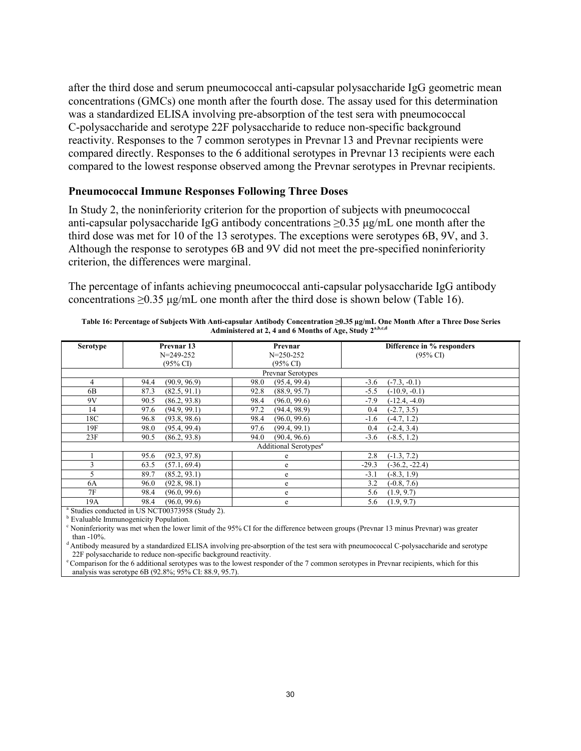after the third dose and serum pneumococcal anti-capsular polysaccharide IgG geometric mean concentrations (GMCs) one month after the fourth dose. The assay used for this determination was a standardized ELISA involving pre-absorption of the test sera with pneumococcal C-polysaccharide and serotype 22F polysaccharide to reduce non-specific background reactivity. Responses to the 7 common serotypes in Prevnar 13 and Prevnar recipients were compared directly. Responses to the 6 additional serotypes in Prevnar 13 recipients were each compared to the lowest response observed among the Prevnar serotypes in Prevnar recipients.

### Pneumococcal Immune Responses Following Three Doses

In Study 2, the noninferiority criterion for the proportion of subjects with pneumococcal anti-capsular polysaccharide IgG antibody concentrations ≥0.35 µg/mL one month after the third dose was met for 10 of the 13 serotypes. The exceptions were serotypes 6B, 9V, and 3. Although the response to serotypes 6B and 9V did not meet the pre-specified noninferiority criterion, the differences were marginal.

The percentage of infants achieving pneumococcal anti-capsular polysaccharide IgG antibody concentrations ≥0.35 µg/mL one month after the third dose is shown below (Table 16).

**Table 16: Percentage of Subjects With Anti-capsular Antibody Concentration ≥0.35 µg/mL One Month After a Three Dose Series Administered at 2, 4 and 6 Months of Age, Study 2[a,b,c,d]**

| Serotype | Prevnar 13 N=249-252 (95% CI) | Prevnar N=250-252 (95% CI) | Difference in % responders (95% CI) |
|---|---|---|---|
| | | Prevnar Serotypes | |
| 4 | 94.4 (90.9, 96.9) | 98.0 (95.4, 99.4) | -3.6 (-7.3, -0.1) |
| 6B | 87.3 (82.5, 91.1) | 92.8 (88.9, 95.7) | -5.5 (-10.9, -0.1) |
| 9V | 90.5 (86.2, 93.8) | 98.4 (96.0, 99.6) | -7.9 (-12.4, -4.0) |
| 14 | 97.6 (94.9, 99.1) | 97.2 (94.4, 98.9) | 0.4 (-2.7, 3.5) |
| 18C | 96.8 (93.8, 98.6) | 98.4 (96.0, 99.6) | -1.6 (-4.7, 1.2) |
| 19F | 98.0 (95.4, 99.4) | 97.6 (99.4, 99.1) | 0.4 (-2.4, 3.4) |
| 23F | 90.5 (86.2, 93.8) | 94.0 (90.4, 96.6) | -3.6 (-8.5, 1.2) |
| | | Additional Serotypes[e] | |
| 1 | 95.6 (92.3, 97.8) | e | 2.8 (-1.3, 7.2) |
| 3 | 63.5 (57.1, 69.4) | e | -29.3 (-36.2, -22.4) |
| 5 | 89.7 (85.2, 93.1) | e | -3.1 (-8.3, 1.9) |
| 6A | 96.0 (92.8, 98.1) | e | 3.2 (-0.8, 7.6) |
| 7F | 98.4 (96.0, 99.6) | e | 5.6 (1.9, 9.7) |
| 19A | 98.4 (96.0, 99.6) | e | 5.6 (1.9, 9.7) |

[a] Studies conducted in US NCT00373958 (Study 2).
[b] Evaluable Immunogenicity Population.
[c] Noninferiority was met when the lower limit of the 95% CI for the difference between groups (Prevnar 13 minus Prevnar) was greater than -10%.
[d] Antibody measured by a standardized ELISA involving pre-absorption of the test sera with pneumococcal C-polysaccharide and serotype 22F polysaccharide to reduce non-specific background reactivity.
[e] Comparison for the 6 additional serotypes was to the lowest responder of the 7 common serotypes in Prevnar recipients, which for this analysis was serotype 6B (92.8%; 95% CI: 88.9, 95.7).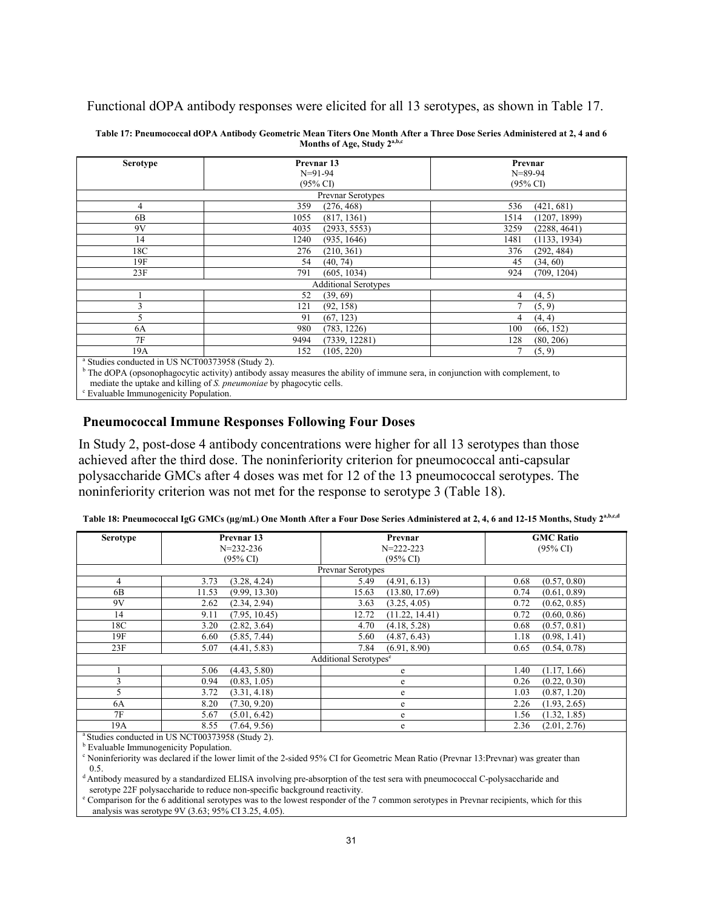Functional dOPA antibody responses were elicited for all 13 serotypes, as shown in Table 17.

**Table 17: Pneumococcal dOPA Antibody Geometric Mean Titers One Month After a Three Dose Series Administered at 2, 4 and 6 Months of Age, Study 2[a,b,c]**

| Serotype | Prevnar 13 N=91-94 (95% CI) | Prevnar N=89-94 (95% CI) |
|---|---|---|
| Prevnar Serotypes | | |
| 4 | 359 (276, 468) | 536 (421, 681) |
| 6B | 1055 (817, 1361) | 1514 (1207, 1899) |
| 9V | 4035 (2933, 5553) | 3259 (2288, 4641) |
| 14 | 1240 (935, 1646) | 1481 (1133, 1934) |
| 18C | 276 (210, 361) | 376 (292, 484) |
| 19F | 54 (40, 74) | 45 (34, 60) |
| 23F | 791 (605, 1034) | 924 (709, 1204) |
| Additional Serotypes | | |
| 1 | 52 (39, 69) | 4 (4, 5) |
| 3 | 121 (92, 158) | 7 (5, 9) |
| 5 | 91 (67, 123) | 4 (4, 4) |
| 6A | 980 (783, 1226) | 100 (66, 152) |
| 7F | 9494 (7339, 12281) | 128 (80, 206) |
| 19A | 152 (105, 220) | 7 (5, 9) |

[a] Studies conducted in US NCT00373958 (Study 2).
[b] The dOPA (opsonophagocytic activity) antibody assay measures the ability of immune sera, in conjunction with complement, to mediate the uptake and killing of *S. pneumoniae* by phagocytic cells.
[c] Evaluable Immunogenicity Population.

## Pneumococcal Immune Responses Following Four Doses

In Study 2, post-dose 4 antibody concentrations were higher for all 13 serotypes than those achieved after the third dose. The noninferiority criterion for pneumococcal anti-capsular polysaccharide GMCs after 4 doses was met for 12 of the 13 pneumococcal serotypes. The noninferiority criterion was not met for the response to serotype 3 (Table 18).

**Table 18: Pneumococcal IgG GMCs (µg/mL) One Month After a Four Dose Series Administered at 2, 4, 6 and 12-15 Months, Study 2[a,b,c,d]**

| Serotype | Prevnar 13 N=232-236 (95% CI) | Prevnar N=222-223 (95% CI) | GMC Ratio (95% CI) |
|---|---|---|---|
| Prevnar Serotypes | | | |
| 4 | 3.73 (3.28, 4.24) | 5.49 (4.91, 6.13) | 0.68 (0.57, 0.80) |
| 6B | 11.53 (9.99, 13.30) | 15.63 (13.80, 17.69) | 0.74 (0.61, 0.89) |
| 9V | 2.62 (2.34, 2.94) | 3.63 (3.25, 4.05) | 0.72 (0.62, 0.85) |
| 14 | 9.11 (7.95, 10.45) | 12.72 (11.22, 14.41) | 0.72 (0.60, 0.86) |
| 18C | 3.20 (2.82, 3.64) | 4.70 (4.18, 5.28) | 0.68 (0.57, 0.81) |
| 19F | 6.60 (5.85, 7.44) | 5.60 (4.87, 6.43) | 1.18 (0.98, 1.41) |
| 23F | 5.07 (4.41, 5.83) | 7.84 (6.91, 8.90) | 0.65 (0.54, 0.78) |
| Additional Serotypes[e] | | | |
| 1 | 5.06 (4.43, 5.80) | e | 1.40 (1.17, 1.66) |
| 3 | 0.94 (0.83, 1.05) | e | 0.26 (0.22, 0.30) |
| 5 | 3.72 (3.31, 4.18) | e | 1.03 (0.87, 1.20) |
| 6A | 8.20 (7.30, 9.20) | e | 2.26 (1.93, 2.65) |
| 7F | 5.67 (5.01, 6.42) | e | 1.56 (1.32, 1.85) |
| 19A | 8.55 (7.64, 9.56) | e | 2.36 (2.01, 2.76) |

[a] Studies conducted in US NCT00373958 (Study 2).
[b] Evaluable Immunogenicity Population.
[c] Noninferiority was declared if the lower limit of the 2-sided 95% CI for Geometric Mean Ratio (Prevnar 13:Prevnar) was greater than 0.5.
[d] Antibody measured by a standardized ELISA involving pre-absorption of the test sera with pneumococcal C-polysaccharide and serotype 22F polysaccharide to reduce non-specific background reactivity.
[e] Comparison for the 6 additional serotypes was to the lowest responder of the 7 common serotypes in Prevnar recipients, which for this analysis was serotype 9V (3.63; 95% CI 3.25, 4.05).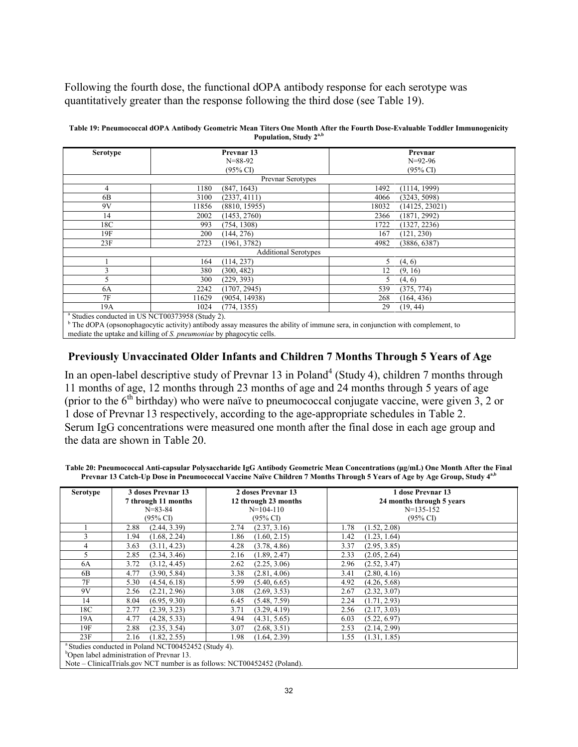Following the fourth dose, the functional dOPA antibody response for each serotype was quantitatively greater than the response following the third dose (see Table 19).

**Table 19: Pneumococcal dOPA Antibody Geometric Mean Titers One Month After the Fourth Dose-Evaluable Toddler Immunogenicity Population, Study 2[a,b]**

| Serotype | Prevnar 13 N=88-92 (95% CI) | | Prevnar N=92-96 (95% CI) | |
|---|---|---|---|---|
| Prevnar Serotypes | | | | |
| 4 | 1180 | (847, 1643) | 1492 | (1114, 1999) |
| 6B | 3100 | (2337, 4111) | 4066 | (3243, 5098) |
| 9V | 11856 | (8810, 15955) | 18032 | (14125, 23021) |
| 14 | 2002 | (1453, 2760) | 2366 | (1871, 2992) |
| 18C | 993 | (754, 1308) | 1722 | (1327, 2236) |
| 19F | 200 | (144, 276) | 167 | (121, 230) |
| 23F | 2723 | (1961, 3782) | 4982 | (3886, 6387) |
| Additional Serotypes | | | | |
| 1 | 164 | (114, 237) | 5 | (4, 6) |
| 3 | 380 | (300, 482) | 12 | (9, 16) |
| 5 | 300 | (229, 393) | 5 | (4, 6) |
| 6A | 2242 | (1707, 2945) | 539 | (375, 774) |
| 7F | 11629 | (9054, 14938) | 268 | (164, 436) |
| 19A | 1024 | (774, 1355) | 29 | (19, 44) |

[a] Studies conducted in US NCT00373958 (Study 2).
[b] The dOPA (opsonophagocytic activity) antibody assay measures the ability of immune sera, in conjunction with complement, to mediate the uptake and killing of *S. pneumoniae* by phagocytic cells.

## Previously Unvaccinated Older Infants and Children 7 Months Through 5 Years of Age

In an open-label descriptive study of Prevnar 13 in Poland[4] (Study 4), children 7 months through 11 months of age, 12 months through 23 months of age and 24 months through 5 years of age (prior to the 6th birthday) who were naïve to pneumococcal conjugate vaccine, were given 3, 2 or 1 dose of Prevnar 13 respectively, according to the age-appropriate schedules in Table 2. Serum IgG concentrations were measured one month after the final dose in each age group and the data are shown in Table 20.

**Table 20: Pneumococcal Anti-capsular Polysaccharide IgG Antibody Geometric Mean Concentrations (μg/mL) One Month After the Final Prevnar 13 Catch-Up Dose in Pneumococcal Vaccine Naïve Children 7 Months Through 5 Years of Age by Age Group, Study 4[a,b]**

| Serotype | 3 doses Prevnar 13 7 through 11 months N=83-84 (95% CI) | | 2 doses Prevnar 13 12 through 23 months N=104-110 (95% CI) | | 1 dose Prevnar 13 24 months through 5 years N=135-152 (95% CI) | |
|---|---|---|---|---|---|---|
| 1 | 2.88 | (2.44, 3.39) | 2.74 | (2.37, 3.16) | 1.78 | (1.52, 2.08) |
| 3 | 1.94 | (1.68, 2.24) | 1.86 | (1.60, 2.15) | 1.42 | (1.23, 1.64) |
| 4 | 3.63 | (3.11, 4.23) | 4.28 | (3.78, 4.86) | 3.37 | (2.95, 3.85) |
| 5 | 2.85 | (2.34, 3.46) | 2.16 | (1.89, 2.47) | 2.33 | (2.05, 2.64) |
| 6A | 3.72 | (3.12, 4.45) | 2.62 | (2.25, 3.06) | 2.96 | (2.52, 3.47) |
| 6B | 4.77 | (3.90, 5.84) | 3.38 | (2.81, 4.06) | 3.41 | (2.80, 4.16) |
| 7F | 5.30 | (4.54, 6.18) | 5.99 | (5.40, 6.65) | 4.92 | (4.26, 5.68) |
| 9V | 2.56 | (2.21, 2.96) | 3.08 | (2.69, 3.53) | 2.67 | (2.32, 3.07) |
| 14 | 8.04 | (6.95, 9.30) | 6.45 | (5.48, 7.59) | 2.24 | (1.71, 2.93) |
| 18C | 2.77 | (2.39, 3.23) | 3.71 | (3.29, 4.19) | 2.56 | (2.17, 3.03) |
| 19A | 4.77 | (4.28, 5.33) | 4.94 | (4.31, 5.65) | 6.03 | (5.22, 6.97) |
| 19F | 2.88 | (2.35, 3.54) | 3.07 | (2.68, 3.51) | 2.53 | (2.14, 2.99) |
| 23F | 2.16 | (1.82, 2.55) | 1.98 | (1.64, 2.39) | 1.55 | (1.31, 1.85) |

[a] Studies conducted in Poland NCT00452452 (Study 4).
[b] Open label administration of Prevnar 13.
Note – ClinicalTrials.gov NCT number is as follows: NCT00452452 (Poland).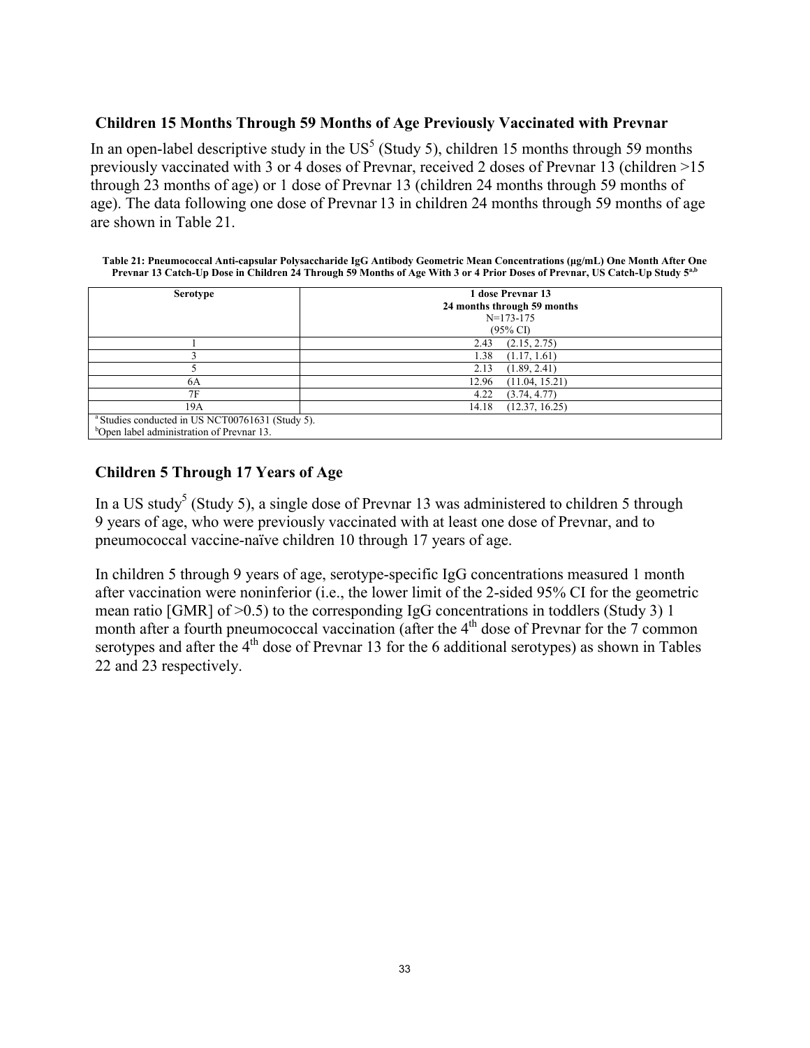### Children 15 Months Through 59 Months of Age Previously Vaccinated with Prevnar

In an open-label descriptive study in the US[5] (Study 5), children 15 months through 59 months previously vaccinated with 3 or 4 doses of Prevnar, received 2 doses of Prevnar 13 (children >15 through 23 months of age) or 1 dose of Prevnar 13 (children 24 months through 59 months of age). The data following one dose of Prevnar 13 in children 24 months through 59 months of age are shown in Table 21.

**Table 21: Pneumococcal Anti-capsular Polysaccharide IgG Antibody Geometric Mean Concentrations (μg/mL) One Month After One Prevnar 13 Catch-Up Dose in Children 24 Through 59 Months of Age With 3 or 4 Prior Doses of Prevnar, US Catch-Up Study 5[a,b]**

| Serotype | 1 dose Prevnar 13<br>24 months through 59 months<br>N=173-175<br>(95% CI) |
|---|---|
| 1 | 2.43 (2.15, 2.75) |
| 3 | 1.38 (1.17, 1.61) |
| 5 | 2.13 (1.89, 2.41) |
| 6A | 12.96 (11.04, 15.21) |
| 7F | 4.22 (3.74, 4.77) |
| 19A | 14.18 (12.37, 16.25) |

[a] Studies conducted in US NCT00761631 (Study 5).
[b] Open label administration of Prevnar 13.

### Children 5 Through 17 Years of Age

In a US study[5] (Study 5), a single dose of Prevnar 13 was administered to children 5 through 9 years of age, who were previously vaccinated with at least one dose of Prevnar, and to pneumococcal vaccine-naïve children 10 through 17 years of age.

In children 5 through 9 years of age, serotype-specific IgG concentrations measured 1 month after vaccination were noninferior (i.e., the lower limit of the 2-sided 95% CI for the geometric mean ratio [GMR] of >0.5) to the corresponding IgG concentrations in toddlers (Study 3) 1 month after a fourth pneumococcal vaccination (after the 4th dose of Prevnar for the 7 common serotypes and after the 4th dose of Prevnar 13 for the 6 additional serotypes) as shown in Tables 22 and 23 respectively.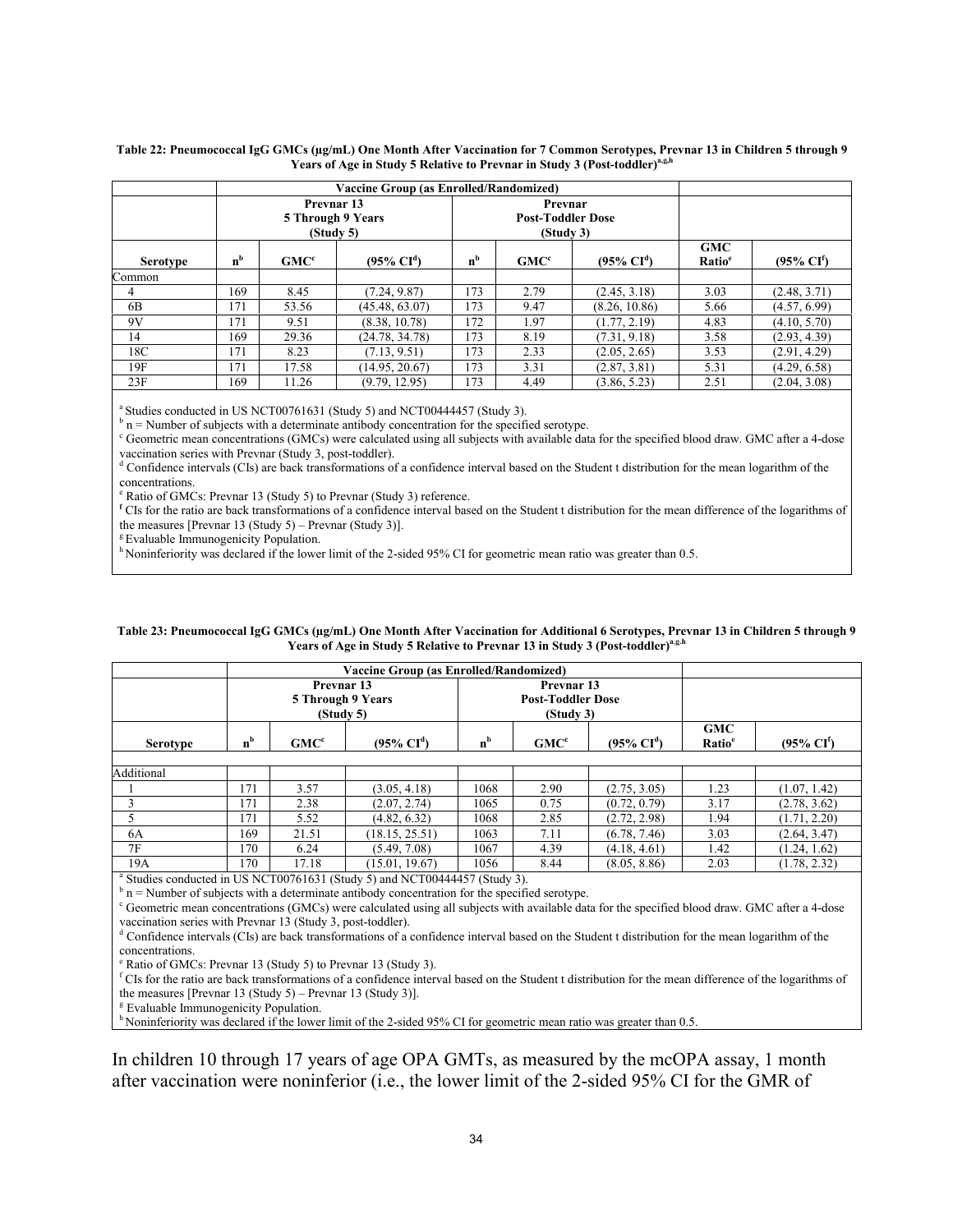**Table 22: Pneumococcal IgG GMCs (µg/mL) One Month After Vaccination for 7 Common Serotypes, Prevnar 13 in Children 5 through 9 Years of Age in Study 5 Relative to Prevnar in Study 3 (Post-toddler)[a,g,h]**

| | Vaccine Group (as Enrolled/Randomized) | | | | | | | |
|---|---|---|---|---|---|---|---|---|
| | Prevnar 13 5 Through 9 Years (Study 5) | | | Prevnar Post-Toddler Dose (Study 3) | | | | |
| **Serotype** | **n[b]** | **GMC[c]** | **(95% CI[d])** | **n[b]** | **GMC[c]** | **(95% CI[d])** | **GMC Ratio[e]** | **(95% CI[f])** |
| Common | | | | | | | | |
| 4 | 169 | 8.45 | (7.24, 9.87) | 173 | 2.79 | (2.45, 3.18) | 3.03 | (2.48, 3.71) |
| 6B | 171 | 53.56 | (45.48, 63.07) | 173 | 9.47 | (8.26, 10.86) | 5.66 | (4.57, 6.99) |
| 9V | 171 | 9.51 | (8.38, 10.78) | 172 | 1.97 | (1.77, 2.19) | 4.83 | (4.10, 5.70) |
| 14 | 169 | 29.36 | (24.78, 34.78) | 173 | 8.19 | (7.31, 9.18) | 3.58 | (2.93, 4.39) |
| 18C | 171 | 8.23 | (7.13, 9.51) | 173 | 2.33 | (2.05, 2.65) | 3.53 | (2.91, 4.29) |
| 19F | 171 | 17.58 | (14.95, 20.67) | 173 | 3.31 | (2.87, 3.81) | 5.31 | (4.29, 6.58) |
| 23F | 169 | 11.26 | (9.79, 12.95) | 173 | 4.49 | (3.86, 5.23) | 2.51 | (2.04, 3.08) |

[a] Studies conducted in US NCT00761631 (Study 5) and NCT00444457 (Study 3).
[b] n = Number of subjects with a determinate antibody concentration for the specified serotype.
[c] Geometric mean concentrations (GMCs) were calculated using all subjects with available data for the specified blood draw. GMC after a 4-dose vaccination series with Prevnar (Study 3, post-toddler).
[d] Confidence intervals (CIs) are back transformations of a confidence interval based on the Student t distribution for the mean logarithm of the concentrations.
[e] Ratio of GMCs: Prevnar 13 (Study 5) to Prevnar (Study 3) reference.
[f] CIs for the ratio are back transformations of a confidence interval based on the Student t distribution for the mean difference of the logarithms of the measures [Prevnar 13 (Study 5) – Prevnar (Study 3)].
[g] Evaluable Immunogenicity Population.
[h] Noninferiority was declared if the lower limit of the 2-sided 95% CI for geometric mean ratio was greater than 0.5.

**Table 23: Pneumococcal IgG GMCs (µg/mL) One Month After Vaccination for Additional 6 Serotypes, Prevnar 13 in Children 5 through 9 Years of Age in Study 5 Relative to Prevnar 13 in Study 3 (Post-toddler)[a,g,h]**

| | Vaccine Group (as Enrolled/Randomized) | | | | | | | |
|---|---|---|---|---|---|---|---|---|
| | Prevnar 13 5 Through 9 Years (Study 5) | | | Prevnar 13 Post-Toddler Dose (Study 3) | | | | |
| **Serotype** | **n[b]** | **GMC[c]** | **(95% CI[d])** | **n[b]** | **GMC[c]** | **(95% CI[d])** | **GMC Ratio[e]** | **(95% CI[f])** |
| Additional | | | | | | | | |
| 1 | 171 | 3.57 | (3.05, 4.18) | 1068 | 2.90 | (2.75, 3.05) | 1.23 | (1.07, 1.42) |
| 3 | 171 | 2.38 | (2.07, 2.74) | 1065 | 0.75 | (0.72, 0.79) | 3.17 | (2.78, 3.62) |
| 5 | 171 | 5.52 | (4.82, 6.32) | 1068 | 2.85 | (2.72, 2.98) | 1.94 | (1.71, 2.20) |
| 6A | 169 | 21.51 | (18.15, 25.51) | 1063 | 7.11 | (6.78, 7.46) | 3.03 | (2.64, 3.47) |
| 7F | 170 | 6.24 | (5.49, 7.08) | 1067 | 4.39 | (4.18, 4.61) | 1.42 | (1.24, 1.62) |
| 19A | 170 | 17.18 | (15.01, 19.67) | 1056 | 8.44 | (8.05, 8.86) | 2.03 | (1.78, 2.32) |

[a] Studies conducted in US NCT00761631 (Study 5) and NCT00444457 (Study 3).
[b] n = Number of subjects with a determinate antibody concentration for the specified serotype.
[c] Geometric mean concentrations (GMCs) were calculated using all subjects with available data for the specified blood draw. GMC after a 4-dose vaccination series with Prevnar 13 (Study 3, post-toddler).
[d] Confidence intervals (CIs) are back transformations of a confidence interval based on the Student t distribution for the mean logarithm of the concentrations.
[e] Ratio of GMCs: Prevnar 13 (Study 5) to Prevnar 13 (Study 3).
[f] CIs for the ratio are back transformations of a confidence interval based on the Student t distribution for the mean difference of the logarithms of the measures [Prevnar 13 (Study 5) – Prevnar 13 (Study 3)].
[g] Evaluable Immunogenicity Population.
[h] Noninferiority was declared if the lower limit of the 2-sided 95% CI for geometric mean ratio was greater than 0.5.

In children 10 through 17 years of age OPA GMTs, as measured by the mcOPA assay, 1 month after vaccination were noninferior (i.e., the lower limit of the 2-sided 95% CI for the GMR of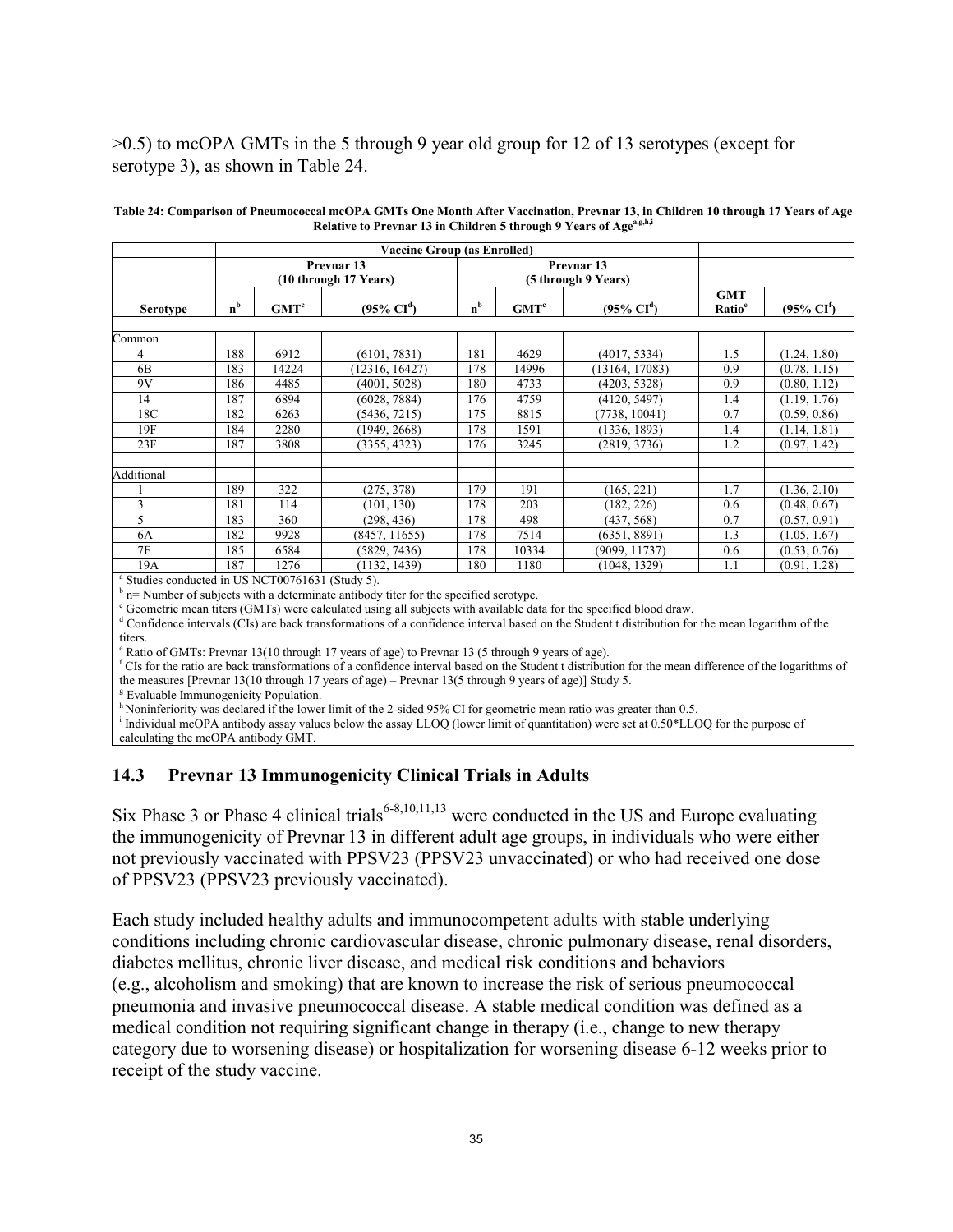>0.5) to mcOPA GMTs in the 5 through 9 year old group for 12 of 13 serotypes (except for serotype 3), as shown in Table 24.

**Table 24: Comparison of Pneumococcal mcOPA GMTs One Month After Vaccination, Prevnar 13, in Children 10 through 17 Years of Age Relative to Prevnar 13 in Children 5 through 9 Years of Age[a,g,h,i]**

| | Vaccine Group (as Enrolled) | | | | | | | |
|---|---|---|---|---|---|---|---|---|
| | Prevnar 13 (10 through 17 Years) | | | Prevnar 13 (5 through 9 Years) | | | | |
| **Serotype** | **n[b]** | **GMT[c]** | **(95% CI[d])** | **n[b]** | **GMT[c]** | **(95% CI[d])** | **GMT Ratio[e]** | **(95% CI[f])** |
| Common | | | | | | | | |
| 4 | 188 | 6912 | (6101, 7831) | 181 | 4629 | (4017, 5334) | 1.5 | (1.24, 1.80) |
| 6B | 183 | 14224 | (12316, 16427) | 178 | 14996 | (13164, 17083) | 0.9 | (0.78, 1.15) |
| 9V | 186 | 4485 | (4001, 5028) | 180 | 4733 | (4203, 5328) | 0.9 | (0.80, 1.12) |
| 14 | 187 | 6894 | (6028, 7884) | 176 | 4759 | (4120, 5497) | 1.4 | (1.19, 1.76) |
| 18C | 182 | 6263 | (5436, 7215) | 175 | 8815 | (7738, 10041) | 0.7 | (0.59, 0.86) |
| 19F | 184 | 2280 | (1949, 2668) | 178 | 1591 | (1336, 1893) | 1.4 | (1.14, 1.81) |
| 23F | 187 | 3808 | (3355, 4323) | 176 | 3245 | (2819, 3736) | 1.2 | (0.97, 1.42) |
| Additional | | | | | | | | |
| 1 | 189 | 322 | (275, 378) | 179 | 191 | (165, 221) | 1.7 | (1.36, 2.10) |
| 3 | 181 | 114 | (101, 130) | 178 | 203 | (182, 226) | 0.6 | (0.48, 0.67) |
| 5 | 183 | 360 | (298, 436) | 178 | 498 | (437, 568) | 0.7 | (0.57, 0.91) |
| 6A | 182 | 9928 | (8457, 11655) | 178 | 7514 | (6351, 8891) | 1.3 | (1.05, 1.67) |
| 7F | 185 | 6584 | (5829, 7436) | 178 | 10334 | (9099, 11737) | 0.6 | (0.53, 0.76) |
| 19A | 187 | 1276 | (1132, 1439) | 180 | 1180 | (1048, 1329) | 1.1 | (0.91, 1.28) |

[a] Studies conducted in US NCT00761631 (Study 5).
[b] n= Number of subjects with a determinate antibody titer for the specified serotype.
[c] Geometric mean titers (GMTs) were calculated using all subjects with available data for the specified blood draw.
[d] Confidence intervals (CIs) are back transformations of a confidence interval based on the Student t distribution for the mean logarithm of the titers.
[e] Ratio of GMTs: Prevnar 13(10 through 17 years of age) to Prevnar 13 (5 through 9 years of age).
[f] CIs for the ratio are back transformations of a confidence interval based on the Student t distribution for the mean difference of the logarithms of the measures [Prevnar 13(10 through 17 years of age) – Prevnar 13(5 through 9 years of age)] Study 5.
[g] Evaluable Immunogenicity Population.
[h] Noninferiority was declared if the lower limit of the 2-sided 95% CI for geometric mean ratio was greater than 0.5.
[i] Individual mcOPA antibody assay values below the assay LLOQ (lower limit of quantitation) were set at 0.50*LLOQ for the purpose of calculating the mcOPA antibody GMT.

## 14.3 Prevnar 13 Immunogenicity Clinical Trials in Adults

Six Phase 3 or Phase 4 clinical trials[6-8,10,11,13] were conducted in the US and Europe evaluating the immunogenicity of Prevnar 13 in different adult age groups, in individuals who were either not previously vaccinated with PPSV23 (PPSV23 unvaccinated) or who had received one dose of PPSV23 (PPSV23 previously vaccinated).

Each study included healthy adults and immunocompetent adults with stable underlying conditions including chronic cardiovascular disease, chronic pulmonary disease, renal disorders, diabetes mellitus, chronic liver disease, and medical risk conditions and behaviors (e.g., alcoholism and smoking) that are known to increase the risk of serious pneumococcal pneumonia and invasive pneumococcal disease. A stable medical condition was defined as a medical condition not requiring significant change in therapy (i.e., change to new therapy category due to worsening disease) or hospitalization for worsening disease 6-12 weeks prior to receipt of the study vaccine.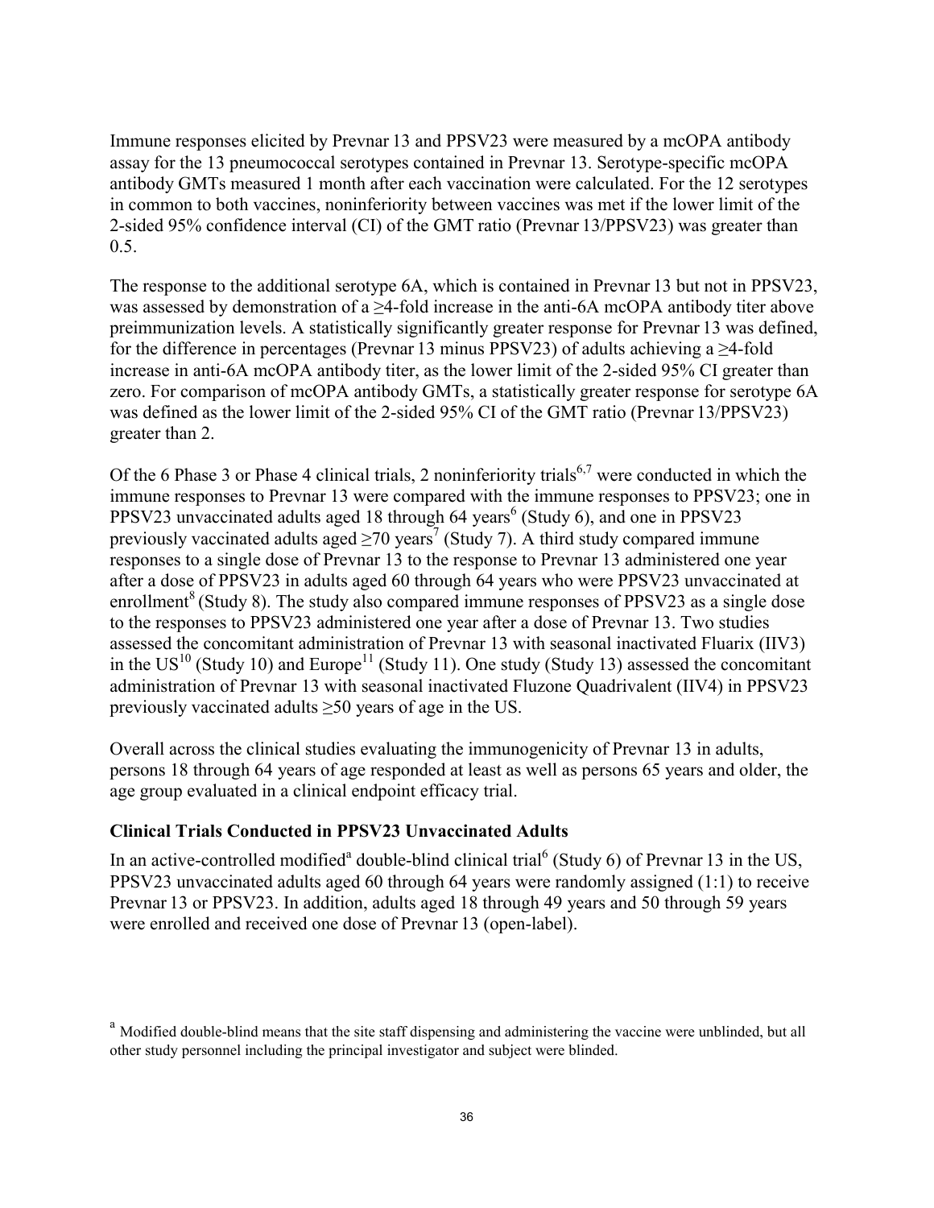Immune responses elicited by Prevnar 13 and PPSV23 were measured by a mcOPA antibody assay for the 13 pneumococcal serotypes contained in Prevnar 13. Serotype-specific mcOPA antibody GMTs measured 1 month after each vaccination were calculated. For the 12 serotypes in common to both vaccines, noninferiority between vaccines was met if the lower limit of the 2-sided 95% confidence interval (CI) of the GMT ratio (Prevnar 13/PPSV23) was greater than 0.5.

The response to the additional serotype 6A, which is contained in Prevnar 13 but not in PPSV23, was assessed by demonstration of a ≥4-fold increase in the anti-6A mcOPA antibody titer above preimmunization levels. A statistically significantly greater response for Prevnar 13 was defined, for the difference in percentages (Prevnar 13 minus PPSV23) of adults achieving a ≥4-fold increase in anti-6A mcOPA antibody titer, as the lower limit of the 2-sided 95% CI greater than zero. For comparison of mcOPA antibody GMTs, a statistically greater response for serotype 6A was defined as the lower limit of the 2-sided 95% CI of the GMT ratio (Prevnar 13/PPSV23) greater than 2.

Of the 6 Phase 3 or Phase 4 clinical trials, 2 noninferiority trials[6,7] were conducted in which the immune responses to Prevnar 13 were compared with the immune responses to PPSV23; one in PPSV23 unvaccinated adults aged 18 through 64 years[6] (Study 6), and one in PPSV23 previously vaccinated adults aged ≥70 years[7] (Study 7). A third study compared immune responses to a single dose of Prevnar 13 to the response to Prevnar 13 administered one year after a dose of PPSV23 in adults aged 60 through 64 years who were PPSV23 unvaccinated at enrollment[8] (Study 8). The study also compared immune responses of PPSV23 as a single dose to the responses to PPSV23 administered one year after a dose of Prevnar 13. Two studies assessed the concomitant administration of Prevnar 13 with seasonal inactivated Fluarix (IIV3) in the US[10] (Study 10) and Europe[11] (Study 11). One study (Study 13) assessed the concomitant administration of Prevnar 13 with seasonal inactivated Fluzone Quadrivalent (IIV4) in PPSV23 previously vaccinated adults ≥50 years of age in the US.

Overall across the clinical studies evaluating the immunogenicity of Prevnar 13 in adults, persons 18 through 64 years of age responded at least as well as persons 65 years and older, the age group evaluated in a clinical endpoint efficacy trial.

### Clinical Trials Conducted in PPSV23 Unvaccinated Adults

In an active-controlled modified[a] double-blind clinical trial[6] (Study 6) of Prevnar 13 in the US, PPSV23 unvaccinated adults aged 60 through 64 years were randomly assigned (1:1) to receive Prevnar 13 or PPSV23. In addition, adults aged 18 through 49 years and 50 through 59 years were enrolled and received one dose of Prevnar 13 (open-label).

[a] Modified double-blind means that the site staff dispensing and administering the vaccine were unblinded, but all other study personnel including the principal investigator and subject were blinded.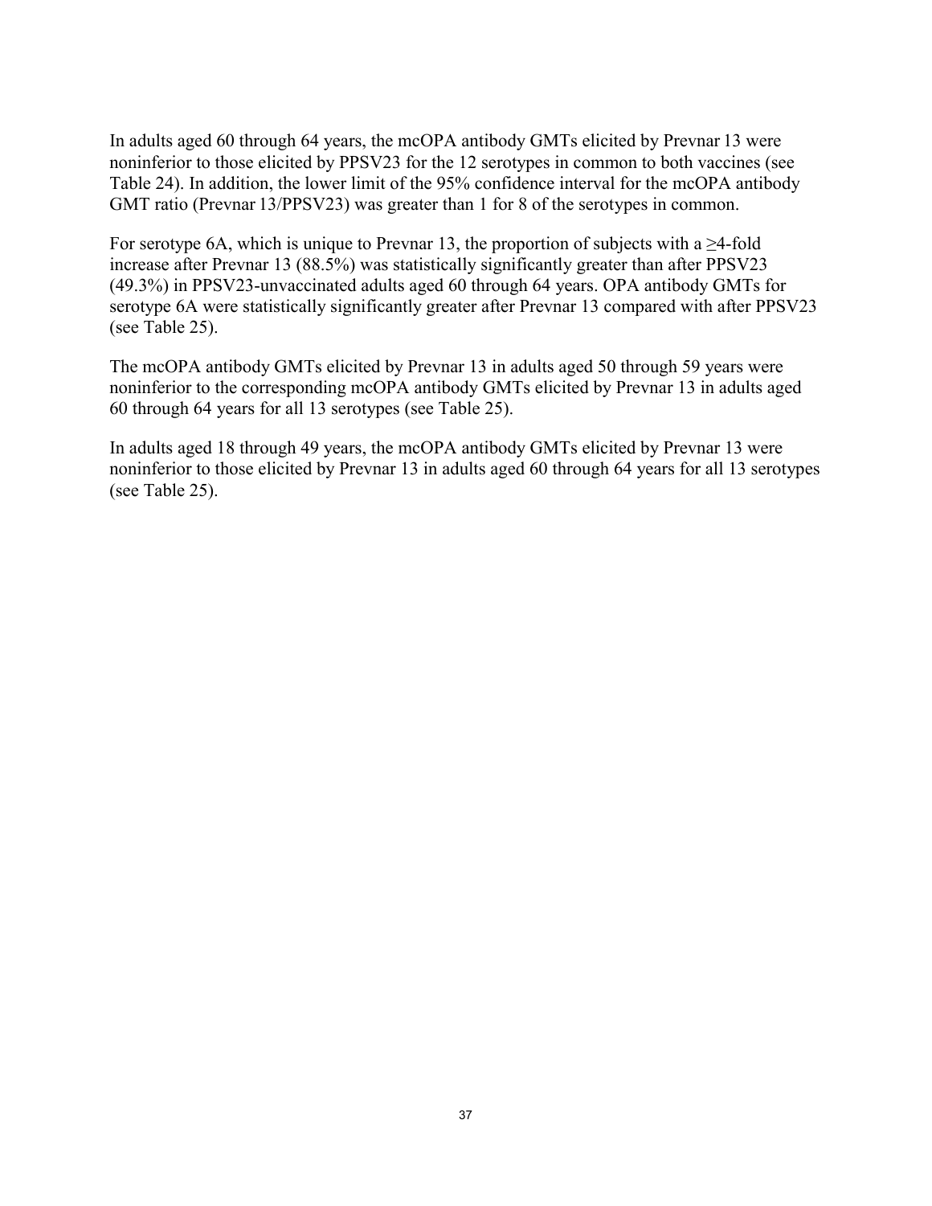In adults aged 60 through 64 years, the mcOPA antibody GMTs elicited by Prevnar 13 were noninferior to those elicited by PPSV23 for the 12 serotypes in common to both vaccines (see Table 24). In addition, the lower limit of the 95% confidence interval for the mcOPA antibody GMT ratio (Prevnar 13/PPSV23) was greater than 1 for 8 of the serotypes in common.

For serotype 6A, which is unique to Prevnar 13, the proportion of subjects with a ≥4-fold increase after Prevnar 13 (88.5%) was statistically significantly greater than after PPSV23 (49.3%) in PPSV23-unvaccinated adults aged 60 through 64 years. OPA antibody GMTs for serotype 6A were statistically significantly greater after Prevnar 13 compared with after PPSV23 (see Table 25).

The mcOPA antibody GMTs elicited by Prevnar 13 in adults aged 50 through 59 years were noninferior to the corresponding mcOPA antibody GMTs elicited by Prevnar 13 in adults aged 60 through 64 years for all 13 serotypes (see Table 25).

In adults aged 18 through 49 years, the mcOPA antibody GMTs elicited by Prevnar 13 were noninferior to those elicited by Prevnar 13 in adults aged 60 through 64 years for all 13 serotypes (see Table 25).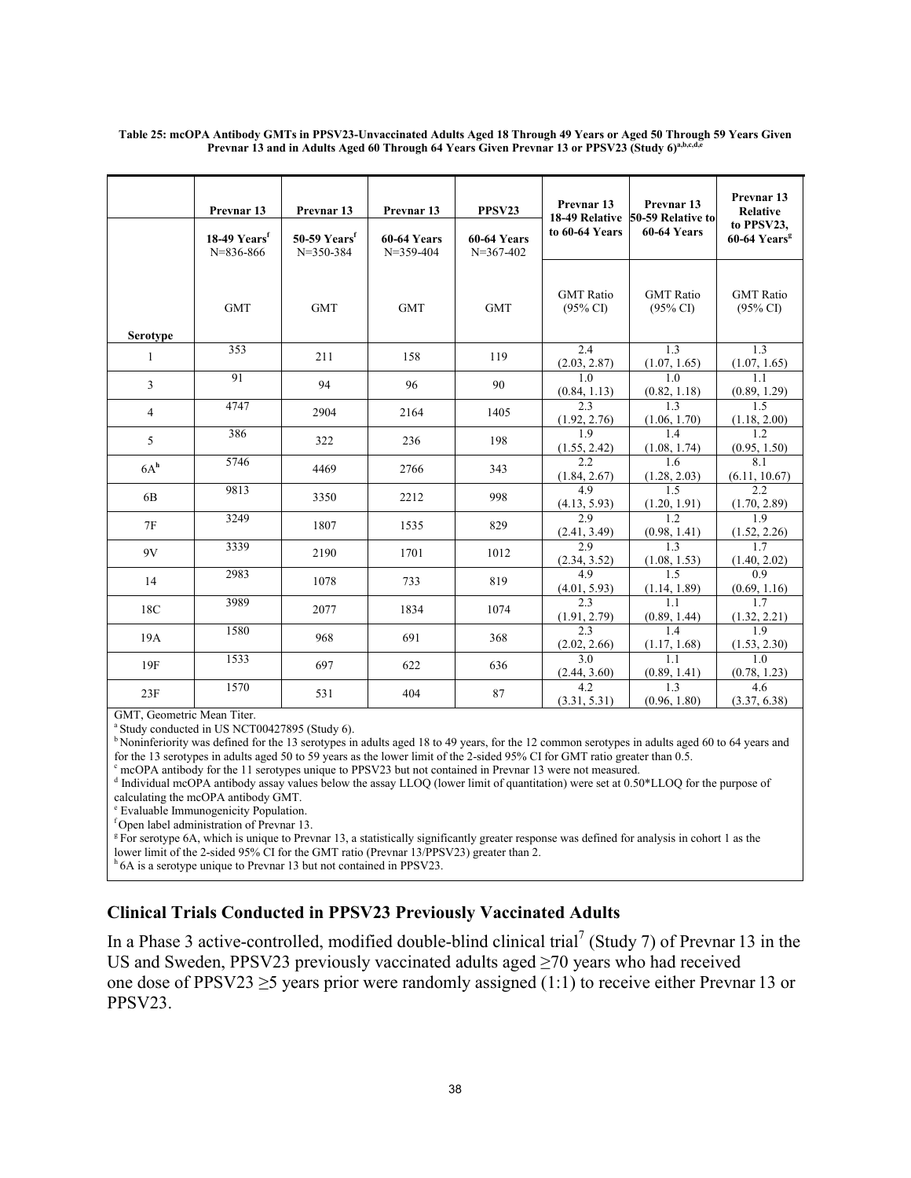**Table 25: mcOPA Antibody GMTs in PPSV23-Unvaccinated Adults Aged 18 Through 49 Years or Aged 50 Through 59 Years Given Prevnar 13 and in Adults Aged 60 Through 64 Years Given Prevnar 13 or PPSV23 (Study 6)[a,b,c,d,e]**

| | Prevnar 13 | Prevnar 13 | Prevnar 13 | PPSV23 | Prevnar 13 18-49 Relative to 60-64 Years | Prevnar 13 50-59 Relative to 60-64 Years | Prevnar 13 Relative to PPSV23, 60-64 Years[g] |
|---|---|---|---|---|---|---|---|
| | 18-49 Years[f] N=836-866 | 50-59 Years[f] N=350-384 | 60-64 Years N=359-404 | 60-64 Years N=367-402 | | | |
| **Serotype** | GMT | GMT | GMT | GMT | GMT Ratio (95% CI) | GMT Ratio (95% CI) | GMT Ratio (95% CI) |
| 1 | 353 | 211 | 158 | 119 | 2.4 (2.03, 2.87) | 1.3 (1.07, 1.65) | 1.3 (1.07, 1.65) |
| 3 | 91 | 94 | 96 | 90 | 1.0 (0.84, 1.13) | 1.0 (0.82, 1.18) | 1.1 (0.89, 1.29) |
| 4 | 4747 | 2904 | 2164 | 1405 | 2.3 (1.92, 2.76) | 1.3 (1.06, 1.70) | 1.5 (1.18, 2.00) |
| 5 | 386 | 322 | 236 | 198 | 1.9 (1.55, 2.42) | 1.4 (1.08, 1.74) | 1.2 (0.95, 1.50) |
| 6A[h] | 5746 | 4469 | 2766 | 343 | 2.2 (1.84, 2.67) | 1.6 (1.28, 2.03) | 8.1 (6.11, 10.67) |
| 6B | 9813 | 3350 | 2212 | 998 | 4.9 (4.13, 5.93) | 1.5 (1.20, 1.91) | 2.2 (1.70, 2.89) |
| 7F | 3249 | 1807 | 1535 | 829 | 2.9 (2.41, 3.49) | 1.2 (0.98, 1.41) | 1.9 (1.52, 2.26) |
| 9V | 3339 | 2190 | 1701 | 1012 | 2.9 (2.34, 3.52) | 1.3 (1.08, 1.53) | 1.7 (1.40, 2.02) |
| 14 | 2983 | 1078 | 733 | 819 | 4.9 (4.01, 5.93) | 1.5 (1.14, 1.89) | 0.9 (0.69, 1.16) |
| 18C | 3989 | 2077 | 1834 | 1074 | 2.3 (1.91, 2.79) | 1.1 (0.89, 1.44) | 1.7 (1.32, 2.21) |
| 19A | 1580 | 968 | 691 | 368 | 2.3 (2.02, 2.66) | 1.4 (1.17, 1.68) | 1.9 (1.53, 2.30) |
| 19F | 1533 | 697 | 622 | 636 | 3.0 (2.44, 3.60) | 1.1 (0.89, 1.41) | 1.0 (0.78, 1.23) |
| 23F | 1570 | 531 | 404 | 87 | 4.2 (3.31, 5.31) | 1.3 (0.96, 1.80) | 4.6 (3.37, 6.38) |

GMT, Geometric Mean Titer.

[a] Study conducted in US NCT00427895 (Study 6).

[b] Noninferiority was defined for the 13 serotypes in adults aged 18 to 49 years, for the 12 common serotypes in adults aged 60 to 64 years and for the 13 serotypes in adults aged 50 to 59 years as the lower limit of the 2-sided 95% CI for GMT ratio greater than 0.5.

[c] mcOPA antibody for the 11 serotypes unique to PPSV23 but not contained in Prevnar 13 were not measured.

[d] Individual mcOPA antibody assay values below the assay LLOQ (lower limit of quantitation) were set at 0.50*LLOQ for the purpose of calculating the mcOPA antibody GMT.

[e] Evaluable Immunogenicity Population.

[f] Open label administration of Prevnar 13.

[g] For serotype 6A, which is unique to Prevnar 13, a statistically significantly greater response was defined for analysis in cohort 1 as the lower limit of the 2-sided 95% CI for the GMT ratio (Prevnar 13/PPSV23) greater than 2.

[h] 6A is a serotype unique to Prevnar 13 but not contained in PPSV23.

## Clinical Trials Conducted in PPSV23 Previously Vaccinated Adults

In a Phase 3 active-controlled, modified double-blind clinical trial[7] (Study 7) of Prevnar 13 in the US and Sweden, PPSV23 previously vaccinated adults aged ≥70 years who had received one dose of PPSV23 ≥5 years prior were randomly assigned (1:1) to receive either Prevnar 13 or PPSV23.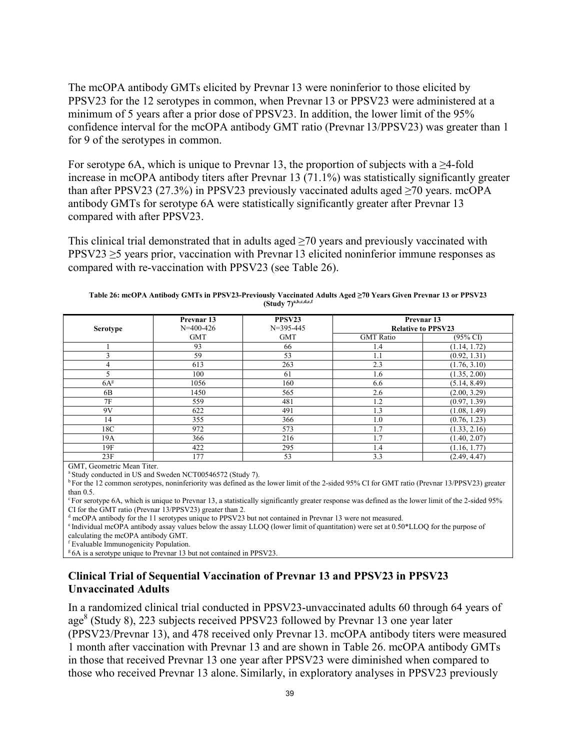The mcOPA antibody GMTs elicited by Prevnar 13 were noninferior to those elicited by PPSV23 for the 12 serotypes in common, when Prevnar 13 or PPSV23 were administered at a minimum of 5 years after a prior dose of PPSV23. In addition, the lower limit of the 95% confidence interval for the mcOPA antibody GMT ratio (Prevnar 13/PPSV23) was greater than 1 for 9 of the serotypes in common.

For serotype 6A, which is unique to Prevnar 13, the proportion of subjects with a ≥4-fold increase in mcOPA antibody titers after Prevnar 13 (71.1%) was statistically significantly greater than after PPSV23 (27.3%) in PPSV23 previously vaccinated adults aged ≥70 years. mcOPA antibody GMTs for serotype 6A were statistically significantly greater after Prevnar 13 compared with after PPSV23.

This clinical trial demonstrated that in adults aged ≥70 years and previously vaccinated with PPSV23 ≥5 years prior, vaccination with Prevnar 13 elicited noninferior immune responses as compared with re-vaccination with PPSV23 (see Table 26).

**Table 26: mcOPA Antibody GMTs in PPSV23-Previously Vaccinated Adults Aged ≥70 Years Given Prevnar 13 or PPSV23 (Study 7)[a,b,c,d,e,f]**

| Serotype | Prevnar 13 N=400-426 | PPSV23 N=395-445 | Prevnar 13 Relative to PPSV23 | |
|---|---|---|---|---|
| | GMT | GMT | GMT Ratio | (95% CI) |
| 1 | 93 | 66 | 1.4 | (1.14, 1.72) |
| 3 | 59 | 53 | 1.1 | (0.92, 1.31) |
| 4 | 613 | 263 | 2.3 | (1.76, 3.10) |
| 5 | 100 | 61 | 1.6 | (1.35, 2.00) |
| 6A[g] | 1056 | 160 | 6.6 | (5.14, 8.49) |
| 6B | 1450 | 565 | 2.6 | (2.00, 3.29) |
| 7F | 559 | 481 | 1.2 | (0.97, 1.39) |
| 9V | 622 | 491 | 1.3 | (1.08, 1.49) |
| 14 | 355 | 366 | 1.0 | (0.76, 1.23) |
| 18C | 972 | 573 | 1.7 | (1.33, 2.16) |
| 19A | 366 | 216 | 1.7 | (1.40, 2.07) |
| 19F | 422 | 295 | 1.4 | (1.16, 1.77) |
| 23F | 177 | 53 | 3.3 | (2.49, 4.47) |

GMT, Geometric Mean Titer.
[a] Study conducted in US and Sweden NCT00546572 (Study 7).
[b] For the 12 common serotypes, noninferiority was defined as the lower limit of the 2-sided 95% CI for GMT ratio (Prevnar 13/PPSV23) greater than 0.5.
[c] For serotype 6A, which is unique to Prevnar 13, a statistically significantly greater response was defined as the lower limit of the 2-sided 95% CI for the GMT ratio (Prevnar 13/PPSV23) greater than 2.
[d] mcOPA antibody for the 11 serotypes unique to PPSV23 but not contained in Prevnar 13 were not measured.
[e] Individual mcOPA antibody assay values below the assay LLOQ (lower limit of quantitation) were set at 0.50*LLOQ for the purpose of calculating the mcOPA antibody GMT.
[f] Evaluable Immunogenicity Population.
[g] 6A is a serotype unique to Prevnar 13 but not contained in PPSV23.

### Clinical Trial of Sequential Vaccination of Prevnar 13 and PPSV23 in PPSV23 Unvaccinated Adults

In a randomized clinical trial conducted in PPSV23-unvaccinated adults 60 through 64 years of age[8] (Study 8), 223 subjects received PPSV23 followed by Prevnar 13 one year later (PPSV23/Prevnar 13), and 478 received only Prevnar 13. mcOPA antibody titers were measured 1 month after vaccination with Prevnar 13 and are shown in Table 26. mcOPA antibody GMTs in those that received Prevnar 13 one year after PPSV23 were diminished when compared to those who received Prevnar 13 alone. Similarly, in exploratory analyses in PPSV23 previously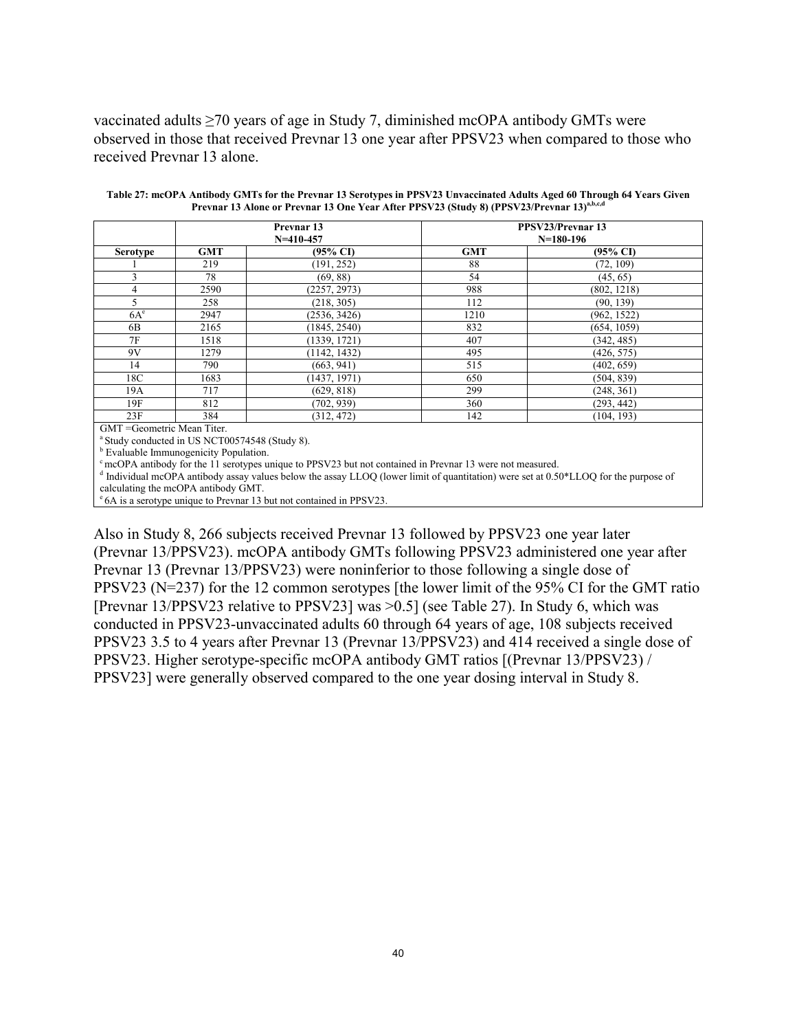vaccinated adults ≥70 years of age in Study 7, diminished mcOPA antibody GMTs were observed in those that received Prevnar 13 one year after PPSV23 when compared to those who received Prevnar 13 alone.

**Table 27: mcOPA Antibody GMTs for the Prevnar 13 Serotypes in PPSV23 Unvaccinated Adults Aged 60 Through 64 Years Given Prevnar 13 Alone or Prevnar 13 One Year After PPSV23 (Study 8) (PPSV23/Prevnar 13)[a,b,c,d]**

| | Prevnar 13 N=410-457 | | PPSV23/Prevnar 13 N=180-196 | |
|---|---|---|---|---|
| **Serotype** | **GMT** | **(95% CI)** | **GMT** | **(95% CI)** |
| 1 | 219 | (191, 252) | 88 | (72, 109) |
| 3 | 78 | (69, 88) | 54 | (45, 65) |
| 4 | 2590 | (2257, 2973) | 988 | (802, 1218) |
| 5 | 258 | (218, 305) | 112 | (90, 139) |
| 6A[e] | 2947 | (2536, 3426) | 1210 | (962, 1522) |
| 6B | 2165 | (1845, 2540) | 832 | (654, 1059) |
| 7F | 1518 | (1339, 1721) | 407 | (342, 485) |
| 9V | 1279 | (1142, 1432) | 495 | (426, 575) |
| 14 | 790 | (663, 941) | 515 | (402, 659) |
| 18C | 1683 | (1437, 1971) | 650 | (504, 839) |
| 19A | 717 | (629, 818) | 299 | (248, 361) |
| 19F | 812 | (702, 939) | 360 | (293, 442) |
| 23F | 384 | (312, 472) | 142 | (104, 193) |

GMT =Geometric Mean Titer.

[a] Study conducted in US NCT00574548 (Study 8).

[b] Evaluable Immunogenicity Population.

[c] mcOPA antibody for the 11 serotypes unique to PPSV23 but not contained in Prevnar 13 were not measured.

[d] Individual mcOPA antibody assay values below the assay LLOQ (lower limit of quantitation) were set at 0.50*LLOQ for the purpose of calculating the mcOPA antibody GMT.

[e] 6A is a serotype unique to Prevnar 13 but not contained in PPSV23.

Also in Study 8, 266 subjects received Prevnar 13 followed by PPSV23 one year later (Prevnar 13/PPSV23). mcOPA antibody GMTs following PPSV23 administered one year after Prevnar 13 (Prevnar 13/PPSV23) were noninferior to those following a single dose of PPSV23 (N=237) for the 12 common serotypes [the lower limit of the 95% CI for the GMT ratio [Prevnar 13/PPSV23 relative to PPSV23] was >0.5] (see Table 27). In Study 6, which was conducted in PPSV23-unvaccinated adults 60 through 64 years of age, 108 subjects received PPSV23 3.5 to 4 years after Prevnar 13 (Prevnar 13/PPSV23) and 414 received a single dose of PPSV23. Higher serotype-specific mcOPA antibody GMT ratios [(Prevnar 13/PPSV23) / PPSV23] were generally observed compared to the one year dosing interval in Study 8.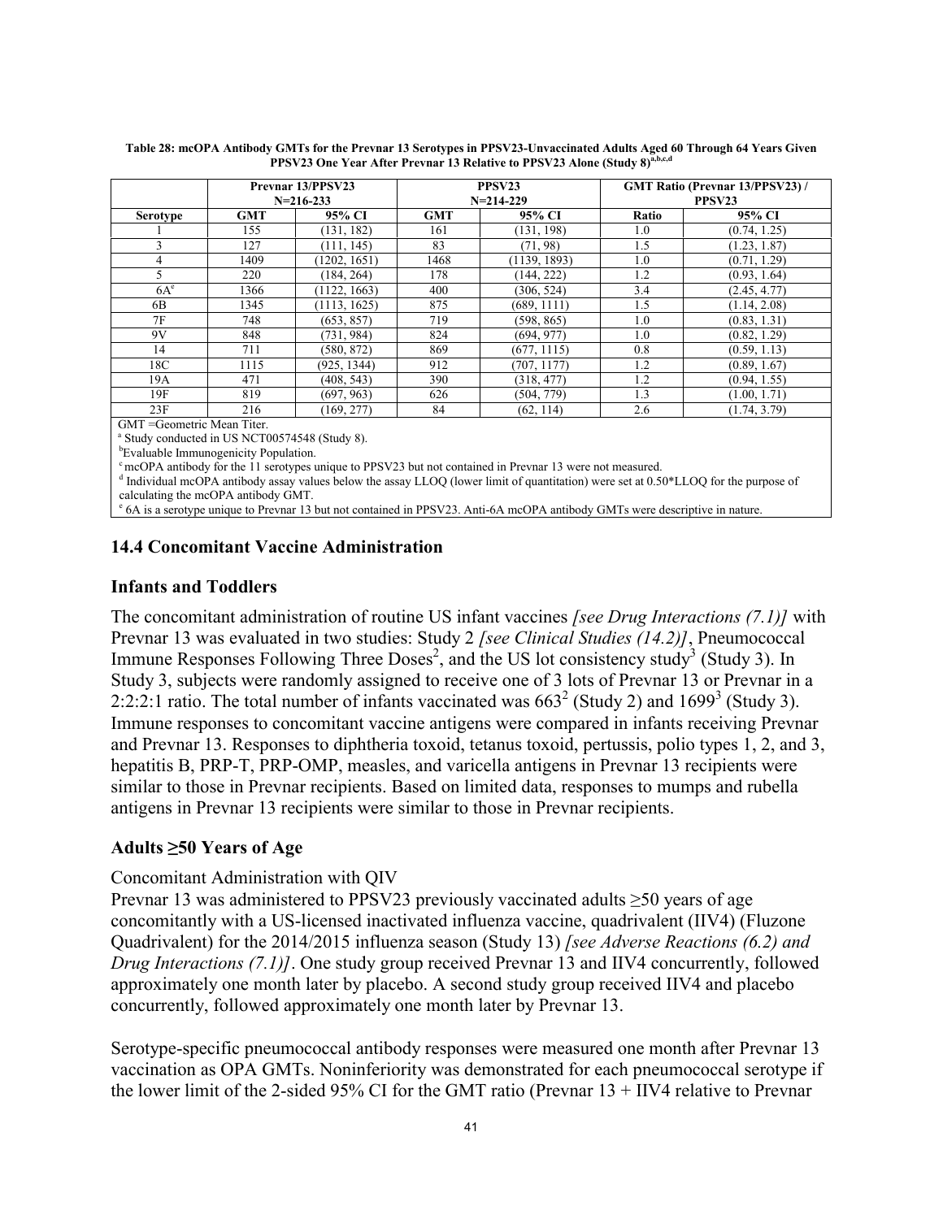**Table 28: mcOPA Antibody GMTs for the Prevnar 13 Serotypes in PPSV23-Unvaccinated Adults Aged 60 Through 64 Years Given PPSV23 One Year After Prevnar 13 Relative to PPSV23 Alone (Study 8)[a,b,c,d]**

| | Prevnar 13/PPSV23 N=216-233 | | PPSV23 N=214-229 | | GMT Ratio (Prevnar 13/PPSV23) / PPSV23 | |
|---|---|---|---|---|---|---|
| **Serotype** | **GMT** | **95% CI** | **GMT** | **95% CI** | **Ratio** | **95% CI** |
| 1 | 155 | (131, 182) | 161 | (131, 198) | 1.0 | (0.74, 1.25) |
| 3 | 127 | (111, 145) | 83 | (71, 98) | 1.5 | (1.23, 1.87) |
| 4 | 1409 | (1202, 1651) | 1468 | (1139, 1893) | 1.0 | (0.71, 1.29) |
| 5 | 220 | (184, 264) | 178 | (144, 222) | 1.2 | (0.93, 1.64) |
| 6A[e] | 1366 | (1122, 1663) | 400 | (306, 524) | 3.4 | (2.45, 4.77) |
| 6B | 1345 | (1113, 1625) | 875 | (689, 1111) | 1.5 | (1.14, 2.08) |
| 7F | 748 | (653, 857) | 719 | (598, 865) | 1.0 | (0.83, 1.31) |
| 9V | 848 | (731, 984) | 824 | (694, 977) | 1.0 | (0.82, 1.29) |
| 14 | 711 | (580, 872) | 869 | (677, 1115) | 0.8 | (0.59, 1.13) |
| 18C | 1115 | (925, 1344) | 912 | (707, 1177) | 1.2 | (0.89, 1.67) |
| 19A | 471 | (408, 543) | 390 | (318, 477) | 1.2 | (0.94, 1.55) |
| 19F | 819 | (697, 963) | 626 | (504, 779) | 1.3 | (1.00, 1.71) |
| 23F | 216 | (169, 277) | 84 | (62, 114) | 2.6 | (1.74, 3.79) |

GMT =Geometric Mean Titer.
[a] Study conducted in US NCT00574548 (Study 8).
[b] Evaluable Immunogenicity Population.
[c] mcOPA antibody for the 11 serotypes unique to PPSV23 but not contained in Prevnar 13 were not measured.
[d] Individual mcOPA antibody assay values below the assay LLOQ (lower limit of quantitation) were set at 0.50*LLOQ for the purpose of calculating the mcOPA antibody GMT.
[e] 6A is a serotype unique to Prevnar 13 but not contained in PPSV23. Anti-6A mcOPA antibody GMTs were descriptive in nature.

## 14.4 Concomitant Vaccine Administration

### Infants and Toddlers

The concomitant administration of routine US infant vaccines *[see Drug Interactions (7.1)]* with Prevnar 13 was evaluated in two studies: Study 2 *[see Clinical Studies (14.2)]*, Pneumococcal Immune Responses Following Three Doses[2], and the US lot consistency study[3] (Study 3). In Study 3, subjects were randomly assigned to receive one of 3 lots of Prevnar 13 or Prevnar in a 2:2:2:1 ratio. The total number of infants vaccinated was 663[2] (Study 2) and 1699[3] (Study 3). Immune responses to concomitant vaccine antigens were compared in infants receiving Prevnar and Prevnar 13. Responses to diphtheria toxoid, tetanus toxoid, pertussis, polio types 1, 2, and 3, hepatitis B, PRP-T, PRP-OMP, measles, and varicella antigens in Prevnar 13 recipients were similar to those in Prevnar recipients. Based on limited data, responses to mumps and rubella antigens in Prevnar 13 recipients were similar to those in Prevnar recipients.

### Adults ≥50 Years of Age

Concomitant Administration with QIV

Prevnar 13 was administered to PPSV23 previously vaccinated adults ≥50 years of age concomitantly with a US-licensed inactivated influenza vaccine, quadrivalent (IIV4) (Fluzone Quadrivalent) for the 2014/2015 influenza season (Study 13) *[see Adverse Reactions (6.2) and Drug Interactions (7.1)]*. One study group received Prevnar 13 and IIV4 concurrently, followed approximately one month later by placebo. A second study group received IIV4 and placebo concurrently, followed approximately one month later by Prevnar 13.

Serotype-specific pneumococcal antibody responses were measured one month after Prevnar 13 vaccination as OPA GMTs. Noninferiority was demonstrated for each pneumococcal serotype if the lower limit of the 2-sided 95% CI for the GMT ratio (Prevnar 13 + IIV4 relative to Prevnar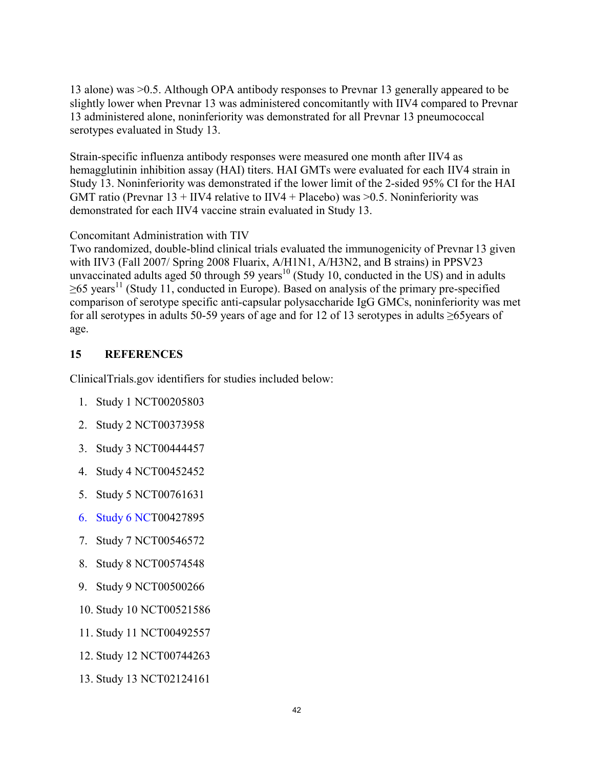13 alone) was >0.5. Although OPA antibody responses to Prevnar 13 generally appeared to be slightly lower when Prevnar 13 was administered concomitantly with IIV4 compared to Prevnar 13 administered alone, noninferiority was demonstrated for all Prevnar 13 pneumococcal serotypes evaluated in Study 13.

Strain-specific influenza antibody responses were measured one month after IIV4 as hemagglutinin inhibition assay (HAI) titers. HAI GMTs were evaluated for each IIV4 strain in Study 13. Noninferiority was demonstrated if the lower limit of the 2-sided 95% CI for the HAI GMT ratio (Prevnar 13 + IIV4 relative to IIV4 + Placebo) was >0.5. Noninferiority was demonstrated for each IIV4 vaccine strain evaluated in Study 13.

Concomitant Administration with TIV

Two randomized, double-blind clinical trials evaluated the immunogenicity of Prevnar 13 given with IIV3 (Fall 2007/ Spring 2008 Fluarix, A/H1N1, A/H3N2, and B strains) in PPSV23 unvaccinated adults aged 50 through 59 years[10] (Study 10, conducted in the US) and in adults ≥65 years[11] (Study 11, conducted in Europe). Based on analysis of the primary pre-specified comparison of serotype specific anti-capsular polysaccharide IgG GMCs, noninferiority was met for all serotypes in adults 50-59 years of age and for 12 of 13 serotypes in adults ≥65years of age.

## 15 REFERENCES

ClinicalTrials.gov identifiers for studies included below:

1. Study 1 NCT00205803
2. Study 2 NCT00373958
3. Study 3 NCT00444457
4. Study 4 NCT00452452
5. Study 5 NCT00761631
6. Study 6 NCT00427895
7. Study 7 NCT00546572
8. Study 8 NCT00574548
9. Study 9 NCT00500266
10. Study 10 NCT00521586
11. Study 11 NCT00492557
12. Study 12 NCT00744263
13. Study 13 NCT02124161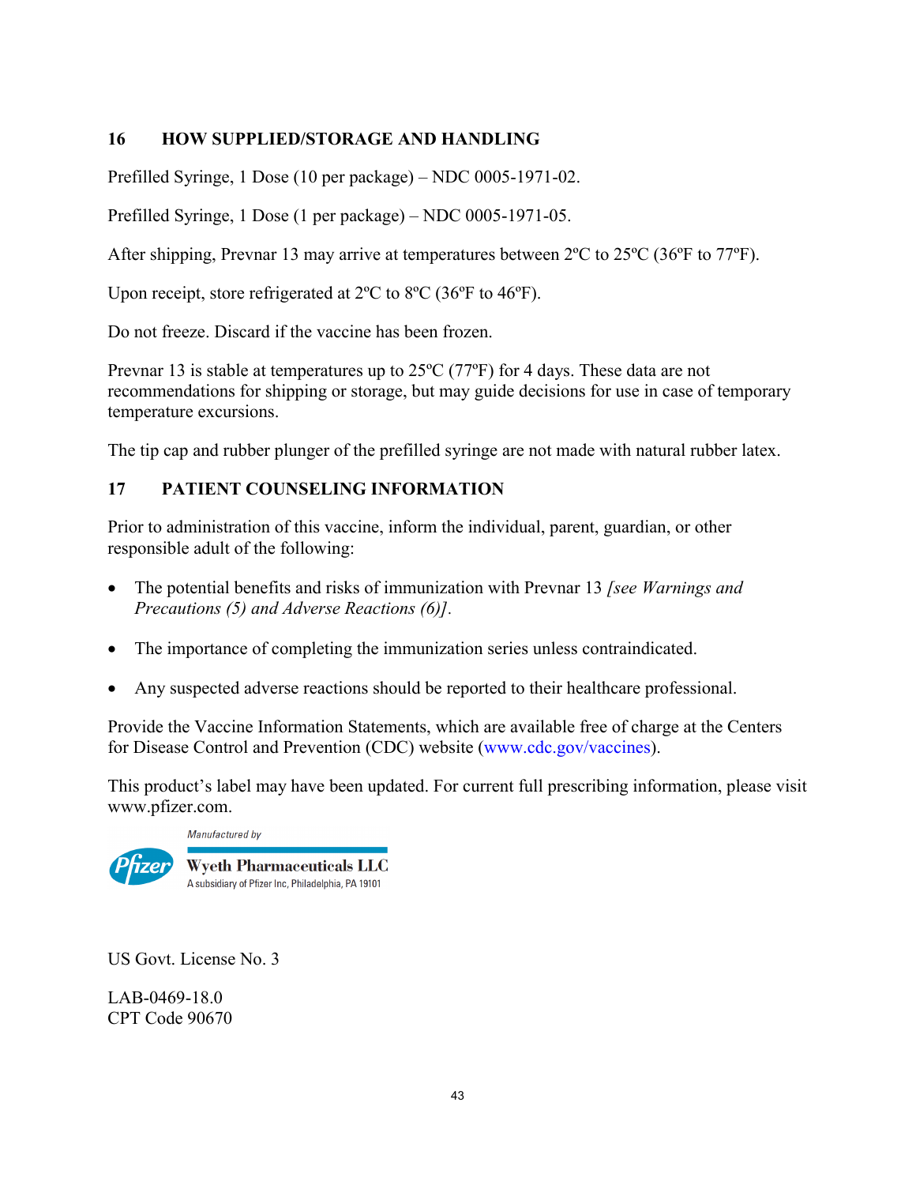## 16 HOW SUPPLIED/STORAGE AND HANDLING

Prefilled Syringe, 1 Dose (10 per package) – NDC 0005-1971-02.

Prefilled Syringe, 1 Dose (1 per package) – NDC 0005-1971-05.

After shipping, Prevnar 13 may arrive at temperatures between 2ºC to 25ºC (36ºF to 77ºF).

Upon receipt, store refrigerated at 2ºC to 8ºC (36ºF to 46ºF).

Do not freeze. Discard if the vaccine has been frozen.

Prevnar 13 is stable at temperatures up to 25ºC (77ºF) for 4 days. These data are not recommendations for shipping or storage, but may guide decisions for use in case of temporary temperature excursions.

The tip cap and rubber plunger of the prefilled syringe are not made with natural rubber latex.

## 17 PATIENT COUNSELING INFORMATION

Prior to administration of this vaccine, inform the individual, parent, guardian, or other responsible adult of the following:

- The potential benefits and risks of immunization with Prevnar 13 *[see Warnings and Precautions (5) and Adverse Reactions (6)]*.
- The importance of completing the immunization series unless contraindicated.
- Any suspected adverse reactions should be reported to their healthcare professional.

Provide the Vaccine Information Statements, which are available free of charge at the Centers for Disease Control and Prevention (CDC) website (www.cdc.gov/vaccines).

This product's label may have been updated. For current full prescribing information, please visit www.pfizer.com.

*Manufactured by*

Pfizer

**Wyeth Pharmaceuticals LLC**
A subsidiary of Pfizer Inc, Philadelphia, PA 19101

US Govt. License No. 3

LAB-0469-18.0
CPT Code 90670